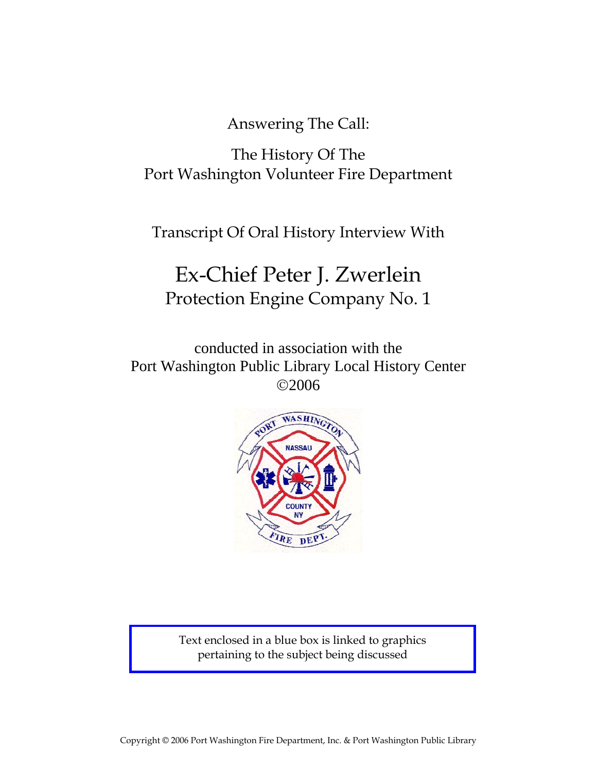Answering The Call:

The History Of The
Port Washington Volunteer Fire Department

Transcript Of Oral History Interview With

# Ex-Chief Peter J. Zwerlein

## Protection Engine Company No. 1

conducted in association with the
Port Washington Public Library Local History Center
©2006

Text enclosed in a blue box is linked to graphics pertaining to the subject being discussed

Copyright © 2006 Port Washington Fire Department, Inc. & Port Washington Public Library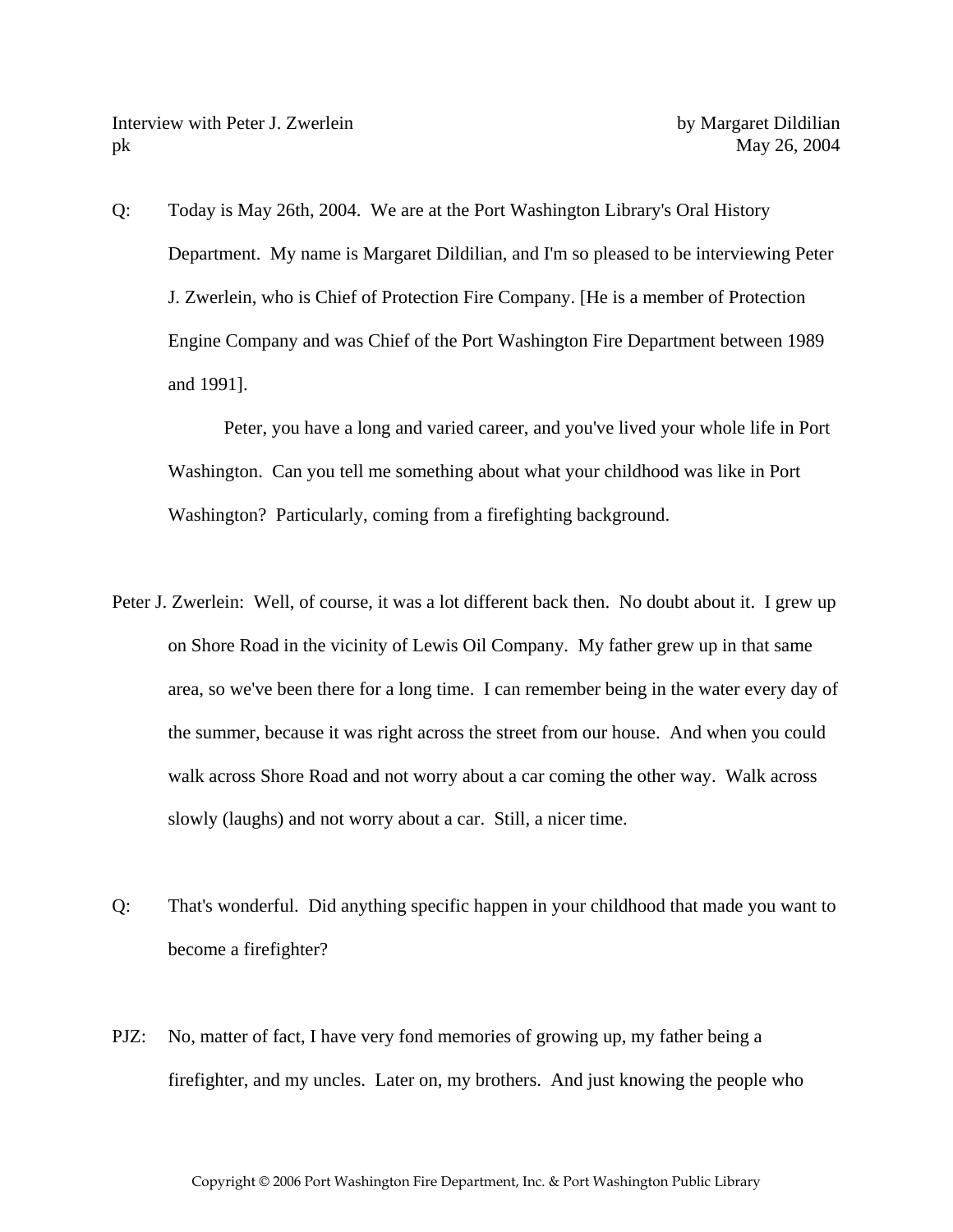Interview with Peter J. Zwerlein by Margaret Dildilian
pk May 26, 2004

Q: Today is May 26th, 2004. We are at the Port Washington Library's Oral History Department. My name is Margaret Dildilian, and I'm so pleased to be interviewing Peter J. Zwerlein, who is Chief of Protection Fire Company. [He is a member of Protection Engine Company and was Chief of the Port Washington Fire Department between 1989 and 1991].

Peter, you have a long and varied career, and you've lived your whole life in Port Washington. Can you tell me something about what your childhood was like in Port Washington? Particularly, coming from a firefighting background.

Peter J. Zwerlein: Well, of course, it was a lot different back then. No doubt about it. I grew up on Shore Road in the vicinity of Lewis Oil Company. My father grew up in that same area, so we've been there for a long time. I can remember being in the water every day of the summer, because it was right across the street from our house. And when you could walk across Shore Road and not worry about a car coming the other way. Walk across slowly (laughs) and not worry about a car. Still, a nicer time.

Q: That's wonderful. Did anything specific happen in your childhood that made you want to become a firefighter?

PJZ: No, matter of fact, I have very fond memories of growing up, my father being a firefighter, and my uncles. Later on, my brothers. And just knowing the people who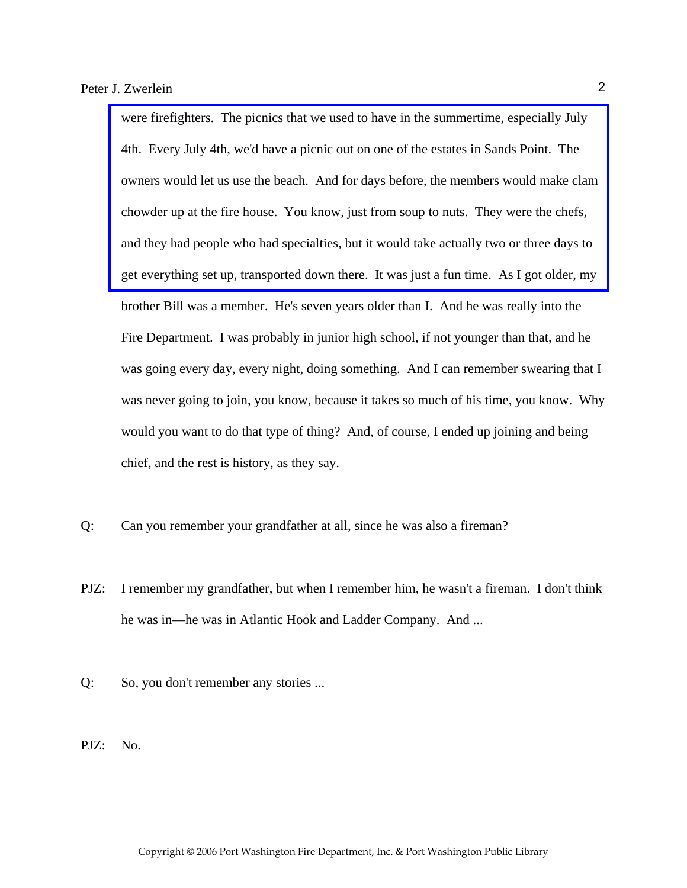were firefighters. The picnics that we used to have in the summertime, especially July 4th. Every July 4th, we'd have a picnic out on one of the estates in Sands Point. The owners would let us use the beach. And for days before, the members would make clam chowder up at the fire house. You know, just from soup to nuts. They were the chefs, and they had people who had specialties, but it would take actually two or three days to get everything set up, transported down there. It was just a fun time. As I got older, my brother Bill was a member. He's seven years older than I. And he was really into the Fire Department. I was probably in junior high school, if not younger than that, and he was going every day, every night, doing something. And I can remember swearing that I was never going to join, you know, because it takes so much of his time, you know. Why would you want to do that type of thing? And, of course, I ended up joining and being chief, and the rest is history, as they say.

Q: Can you remember your grandfather at all, since he was also a fireman?

PJZ: I remember my grandfather, but when I remember him, he wasn't a fireman. I don't think he was in—he was in Atlantic Hook and Ladder Company. And ...

Q: So, you don't remember any stories ...

PJZ: No.

Copyright © 2006 Port Washington Fire Department, Inc. & Port Washington Public Library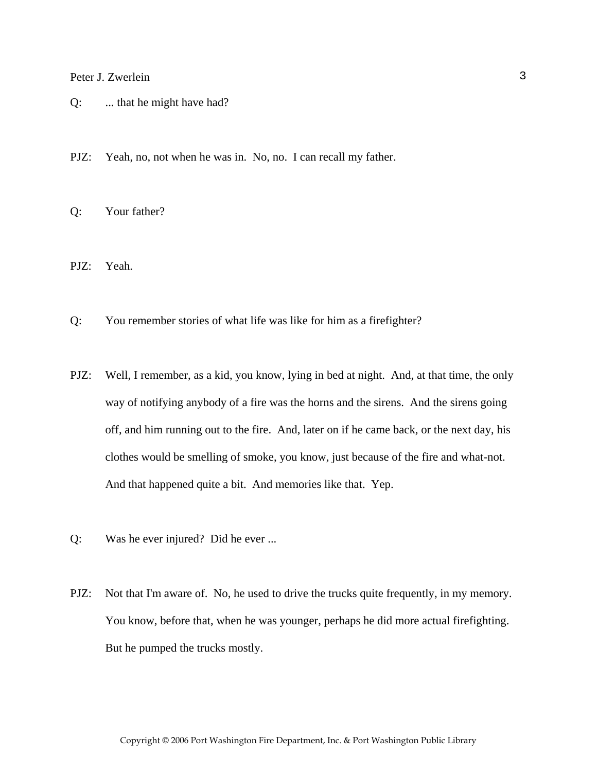Q: ... that he might have had?

PJZ: Yeah, no, not when he was in. No, no. I can recall my father.

Q: Your father?

PJZ: Yeah.

Q: You remember stories of what life was like for him as a firefighter?

PJZ: Well, I remember, as a kid, you know, lying in bed at night. And, at that time, the only way of notifying anybody of a fire was the horns and the sirens. And the sirens going off, and him running out to the fire. And, later on if he came back, or the next day, his clothes would be smelling of smoke, you know, just because of the fire and what-not. And that happened quite a bit. And memories like that. Yep.

Q: Was he ever injured? Did he ever ...

PJZ: Not that I'm aware of. No, he used to drive the trucks quite frequently, in my memory. You know, before that, when he was younger, perhaps he did more actual firefighting. But he pumped the trucks mostly.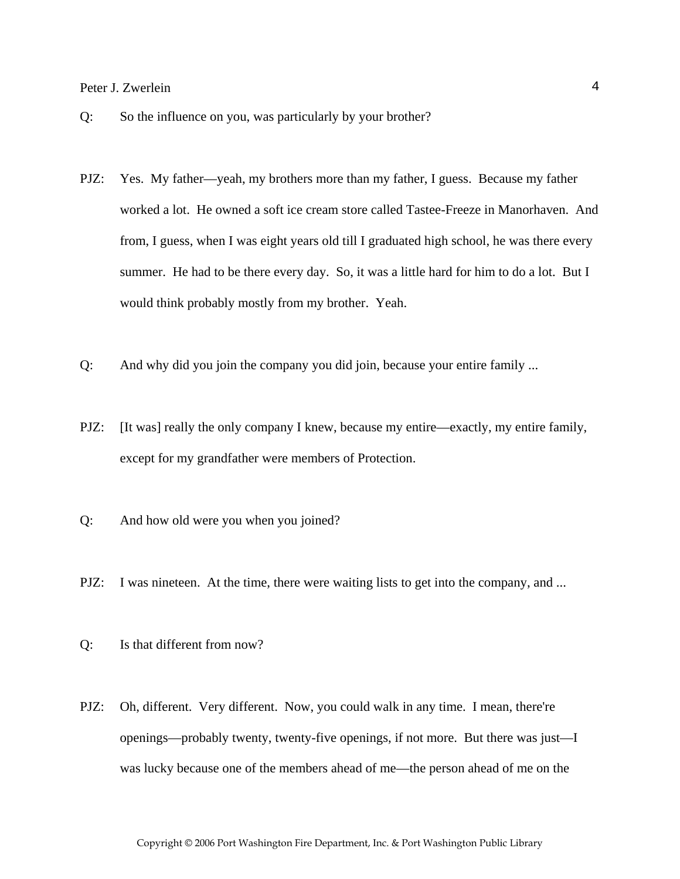Q: So the influence on you, was particularly by your brother?

PJZ: Yes. My father—yeah, my brothers more than my father, I guess. Because my father worked a lot. He owned a soft ice cream store called Tastee-Freeze in Manorhaven. And from, I guess, when I was eight years old till I graduated high school, he was there every summer. He had to be there every day. So, it was a little hard for him to do a lot. But I would think probably mostly from my brother. Yeah.

Q: And why did you join the company you did join, because your entire family ...

PJZ: [It was] really the only company I knew, because my entire—exactly, my entire family, except for my grandfather were members of Protection.

Q: And how old were you when you joined?

PJZ: I was nineteen. At the time, there were waiting lists to get into the company, and ...

Q: Is that different from now?

PJZ: Oh, different. Very different. Now, you could walk in any time. I mean, there're openings—probably twenty, twenty-five openings, if not more. But there was just—I was lucky because one of the members ahead of me—the person ahead of me on the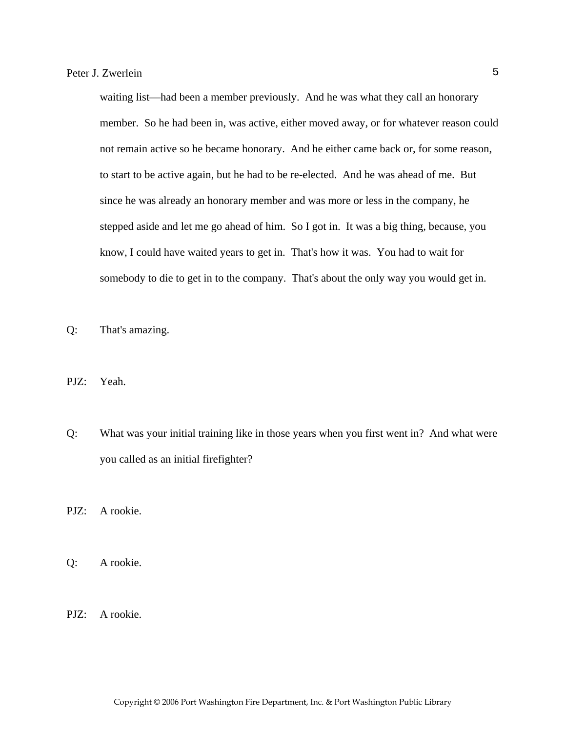waiting list—had been a member previously. And he was what they call an honorary member. So he had been in, was active, either moved away, or for whatever reason could not remain active so he became honorary. And he either came back or, for some reason, to start to be active again, but he had to be re-elected. And he was ahead of me. But since he was already an honorary member and was more or less in the company, he stepped aside and let me go ahead of him. So I got in. It was a big thing, because, you know, I could have waited years to get in. That's how it was. You had to wait for somebody to die to get in to the company. That's about the only way you would get in.

Q: That's amazing.

PJZ: Yeah.

Q: What was your initial training like in those years when you first went in? And what were you called as an initial firefighter?

PJZ: A rookie.

Q: A rookie.

PJZ: A rookie.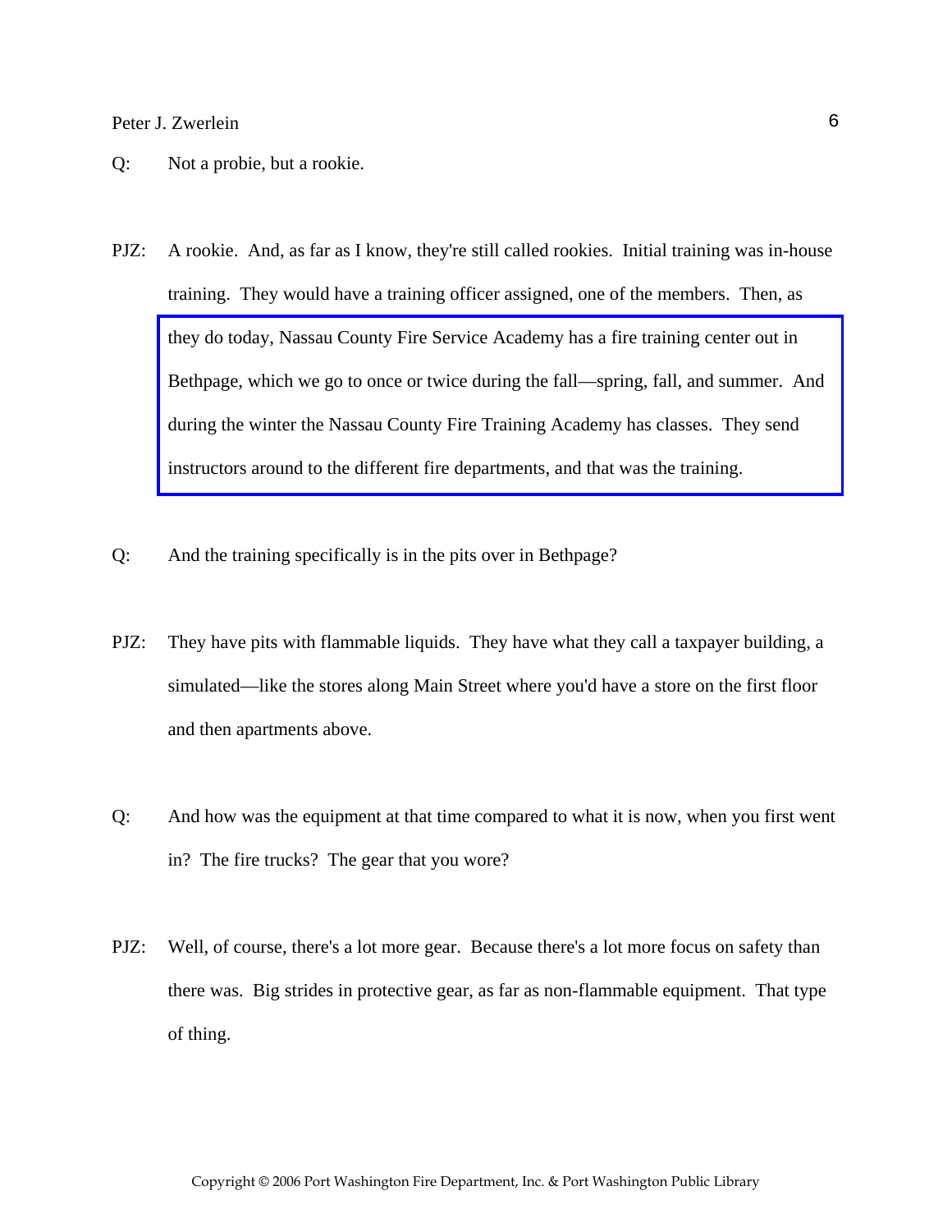Q: Not a probie, but a rookie.

PJZ: A rookie. And, as far as I know, they're still called rookies. Initial training was in-house training. They would have a training officer assigned, one of the members. Then, as they do today, Nassau County Fire Service Academy has a fire training center out in Bethpage, which we go to once or twice during the fall—spring, fall, and summer. And during the winter the Nassau County Fire Training Academy has classes. They send instructors around to the different fire departments, and that was the training.

Q: And the training specifically is in the pits over in Bethpage?

PJZ: They have pits with flammable liquids. They have what they call a taxpayer building, a simulated—like the stores along Main Street where you'd have a store on the first floor and then apartments above.

Q: And how was the equipment at that time compared to what it is now, when you first went in? The fire trucks? The gear that you wore?

PJZ: Well, of course, there's a lot more gear. Because there's a lot more focus on safety than there was. Big strides in protective gear, as far as non-flammable equipment. That type of thing.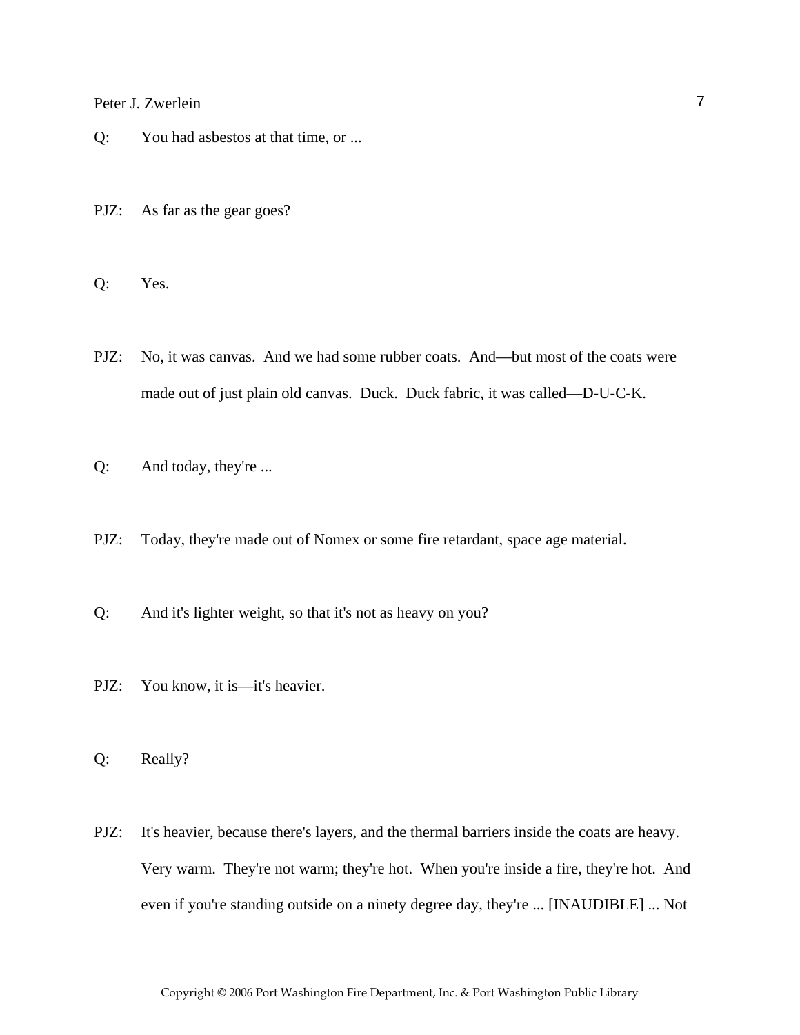Q: You had asbestos at that time, or ...

PJZ: As far as the gear goes?

Q: Yes.

PJZ: No, it was canvas. And we had some rubber coats. And—but most of the coats were made out of just plain old canvas. Duck. Duck fabric, it was called—D-U-C-K.

Q: And today, they're ...

PJZ: Today, they're made out of Nomex or some fire retardant, space age material.

Q: And it's lighter weight, so that it's not as heavy on you?

PJZ: You know, it is—it's heavier.

Q: Really?

PJZ: It's heavier, because there's layers, and the thermal barriers inside the coats are heavy. Very warm. They're not warm; they're hot. When you're inside a fire, they're hot. And even if you're standing outside on a ninety degree day, they're ... [INAUDIBLE] ... Not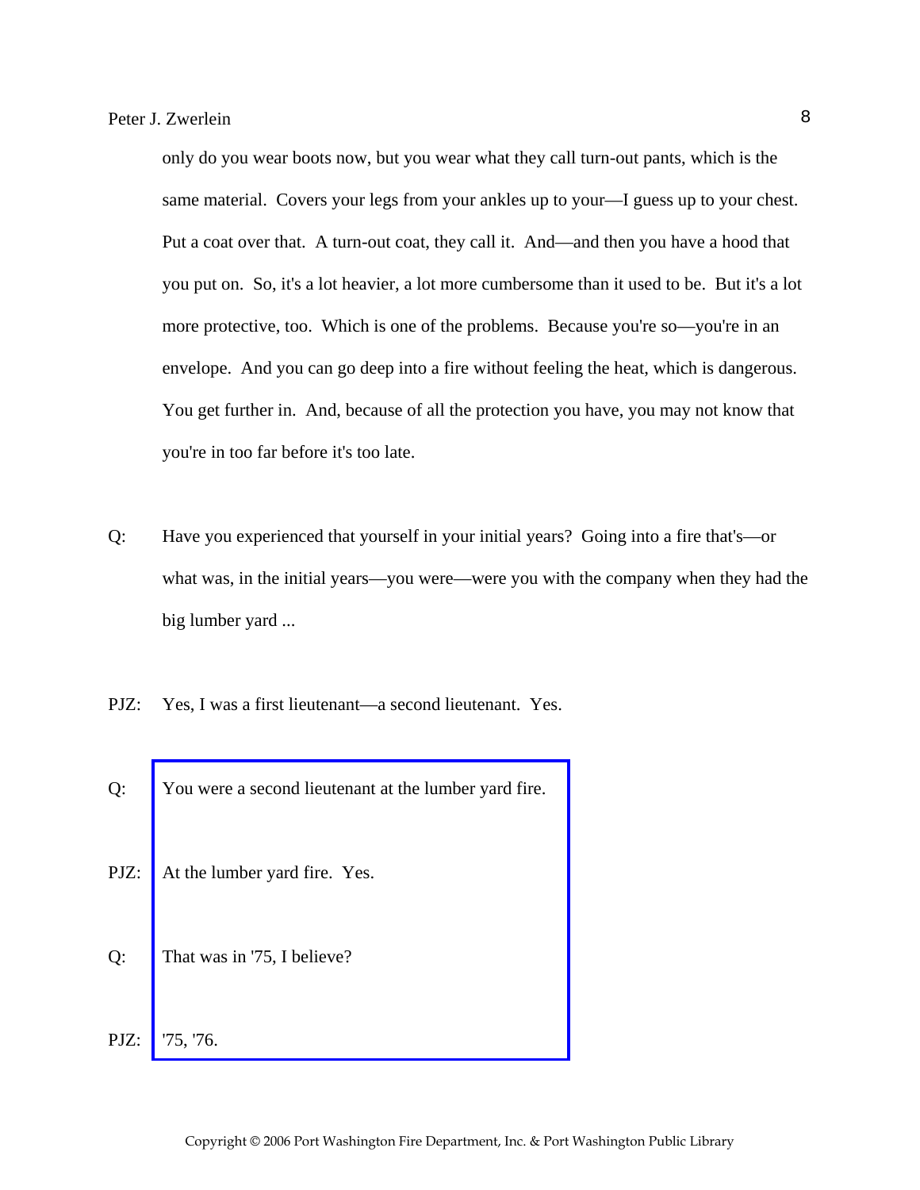only do you wear boots now, but you wear what they call turn-out pants, which is the same material. Covers your legs from your ankles up to your—I guess up to your chest. Put a coat over that. A turn-out coat, they call it. And—and then you have a hood that you put on. So, it's a lot heavier, a lot more cumbersome than it used to be. But it's a lot more protective, too. Which is one of the problems. Because you're so—you're in an envelope. And you can go deep into a fire without feeling the heat, which is dangerous. You get further in. And, because of all the protection you have, you may not know that you're in too far before it's too late.

Q: Have you experienced that yourself in your initial years? Going into a fire that's—or what was, in the initial years—you were—were you with the company when they had the big lumber yard ...

PJZ: Yes, I was a first lieutenant—a second lieutenant. Yes.

Q: You were a second lieutenant at the lumber yard fire.

PJZ: At the lumber yard fire. Yes.

Q: That was in '75, I believe?

PJZ: '75, '76.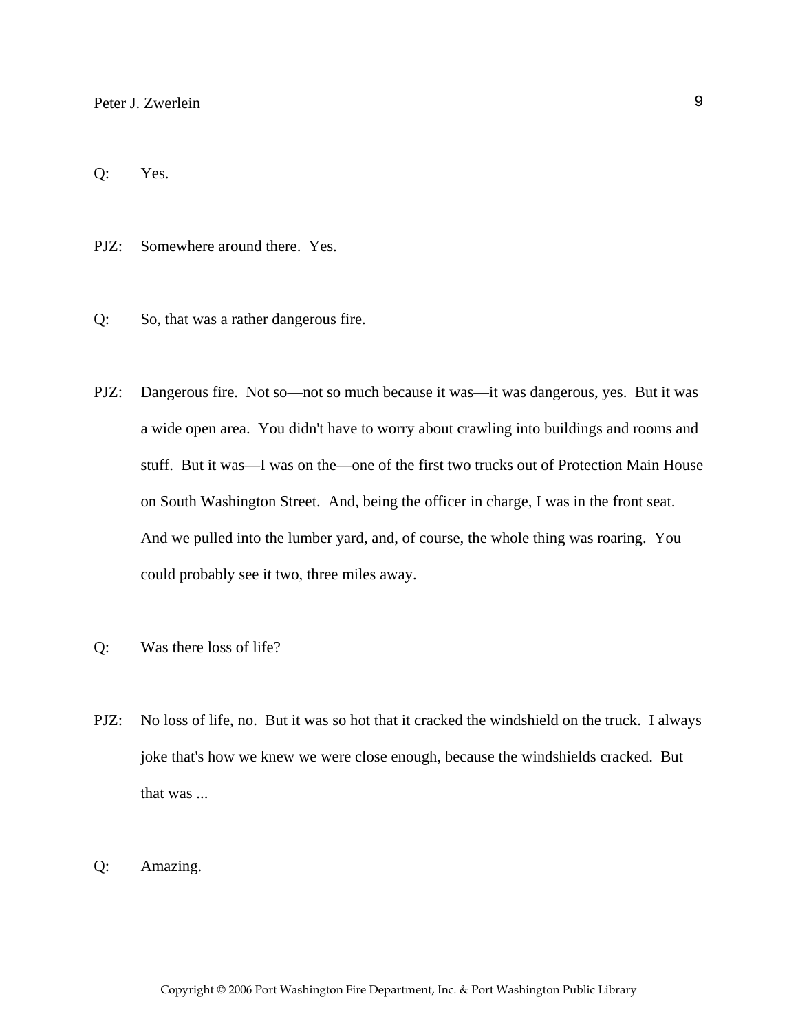Q: Yes.

PJZ: Somewhere around there. Yes.

Q: So, that was a rather dangerous fire.

PJZ: Dangerous fire. Not so—not so much because it was—it was dangerous, yes. But it was a wide open area. You didn't have to worry about crawling into buildings and rooms and stuff. But it was—I was on the—one of the first two trucks out of Protection Main House on South Washington Street. And, being the officer in charge, I was in the front seat. And we pulled into the lumber yard, and, of course, the whole thing was roaring. You could probably see it two, three miles away.

Q: Was there loss of life?

PJZ: No loss of life, no. But it was so hot that it cracked the windshield on the truck. I always joke that's how we knew we were close enough, because the windshields cracked. But that was ...

Q: Amazing.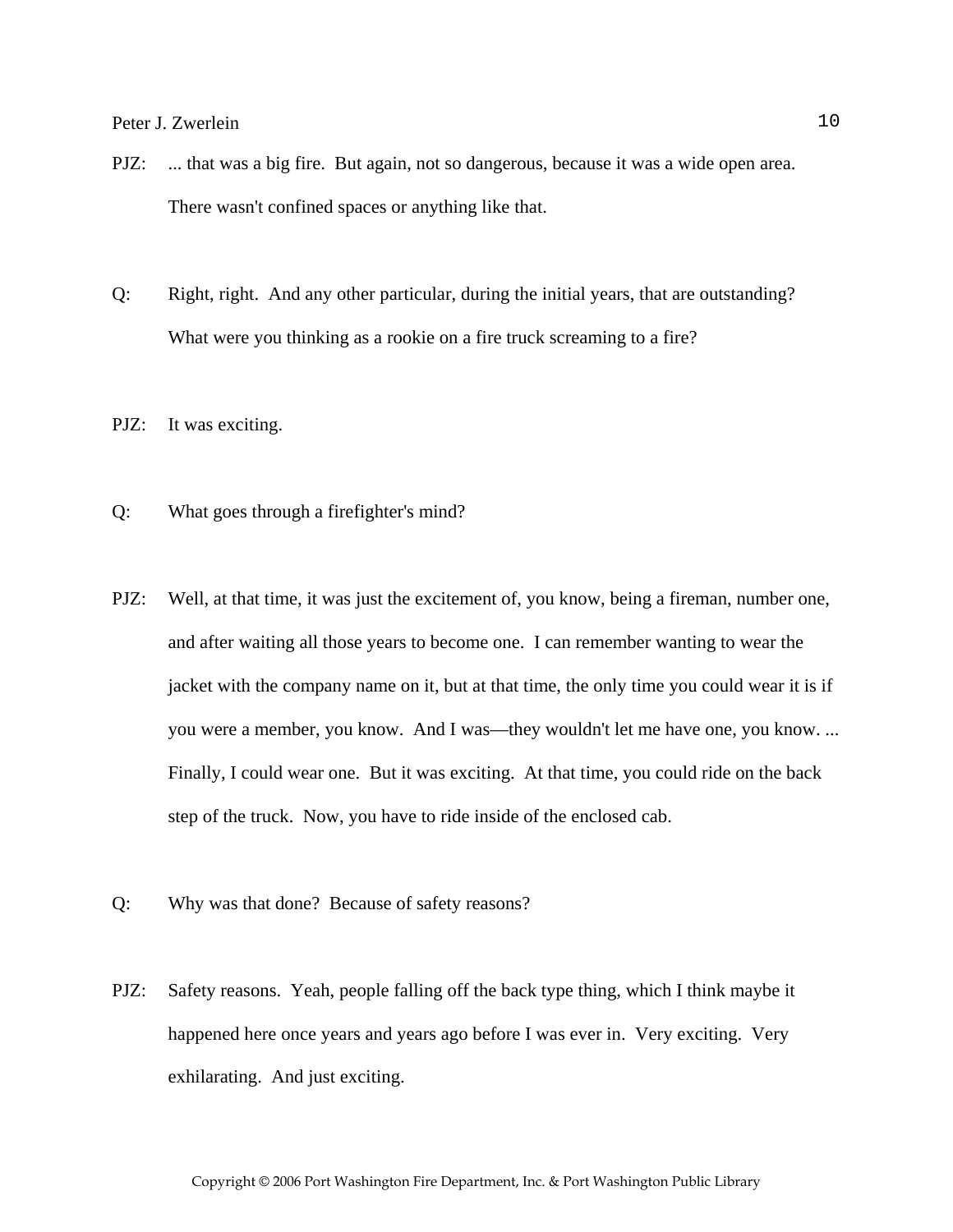PJZ: ... that was a big fire. But again, not so dangerous, because it was a wide open area. There wasn't confined spaces or anything like that.

Q: Right, right. And any other particular, during the initial years, that are outstanding? What were you thinking as a rookie on a fire truck screaming to a fire?

PJZ: It was exciting.

Q: What goes through a firefighter's mind?

PJZ: Well, at that time, it was just the excitement of, you know, being a fireman, number one, and after waiting all those years to become one. I can remember wanting to wear the jacket with the company name on it, but at that time, the only time you could wear it is if you were a member, you know. And I was—they wouldn't let me have one, you know. ... Finally, I could wear one. But it was exciting. At that time, you could ride on the back step of the truck. Now, you have to ride inside of the enclosed cab.

Q: Why was that done? Because of safety reasons?

PJZ: Safety reasons. Yeah, people falling off the back type thing, which I think maybe it happened here once years and years ago before I was ever in. Very exciting. Very exhilarating. And just exciting.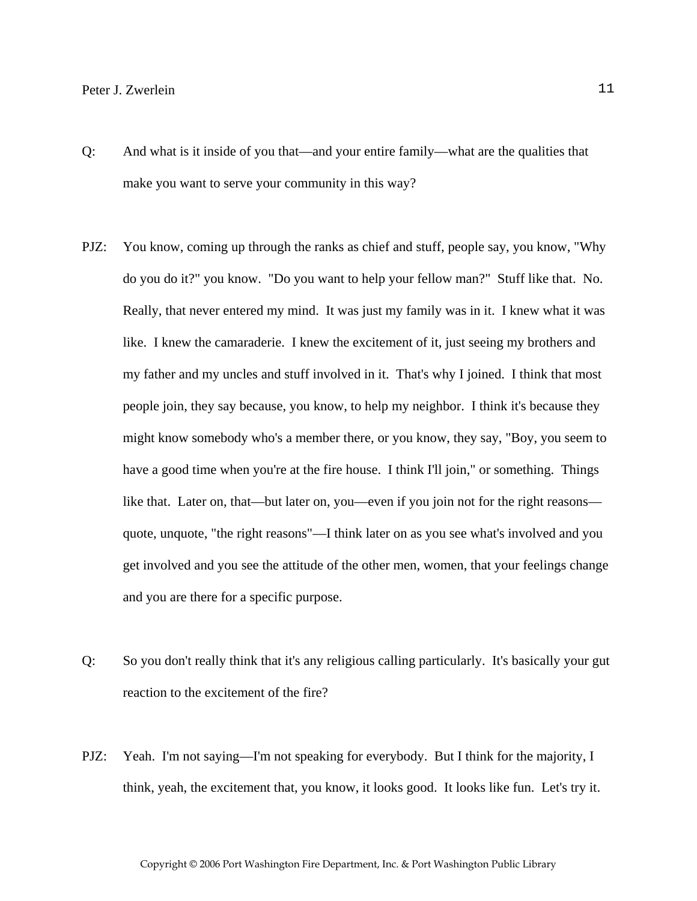Q: And what is it inside of you that—and your entire family—what are the qualities that make you want to serve your community in this way?

PJZ: You know, coming up through the ranks as chief and stuff, people say, you know, "Why do you do it?" you know. "Do you want to help your fellow man?" Stuff like that. No. Really, that never entered my mind. It was just my family was in it. I knew what it was like. I knew the camaraderie. I knew the excitement of it, just seeing my brothers and my father and my uncles and stuff involved in it. That's why I joined. I think that most people join, they say because, you know, to help my neighbor. I think it's because they might know somebody who's a member there, or you know, they say, "Boy, you seem to have a good time when you're at the fire house. I think I'll join," or something. Things like that. Later on, that—but later on, you—even if you join not for the right reasons—quote, unquote, "the right reasons"—I think later on as you see what's involved and you get involved and you see the attitude of the other men, women, that your feelings change and you are there for a specific purpose.

Q: So you don't really think that it's any religious calling particularly. It's basically your gut reaction to the excitement of the fire?

PJZ: Yeah. I'm not saying—I'm not speaking for everybody. But I think for the majority, I think, yeah, the excitement that, you know, it looks good. It looks like fun. Let's try it.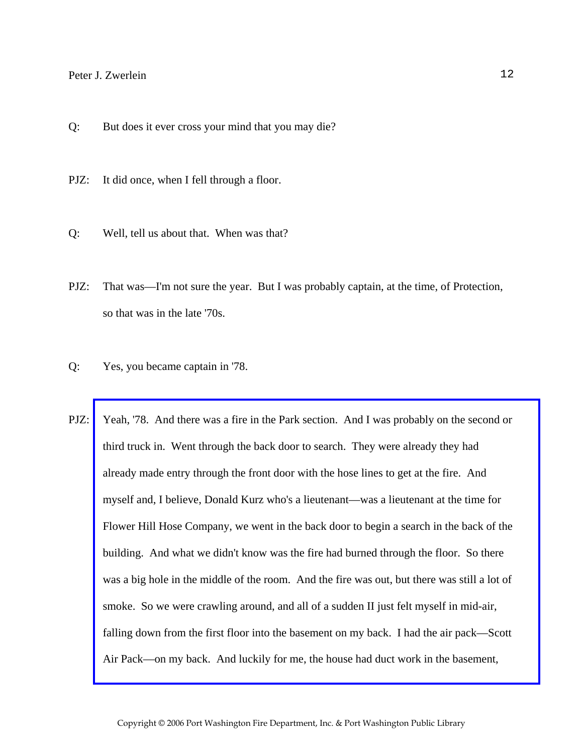Q: But does it ever cross your mind that you may die?

PJZ: It did once, when I fell through a floor.

Q: Well, tell us about that. When was that?

PJZ: That was—I'm not sure the year. But I was probably captain, at the time, of Protection, so that was in the late '70s.

Q: Yes, you became captain in '78.

PJZ: Yeah, '78. And there was a fire in the Park section. And I was probably on the second or third truck in. Went through the back door to search. They were already they had already made entry through the front door with the hose lines to get at the fire. And myself and, I believe, Donald Kurz who's a lieutenant—was a lieutenant at the time for Flower Hill Hose Company, we went in the back door to begin a search in the back of the building. And what we didn't know was the fire had burned through the floor. So there was a big hole in the middle of the room. And the fire was out, but there was still a lot of smoke. So we were crawling around, and all of a sudden II just felt myself in mid-air, falling down from the first floor into the basement on my back. I had the air pack—Scott Air Pack—on my back. And luckily for me, the house had duct work in the basement,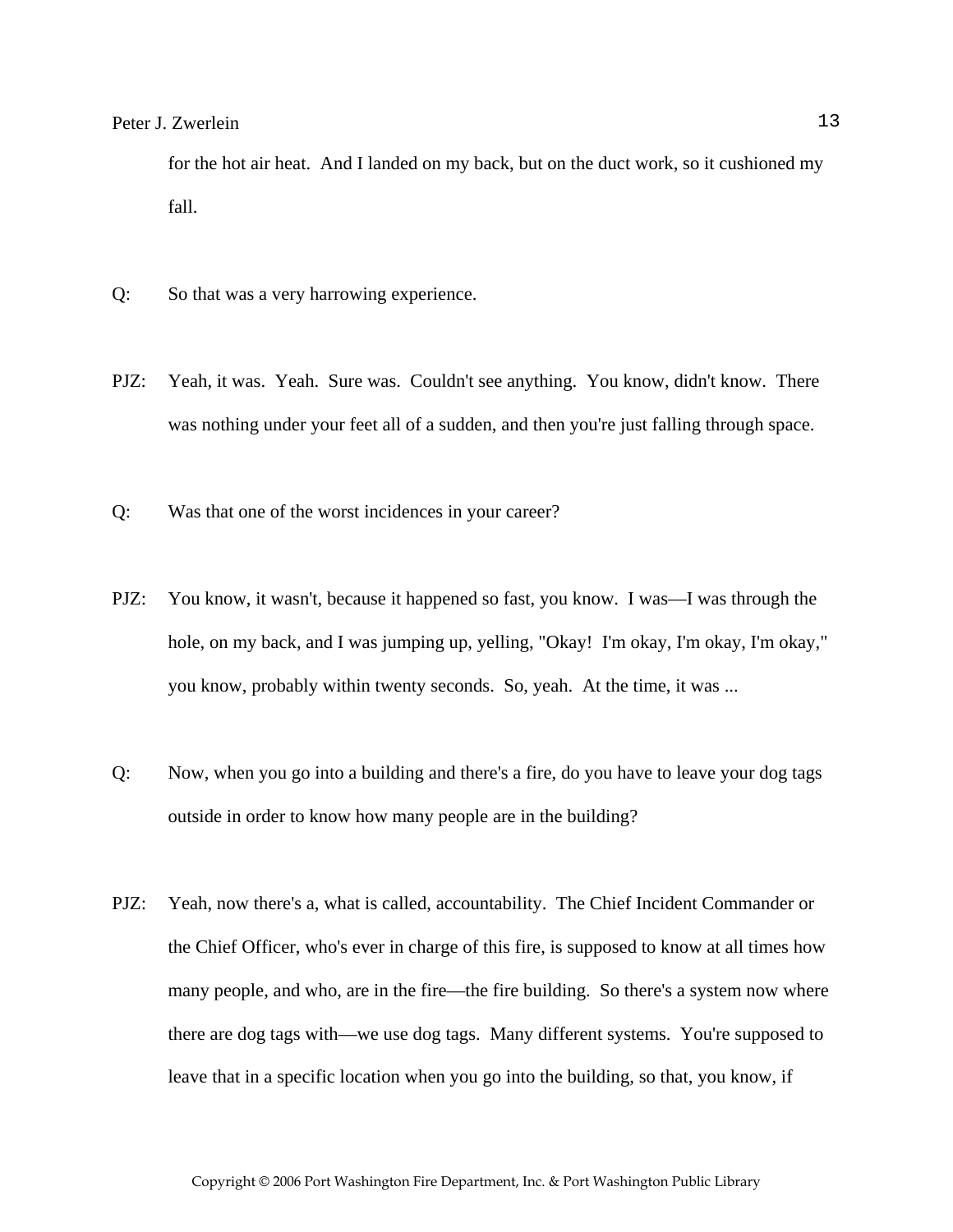for the hot air heat. And I landed on my back, but on the duct work, so it cushioned my fall.

Q: So that was a very harrowing experience.

PJZ: Yeah, it was. Yeah. Sure was. Couldn't see anything. You know, didn't know. There was nothing under your feet all of a sudden, and then you're just falling through space.

Q: Was that one of the worst incidences in your career?

PJZ: You know, it wasn't, because it happened so fast, you know. I was—I was through the hole, on my back, and I was jumping up, yelling, "Okay! I'm okay, I'm okay, I'm okay," you know, probably within twenty seconds. So, yeah. At the time, it was ...

Q: Now, when you go into a building and there's a fire, do you have to leave your dog tags outside in order to know how many people are in the building?

PJZ: Yeah, now there's a, what is called, accountability. The Chief Incident Commander or the Chief Officer, who's ever in charge of this fire, is supposed to know at all times how many people, and who, are in the fire—the fire building. So there's a system now where there are dog tags with—we use dog tags. Many different systems. You're supposed to leave that in a specific location when you go into the building, so that, you know, if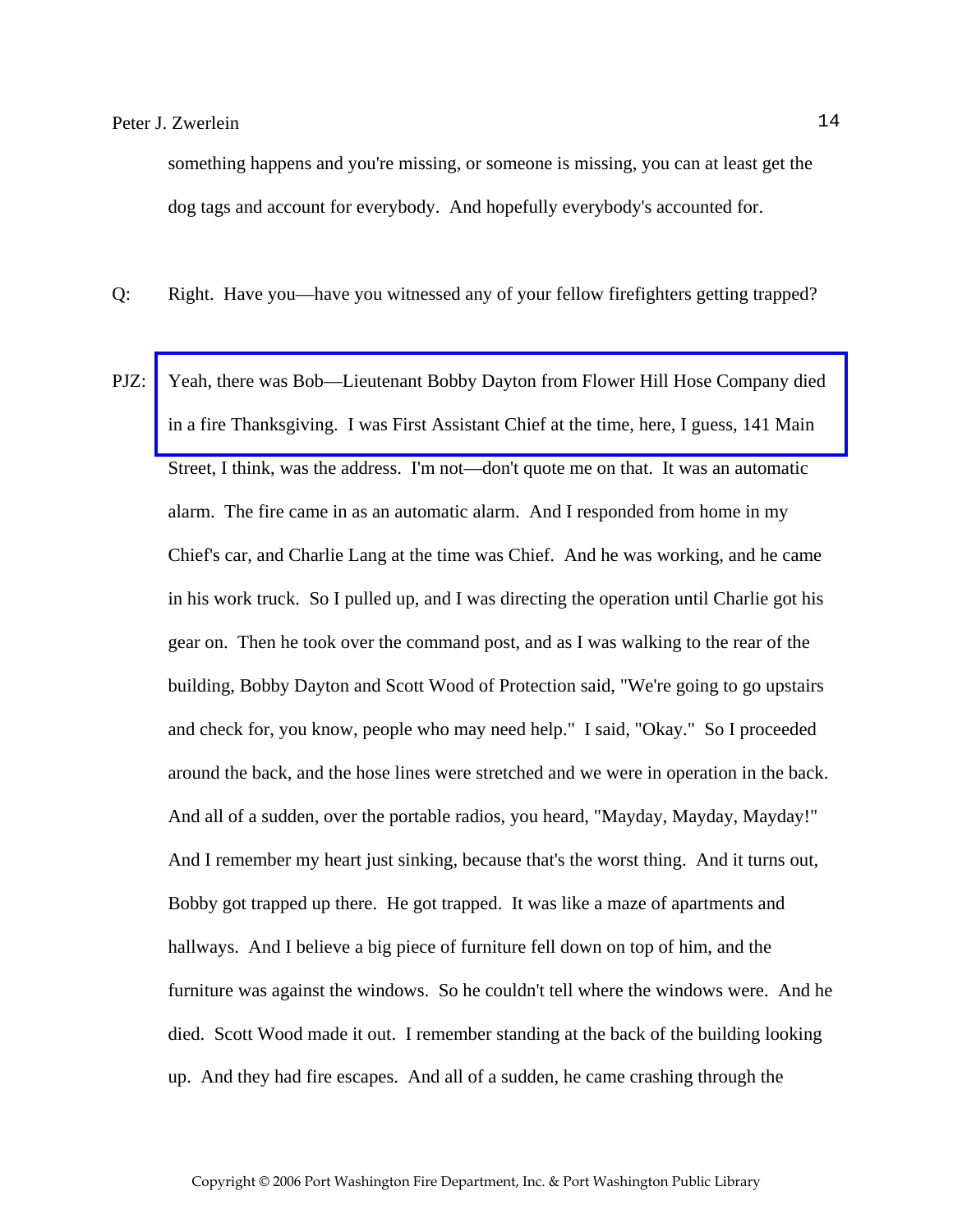something happens and you're missing, or someone is missing, you can at least get the dog tags and account for everybody. And hopefully everybody's accounted for.

Q: Right. Have you—have you witnessed any of your fellow firefighters getting trapped?

PJZ: Yeah, there was Bob—Lieutenant Bobby Dayton from Flower Hill Hose Company died in a fire Thanksgiving. I was First Assistant Chief at the time, here, I guess, 141 Main Street, I think, was the address. I'm not—don't quote me on that. It was an automatic alarm. The fire came in as an automatic alarm. And I responded from home in my Chief's car, and Charlie Lang at the time was Chief. And he was working, and he came in his work truck. So I pulled up, and I was directing the operation until Charlie got his gear on. Then he took over the command post, and as I was walking to the rear of the building, Bobby Dayton and Scott Wood of Protection said, "We're going to go upstairs and check for, you know, people who may need help." I said, "Okay." So I proceeded around the back, and the hose lines were stretched and we were in operation in the back. And all of a sudden, over the portable radios, you heard, "Mayday, Mayday, Mayday!" And I remember my heart just sinking, because that's the worst thing. And it turns out, Bobby got trapped up there. He got trapped. It was like a maze of apartments and hallways. And I believe a big piece of furniture fell down on top of him, and the furniture was against the windows. So he couldn't tell where the windows were. And he died. Scott Wood made it out. I remember standing at the back of the building looking up. And they had fire escapes. And all of a sudden, he came crashing through the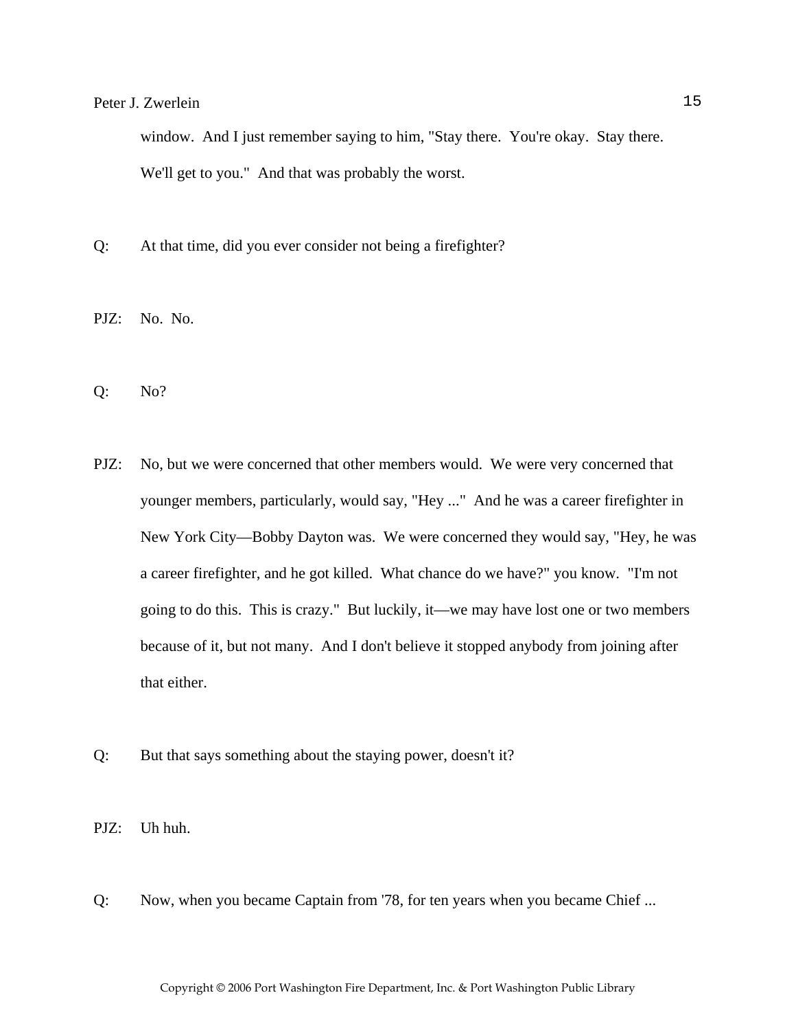window. And I just remember saying to him, "Stay there. You're okay. Stay there. We'll get to you." And that was probably the worst.

Q: At that time, did you ever consider not being a firefighter?

PJZ: No. No.

Q: No?

PJZ: No, but we were concerned that other members would. We were very concerned that younger members, particularly, would say, "Hey ..." And he was a career firefighter in New York City—Bobby Dayton was. We were concerned they would say, "Hey, he was a career firefighter, and he got killed. What chance do we have?" you know. "I'm not going to do this. This is crazy." But luckily, it—we may have lost one or two members because of it, but not many. And I don't believe it stopped anybody from joining after that either.

Q: But that says something about the staying power, doesn't it?

PJZ: Uh huh.

Q: Now, when you became Captain from '78, for ten years when you became Chief ...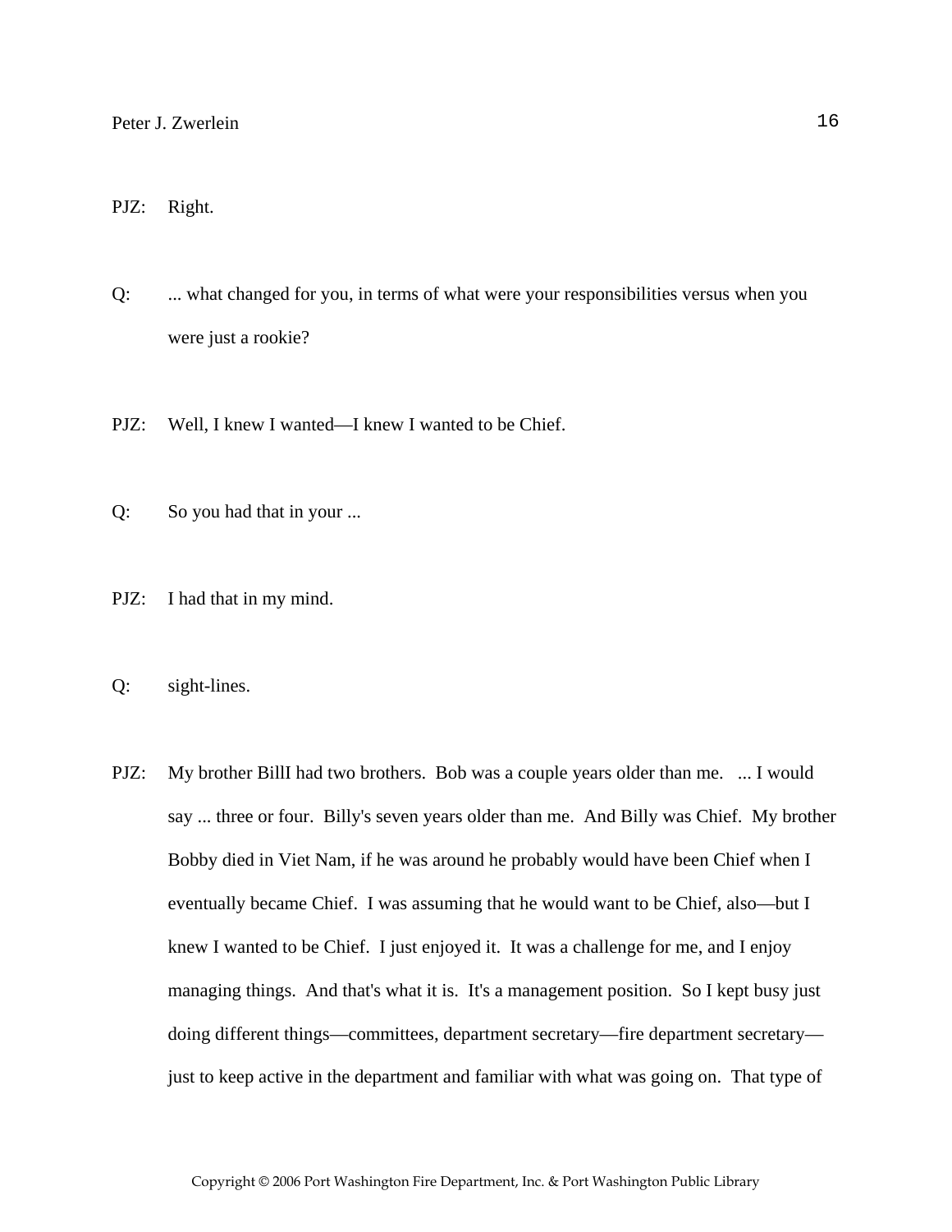PJZ: Right.

Q: ... what changed for you, in terms of what were your responsibilities versus when you were just a rookie?

PJZ: Well, I knew I wanted—I knew I wanted to be Chief.

Q: So you had that in your ...

PJZ: I had that in my mind.

Q: sight-lines.

PJZ: My brother BillI had two brothers. Bob was a couple years older than me. ... I would say ... three or four. Billy's seven years older than me. And Billy was Chief. My brother Bobby died in Viet Nam, if he was around he probably would have been Chief when I eventually became Chief. I was assuming that he would want to be Chief, also—but I knew I wanted to be Chief. I just enjoyed it. It was a challenge for me, and I enjoy managing things. And that's what it is. It's a management position. So I kept busy just doing different things—committees, department secretary—fire department secretary—just to keep active in the department and familiar with what was going on. That type of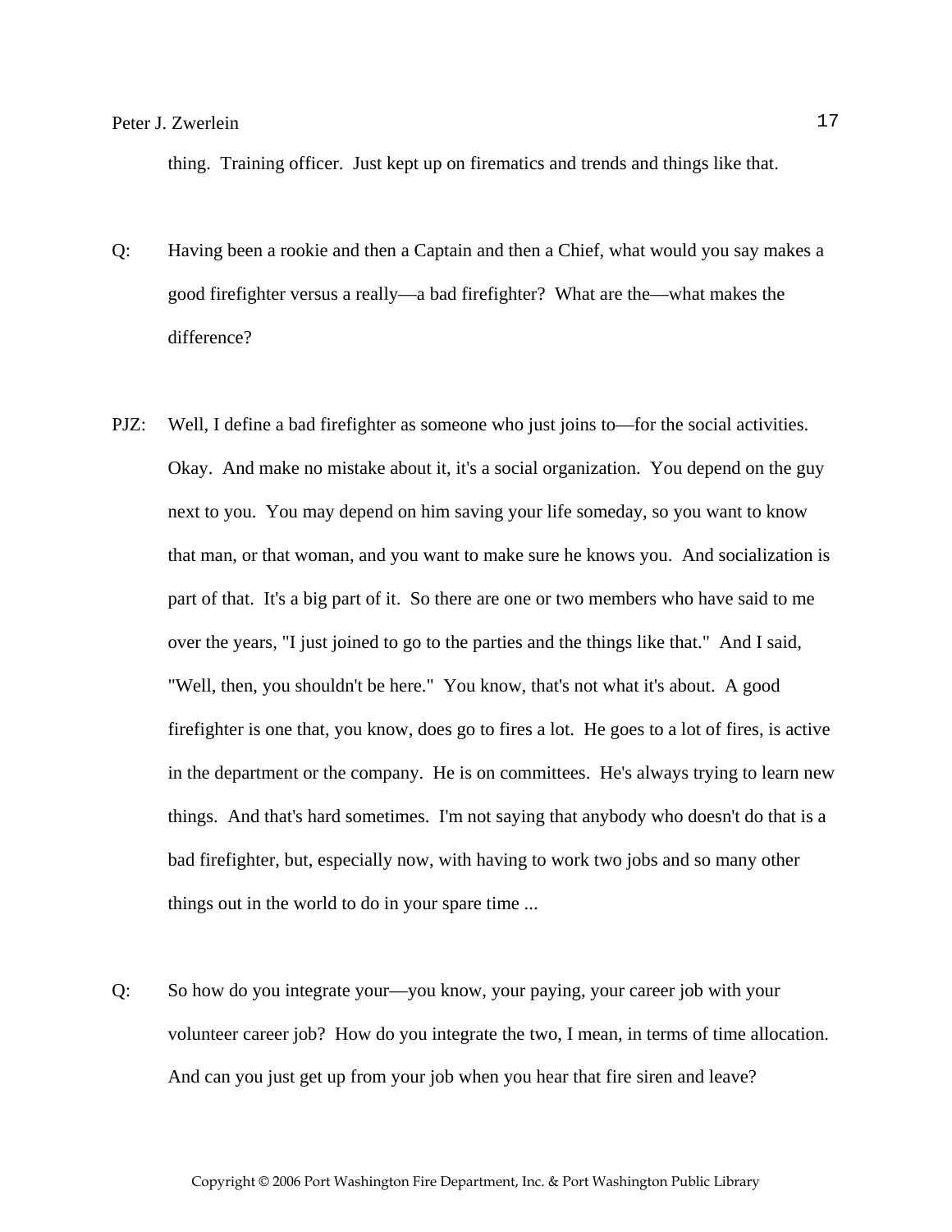thing. Training officer. Just kept up on firematics and trends and things like that.

Q: Having been a rookie and then a Captain and then a Chief, what would you say makes a good firefighter versus a really—a bad firefighter? What are the—what makes the difference?

PJZ: Well, I define a bad firefighter as someone who just joins to—for the social activities. Okay. And make no mistake about it, it's a social organization. You depend on the guy next to you. You may depend on him saving your life someday, so you want to know that man, or that woman, and you want to make sure he knows you. And socialization is part of that. It's a big part of it. So there are one or two members who have said to me over the years, "I just joined to go to the parties and the things like that." And I said, "Well, then, you shouldn't be here." You know, that's not what it's about. A good firefighter is one that, you know, does go to fires a lot. He goes to a lot of fires, is active in the department or the company. He is on committees. He's always trying to learn new things. And that's hard sometimes. I'm not saying that anybody who doesn't do that is a bad firefighter, but, especially now, with having to work two jobs and so many other things out in the world to do in your spare time ...

Q: So how do you integrate your—you know, your paying, your career job with your volunteer career job? How do you integrate the two, I mean, in terms of time allocation. And can you just get up from your job when you hear that fire siren and leave?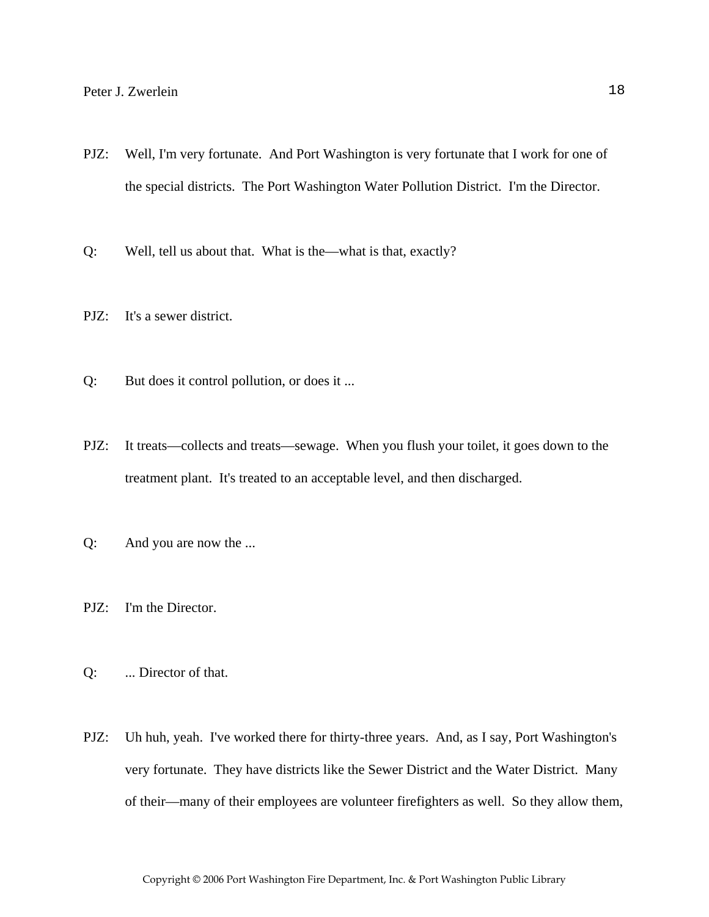PJZ: Well, I'm very fortunate. And Port Washington is very fortunate that I work for one of the special districts. The Port Washington Water Pollution District. I'm the Director.

Q: Well, tell us about that. What is the—what is that, exactly?

PJZ: It's a sewer district.

Q: But does it control pollution, or does it ...

PJZ: It treats—collects and treats—sewage. When you flush your toilet, it goes down to the treatment plant. It's treated to an acceptable level, and then discharged.

Q: And you are now the ...

PJZ: I'm the Director.

Q: ... Director of that.

PJZ: Uh huh, yeah. I've worked there for thirty-three years. And, as I say, Port Washington's very fortunate. They have districts like the Sewer District and the Water District. Many of their—many of their employees are volunteer firefighters as well. So they allow them,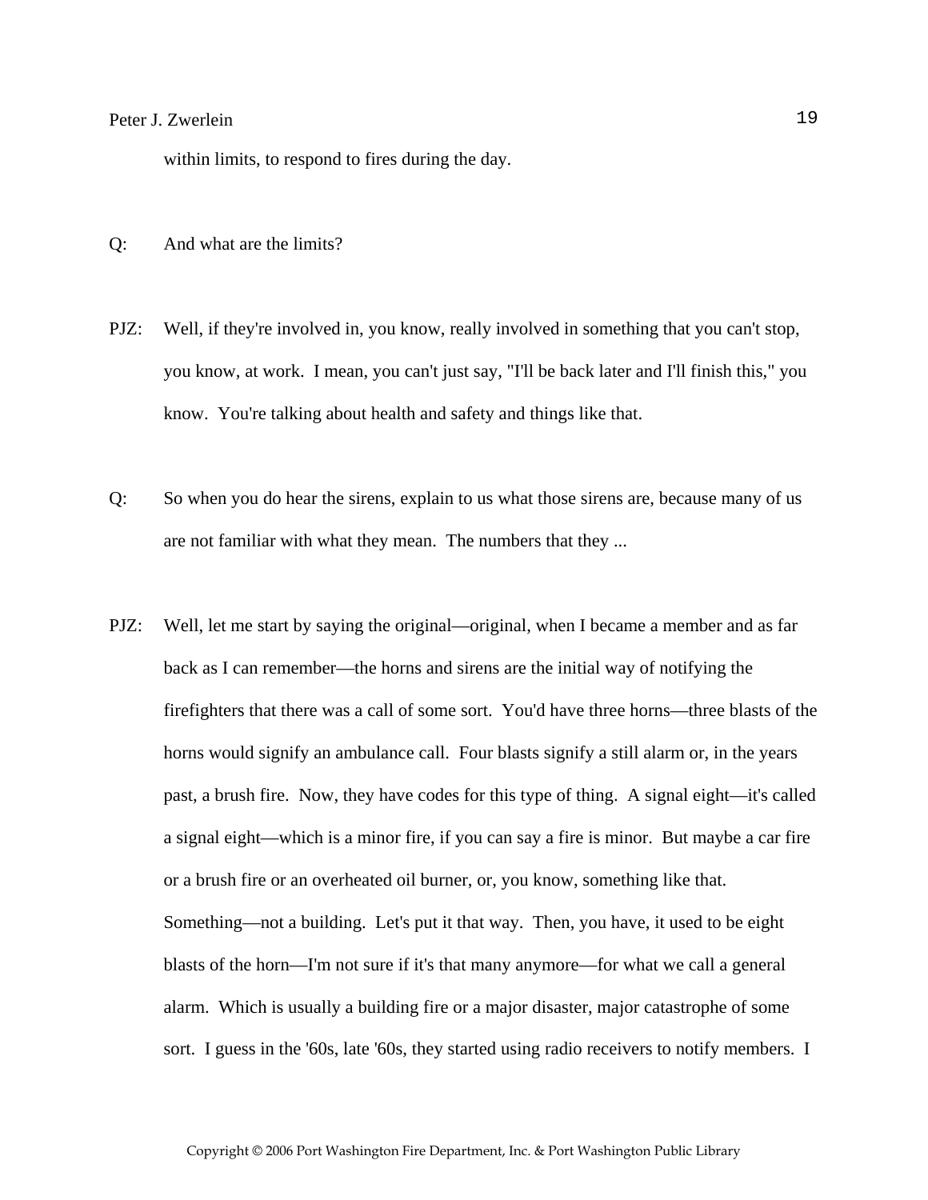within limits, to respond to fires during the day.

Q: And what are the limits?

PJZ: Well, if they're involved in, you know, really involved in something that you can't stop, you know, at work. I mean, you can't just say, "I'll be back later and I'll finish this," you know. You're talking about health and safety and things like that.

Q: So when you do hear the sirens, explain to us what those sirens are, because many of us are not familiar with what they mean. The numbers that they ...

PJZ: Well, let me start by saying the original—original, when I became a member and as far back as I can remember—the horns and sirens are the initial way of notifying the firefighters that there was a call of some sort. You'd have three horns—three blasts of the horns would signify an ambulance call. Four blasts signify a still alarm or, in the years past, a brush fire. Now, they have codes for this type of thing. A signal eight—it's called a signal eight—which is a minor fire, if you can say a fire is minor. But maybe a car fire or a brush fire or an overheated oil burner, or, you know, something like that. Something—not a building. Let's put it that way. Then, you have, it used to be eight blasts of the horn—I'm not sure if it's that many anymore—for what we call a general alarm. Which is usually a building fire or a major disaster, major catastrophe of some sort. I guess in the '60s, late '60s, they started using radio receivers to notify members. I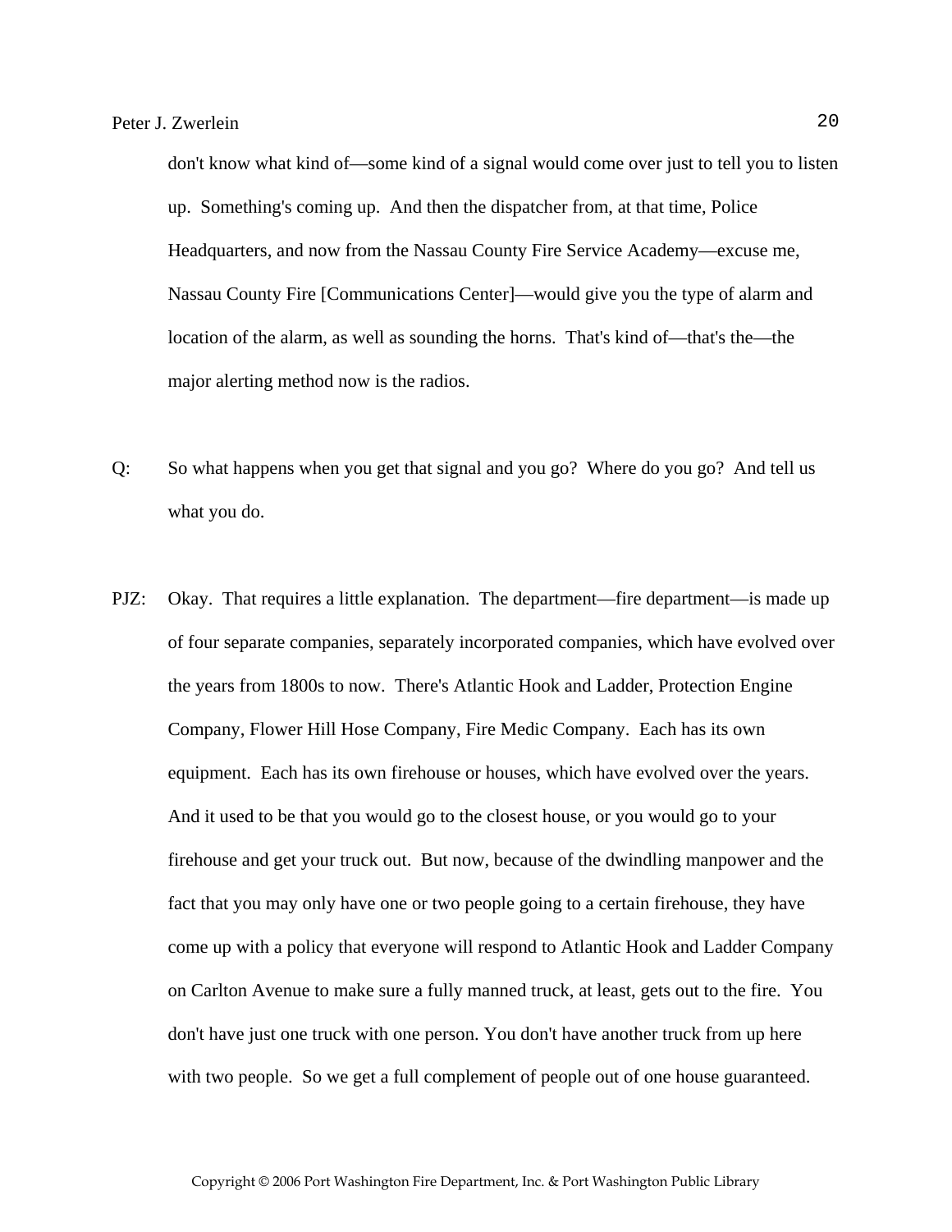don't know what kind of—some kind of a signal would come over just to tell you to listen up. Something's coming up. And then the dispatcher from, at that time, Police Headquarters, and now from the Nassau County Fire Service Academy—excuse me, Nassau County Fire [Communications Center]—would give you the type of alarm and location of the alarm, as well as sounding the horns. That's kind of—that's the—the major alerting method now is the radios.

Q: So what happens when you get that signal and you go? Where do you go? And tell us what you do.

PJZ: Okay. That requires a little explanation. The department—fire department—is made up of four separate companies, separately incorporated companies, which have evolved over the years from 1800s to now. There's Atlantic Hook and Ladder, Protection Engine Company, Flower Hill Hose Company, Fire Medic Company. Each has its own equipment. Each has its own firehouse or houses, which have evolved over the years. And it used to be that you would go to the closest house, or you would go to your firehouse and get your truck out. But now, because of the dwindling manpower and the fact that you may only have one or two people going to a certain firehouse, they have come up with a policy that everyone will respond to Atlantic Hook and Ladder Company on Carlton Avenue to make sure a fully manned truck, at least, gets out to the fire. You don't have just one truck with one person. You don't have another truck from up here with two people. So we get a full complement of people out of one house guaranteed.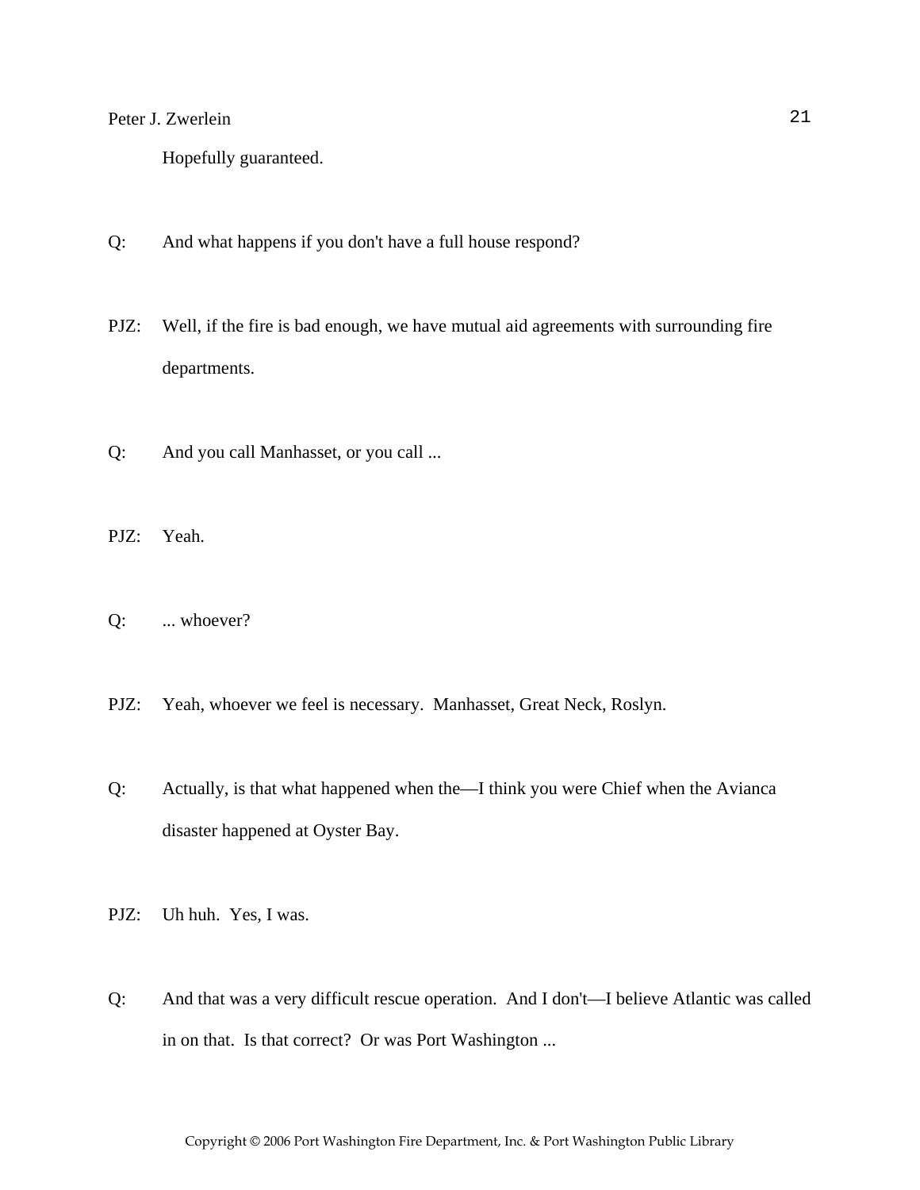Hopefully guaranteed.

Q: And what happens if you don't have a full house respond?

PJZ: Well, if the fire is bad enough, we have mutual aid agreements with surrounding fire departments.

Q: And you call Manhasset, or you call ...

PJZ: Yeah.

Q: ... whoever?

PJZ: Yeah, whoever we feel is necessary. Manhasset, Great Neck, Roslyn.

Q: Actually, is that what happened when the—I think you were Chief when the Avianca disaster happened at Oyster Bay.

PJZ: Uh huh. Yes, I was.

Q: And that was a very difficult rescue operation. And I don't—I believe Atlantic was called in on that. Is that correct? Or was Port Washington ...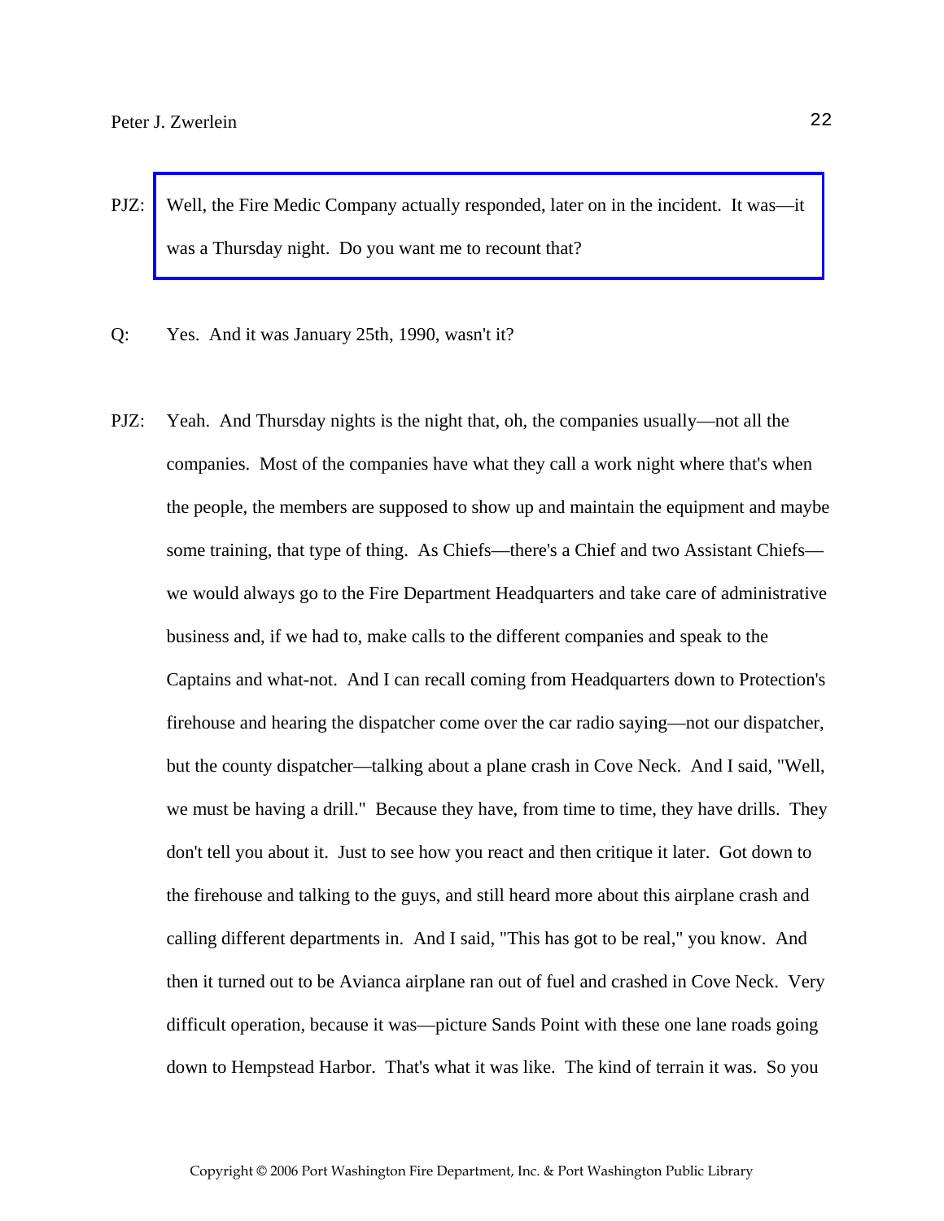PJZ: Well, the Fire Medic Company actually responded, later on in the incident. It was—it was a Thursday night. Do you want me to recount that?

Q: Yes. And it was January 25th, 1990, wasn't it?

PJZ: Yeah. And Thursday nights is the night that, oh, the companies usually—not all the companies. Most of the companies have what they call a work night where that's when the people, the members are supposed to show up and maintain the equipment and maybe some training, that type of thing. As Chiefs—there's a Chief and two Assistant Chiefs—we would always go to the Fire Department Headquarters and take care of administrative business and, if we had to, make calls to the different companies and speak to the Captains and what-not. And I can recall coming from Headquarters down to Protection's firehouse and hearing the dispatcher come over the car radio saying—not our dispatcher, but the county dispatcher—talking about a plane crash in Cove Neck. And I said, "Well, we must be having a drill." Because they have, from time to time, they have drills. They don't tell you about it. Just to see how you react and then critique it later. Got down to the firehouse and talking to the guys, and still heard more about this airplane crash and calling different departments in. And I said, "This has got to be real," you know. And then it turned out to be Avianca airplane ran out of fuel and crashed in Cove Neck. Very difficult operation, because it was—picture Sands Point with these one lane roads going down to Hempstead Harbor. That's what it was like. The kind of terrain it was. So you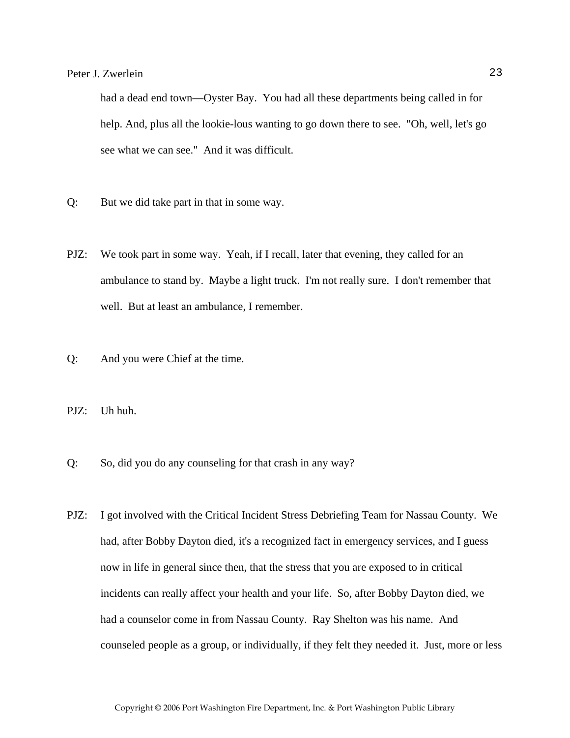had a dead end town—Oyster Bay. You had all these departments being called in for help. And, plus all the lookie-lous wanting to go down there to see. "Oh, well, let's go see what we can see." And it was difficult.

Q: But we did take part in that in some way.

PJZ: We took part in some way. Yeah, if I recall, later that evening, they called for an ambulance to stand by. Maybe a light truck. I'm not really sure. I don't remember that well. But at least an ambulance, I remember.

Q: And you were Chief at the time.

PJZ: Uh huh.

Q: So, did you do any counseling for that crash in any way?

PJZ: I got involved with the Critical Incident Stress Debriefing Team for Nassau County. We had, after Bobby Dayton died, it's a recognized fact in emergency services, and I guess now in life in general since then, that the stress that you are exposed to in critical incidents can really affect your health and your life. So, after Bobby Dayton died, we had a counselor come in from Nassau County. Ray Shelton was his name. And counseled people as a group, or individually, if they felt they needed it. Just, more or less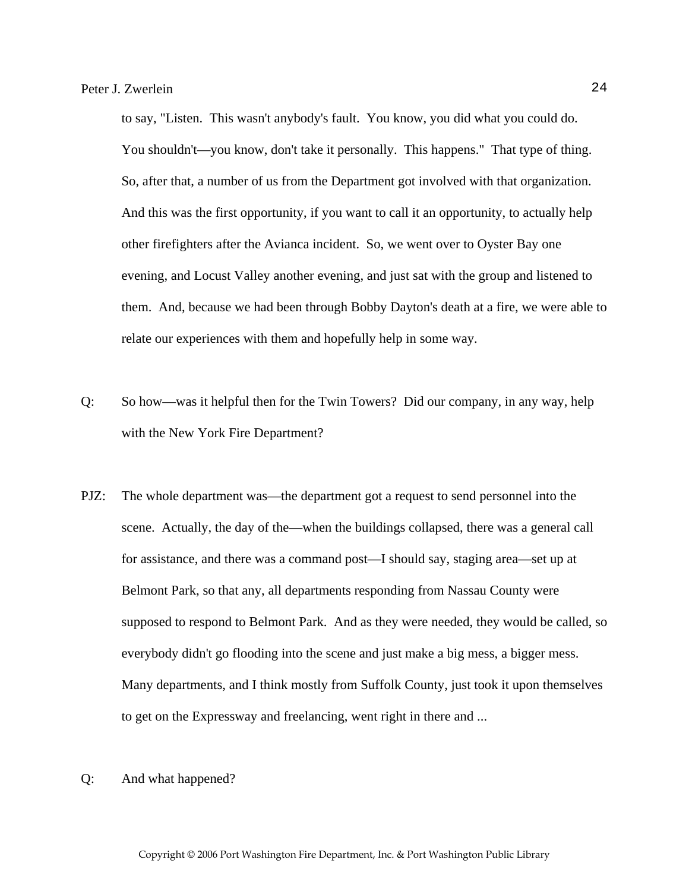to say, "Listen. This wasn't anybody's fault. You know, you did what you could do. You shouldn't—you know, don't take it personally. This happens." That type of thing. So, after that, a number of us from the Department got involved with that organization. And this was the first opportunity, if you want to call it an opportunity, to actually help other firefighters after the Avianca incident. So, we went over to Oyster Bay one evening, and Locust Valley another evening, and just sat with the group and listened to them. And, because we had been through Bobby Dayton's death at a fire, we were able to relate our experiences with them and hopefully help in some way.

Q: So how—was it helpful then for the Twin Towers? Did our company, in any way, help with the New York Fire Department?

PJZ: The whole department was—the department got a request to send personnel into the scene. Actually, the day of the—when the buildings collapsed, there was a general call for assistance, and there was a command post—I should say, staging area—set up at Belmont Park, so that any, all departments responding from Nassau County were supposed to respond to Belmont Park. And as they were needed, they would be called, so everybody didn't go flooding into the scene and just make a big mess, a bigger mess. Many departments, and I think mostly from Suffolk County, just took it upon themselves to get on the Expressway and freelancing, went right in there and ...

Q: And what happened?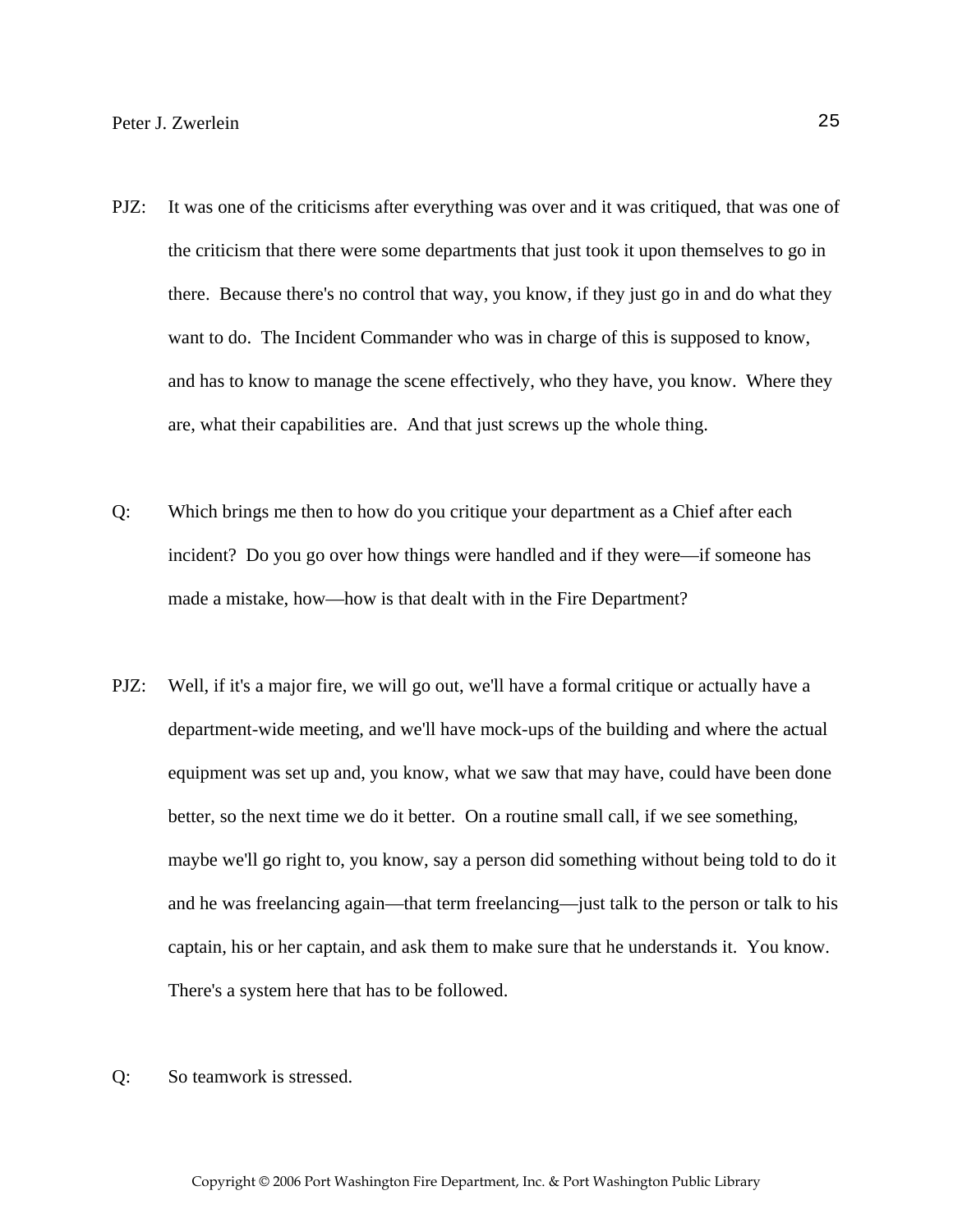PJZ: It was one of the criticisms after everything was over and it was critiqued, that was one of the criticism that there were some departments that just took it upon themselves to go in there. Because there's no control that way, you know, if they just go in and do what they want to do. The Incident Commander who was in charge of this is supposed to know, and has to know to manage the scene effectively, who they have, you know. Where they are, what their capabilities are. And that just screws up the whole thing.

Q: Which brings me then to how do you critique your department as a Chief after each incident? Do you go over how things were handled and if they were—if someone has made a mistake, how—how is that dealt with in the Fire Department?

PJZ: Well, if it's a major fire, we will go out, we'll have a formal critique or actually have a department-wide meeting, and we'll have mock-ups of the building and where the actual equipment was set up and, you know, what we saw that may have, could have been done better, so the next time we do it better. On a routine small call, if we see something, maybe we'll go right to, you know, say a person did something without being told to do it and he was freelancing again—that term freelancing—just talk to the person or talk to his captain, his or her captain, and ask them to make sure that he understands it. You know. There's a system here that has to be followed.

Q: So teamwork is stressed.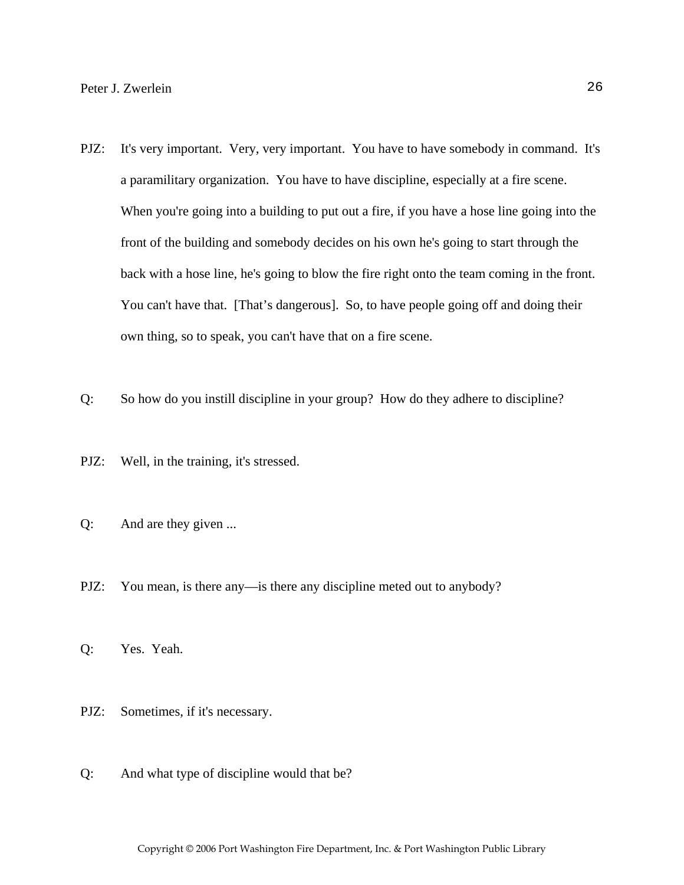PJZ: It's very important. Very, very important. You have to have somebody in command. It's a paramilitary organization. You have to have discipline, especially at a fire scene. When you're going into a building to put out a fire, if you have a hose line going into the front of the building and somebody decides on his own he's going to start through the back with a hose line, he's going to blow the fire right onto the team coming in the front. You can't have that. [That's dangerous]. So, to have people going off and doing their own thing, so to speak, you can't have that on a fire scene.

Q: So how do you instill discipline in your group? How do they adhere to discipline?

PJZ: Well, in the training, it's stressed.

Q: And are they given ...

PJZ: You mean, is there any—is there any discipline meted out to anybody?

Q: Yes. Yeah.

PJZ: Sometimes, if it's necessary.

Q: And what type of discipline would that be?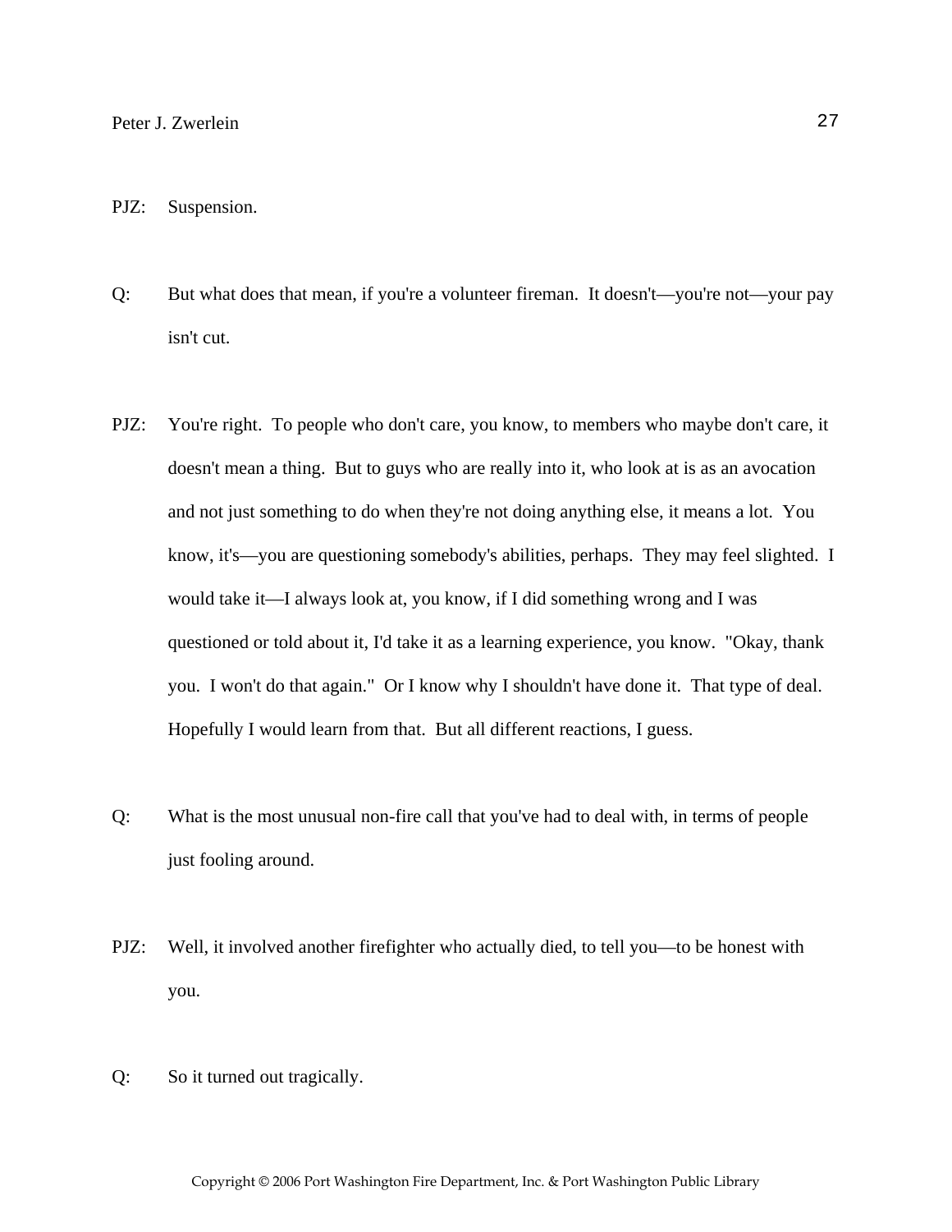PJZ: Suspension.

Q: But what does that mean, if you're a volunteer fireman. It doesn't—you're not—your pay isn't cut.

PJZ: You're right. To people who don't care, you know, to members who maybe don't care, it doesn't mean a thing. But to guys who are really into it, who look at is as an avocation and not just something to do when they're not doing anything else, it means a lot. You know, it's—you are questioning somebody's abilities, perhaps. They may feel slighted. I would take it—I always look at, you know, if I did something wrong and I was questioned or told about it, I'd take it as a learning experience, you know. "Okay, thank you. I won't do that again." Or I know why I shouldn't have done it. That type of deal. Hopefully I would learn from that. But all different reactions, I guess.

Q: What is the most unusual non-fire call that you've had to deal with, in terms of people just fooling around.

PJZ: Well, it involved another firefighter who actually died, to tell you—to be honest with you.

Q: So it turned out tragically.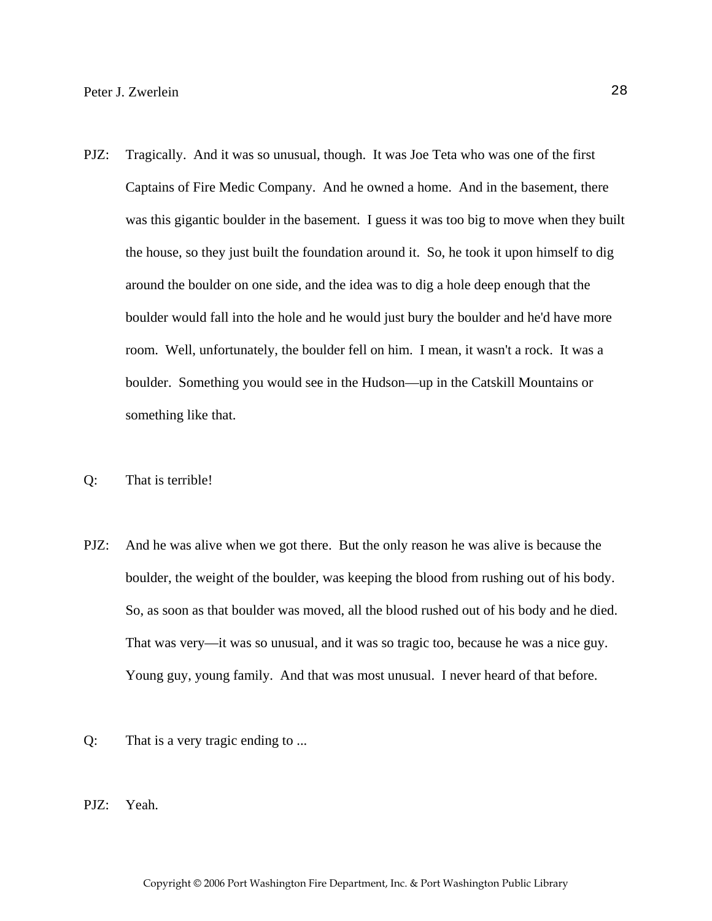PJZ: Tragically. And it was so unusual, though. It was Joe Teta who was one of the first Captains of Fire Medic Company. And he owned a home. And in the basement, there was this gigantic boulder in the basement. I guess it was too big to move when they built the house, so they just built the foundation around it. So, he took it upon himself to dig around the boulder on one side, and the idea was to dig a hole deep enough that the boulder would fall into the hole and he would just bury the boulder and he'd have more room. Well, unfortunately, the boulder fell on him. I mean, it wasn't a rock. It was a boulder. Something you would see in the Hudson—up in the Catskill Mountains or something like that.

Q: That is terrible!

PJZ: And he was alive when we got there. But the only reason he was alive is because the boulder, the weight of the boulder, was keeping the blood from rushing out of his body. So, as soon as that boulder was moved, all the blood rushed out of his body and he died. That was very—it was so unusual, and it was so tragic too, because he was a nice guy. Young guy, young family. And that was most unusual. I never heard of that before.

Q: That is a very tragic ending to ...

PJZ: Yeah.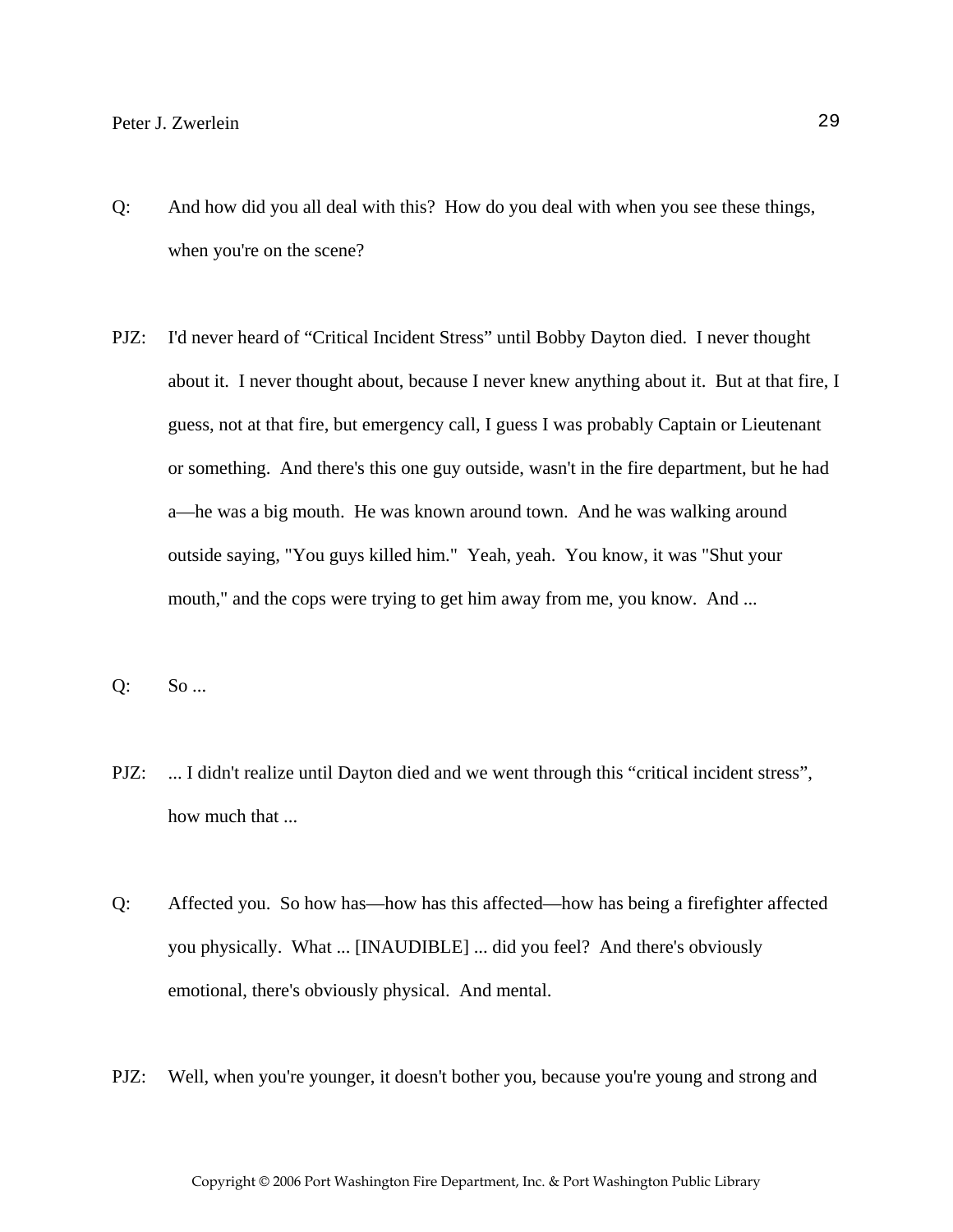Q: And how did you all deal with this? How do you deal with when you see these things, when you're on the scene?

PJZ: I'd never heard of "Critical Incident Stress" until Bobby Dayton died. I never thought about it. I never thought about, because I never knew anything about it. But at that fire, I guess, not at that fire, but emergency call, I guess I was probably Captain or Lieutenant or something. And there's this one guy outside, wasn't in the fire department, but he had a—he was a big mouth. He was known around town. And he was walking around outside saying, "You guys killed him." Yeah, yeah. You know, it was "Shut your mouth," and the cops were trying to get him away from me, you know. And ...

Q: So ...

PJZ: ... I didn't realize until Dayton died and we went through this "critical incident stress", how much that ...

Q: Affected you. So how has—how has this affected—how has being a firefighter affected you physically. What ... [INAUDIBLE] ... did you feel? And there's obviously emotional, there's obviously physical. And mental.

PJZ: Well, when you're younger, it doesn't bother you, because you're young and strong and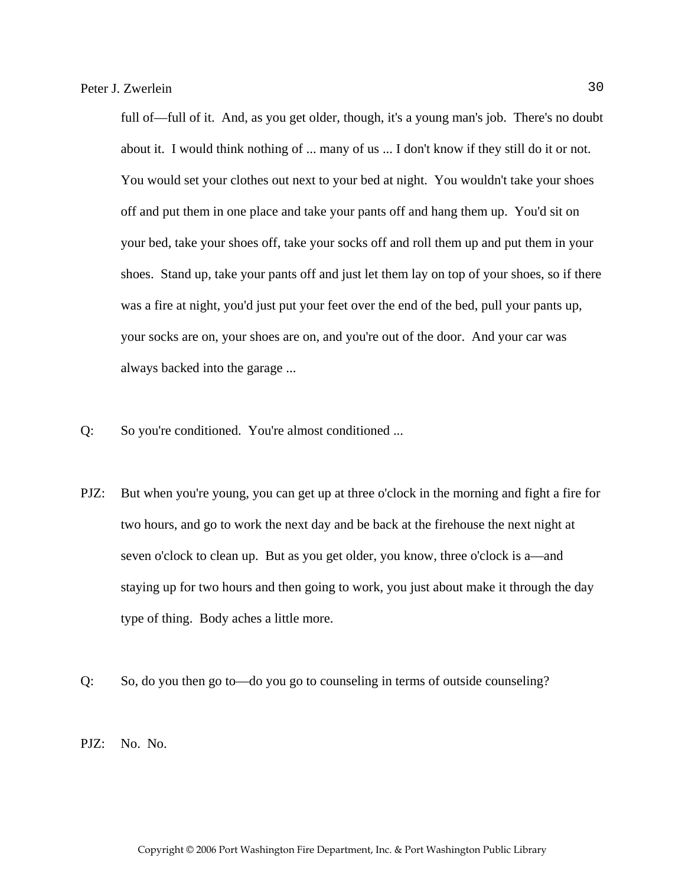full of—full of it.  And, as you get older, though, it's a young man's job.  There's no doubt about it.  I would think nothing of ... many of us ... I don't know if they still do it or not. You would set your clothes out next to your bed at night.  You wouldn't take your shoes off and put them in one place and take your pants off and hang them up.  You'd sit on your bed, take your shoes off, take your socks off and roll them up and put them in your shoes.  Stand up, take your pants off and just let them lay on top of your shoes, so if there was a fire at night, you'd just put your feet over the end of the bed, pull your pants up, your socks are on, your shoes are on, and you're out of the door.  And your car was always backed into the garage ...

Q: So you're conditioned.  You're almost conditioned ...

PJZ: But when you're young, you can get up at three o'clock in the morning and fight a fire for two hours, and go to work the next day and be back at the firehouse the next night at seven o'clock to clean up.  But as you get older, you know, three o'clock is a—and staying up for two hours and then going to work, you just about make it through the day type of thing.  Body aches a little more.

Q: So, do you then go to—do you go to counseling in terms of outside counseling?

PJZ: No.  No.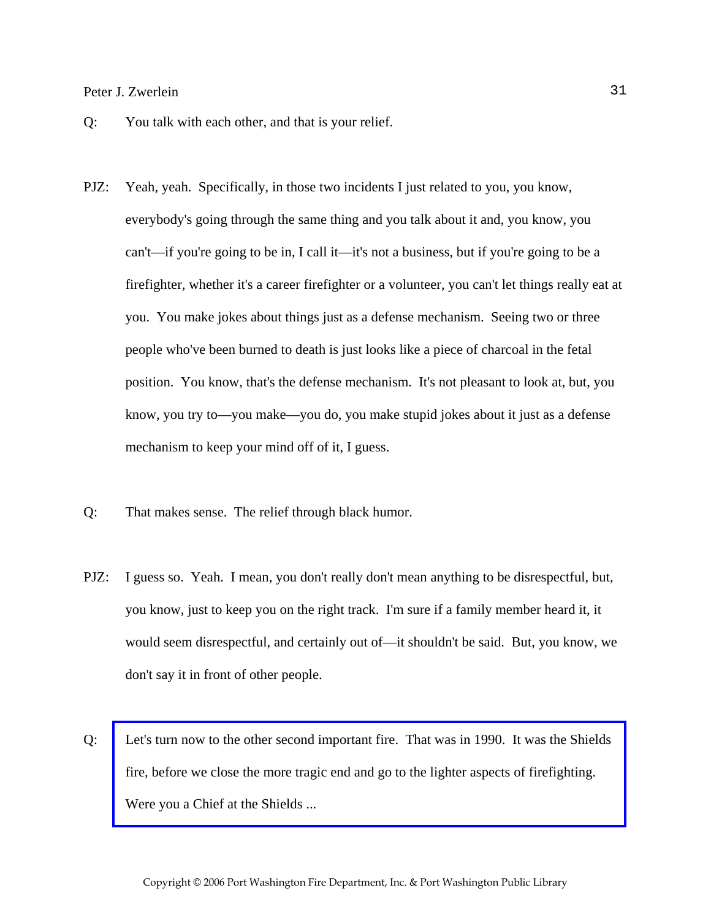Q: You talk with each other, and that is your relief.

PJZ: Yeah, yeah. Specifically, in those two incidents I just related to you, you know, everybody's going through the same thing and you talk about it and, you know, you can't—if you're going to be in, I call it—it's not a business, but if you're going to be a firefighter, whether it's a career firefighter or a volunteer, you can't let things really eat at you. You make jokes about things just as a defense mechanism. Seeing two or three people who've been burned to death is just looks like a piece of charcoal in the fetal position. You know, that's the defense mechanism. It's not pleasant to look at, but, you know, you try to—you make—you do, you make stupid jokes about it just as a defense mechanism to keep your mind off of it, I guess.

Q: That makes sense. The relief through black humor.

PJZ: I guess so. Yeah. I mean, you don't really don't mean anything to be disrespectful, but, you know, just to keep you on the right track. I'm sure if a family member heard it, it would seem disrespectful, and certainly out of—it shouldn't be said. But, you know, we don't say it in front of other people.

Q: Let's turn now to the other second important fire. That was in 1990. It was the Shields fire, before we close the more tragic end and go to the lighter aspects of firefighting. Were you a Chief at the Shields ...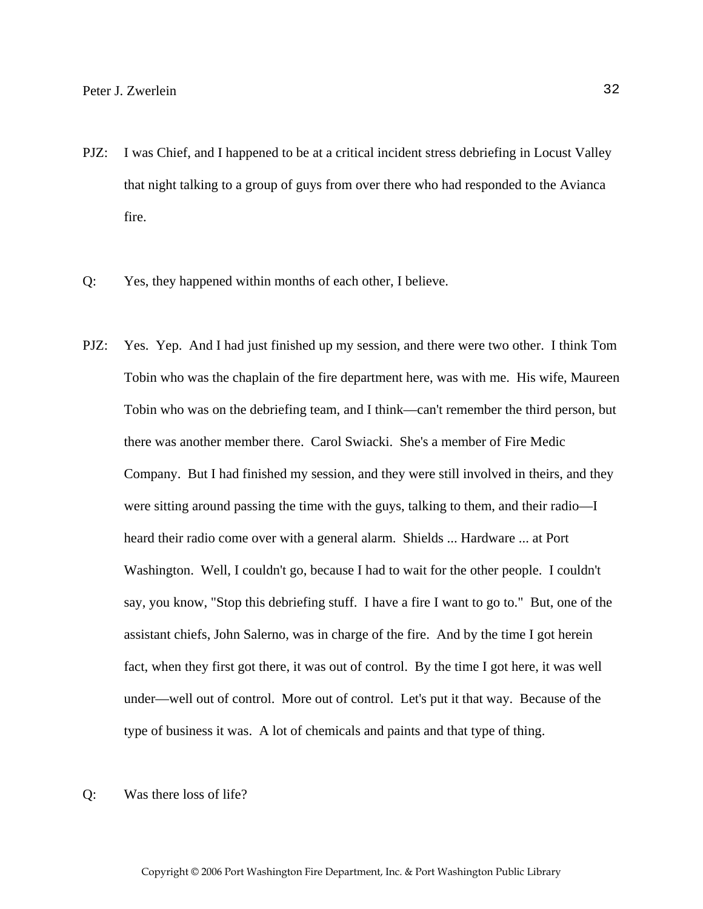PJZ: I was Chief, and I happened to be at a critical incident stress debriefing in Locust Valley that night talking to a group of guys from over there who had responded to the Avianca fire.

Q: Yes, they happened within months of each other, I believe.

PJZ: Yes. Yep. And I had just finished up my session, and there were two other. I think Tom Tobin who was the chaplain of the fire department here, was with me. His wife, Maureen Tobin who was on the debriefing team, and I think—can't remember the third person, but there was another member there. Carol Swiacki. She's a member of Fire Medic Company. But I had finished my session, and they were still involved in theirs, and they were sitting around passing the time with the guys, talking to them, and their radio—I heard their radio come over with a general alarm. Shields ... Hardware ... at Port Washington. Well, I couldn't go, because I had to wait for the other people. I couldn't say, you know, "Stop this debriefing stuff. I have a fire I want to go to." But, one of the assistant chiefs, John Salerno, was in charge of the fire. And by the time I got herein fact, when they first got there, it was out of control. By the time I got here, it was well under—well out of control. More out of control. Let's put it that way. Because of the type of business it was. A lot of chemicals and paints and that type of thing.

Q: Was there loss of life?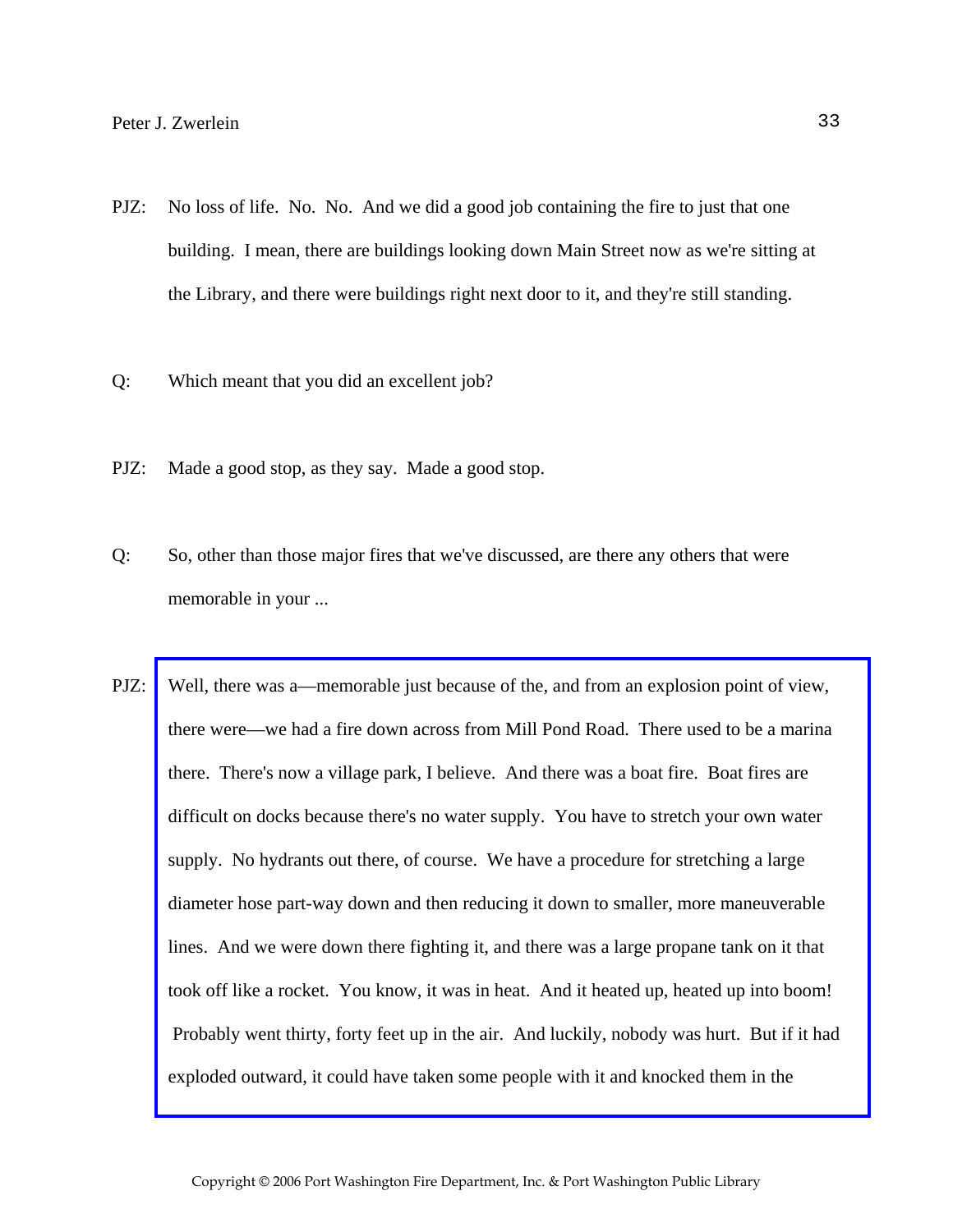PJZ: No loss of life. No. No. And we did a good job containing the fire to just that one building. I mean, there are buildings looking down Main Street now as we're sitting at the Library, and there were buildings right next door to it, and they're still standing.

Q: Which meant that you did an excellent job?

PJZ: Made a good stop, as they say. Made a good stop.

Q: So, other than those major fires that we've discussed, are there any others that were memorable in your ...

PJZ: Well, there was a—memorable just because of the, and from an explosion point of view, there were—we had a fire down across from Mill Pond Road. There used to be a marina there. There's now a village park, I believe. And there was a boat fire. Boat fires are difficult on docks because there's no water supply. You have to stretch your own water supply. No hydrants out there, of course. We have a procedure for stretching a large diameter hose part-way down and then reducing it down to smaller, more maneuverable lines. And we were down there fighting it, and there was a large propane tank on it that took off like a rocket. You know, it was in heat. And it heated up, heated up into boom! Probably went thirty, forty feet up in the air. And luckily, nobody was hurt. But if it had exploded outward, it could have taken some people with it and knocked them in the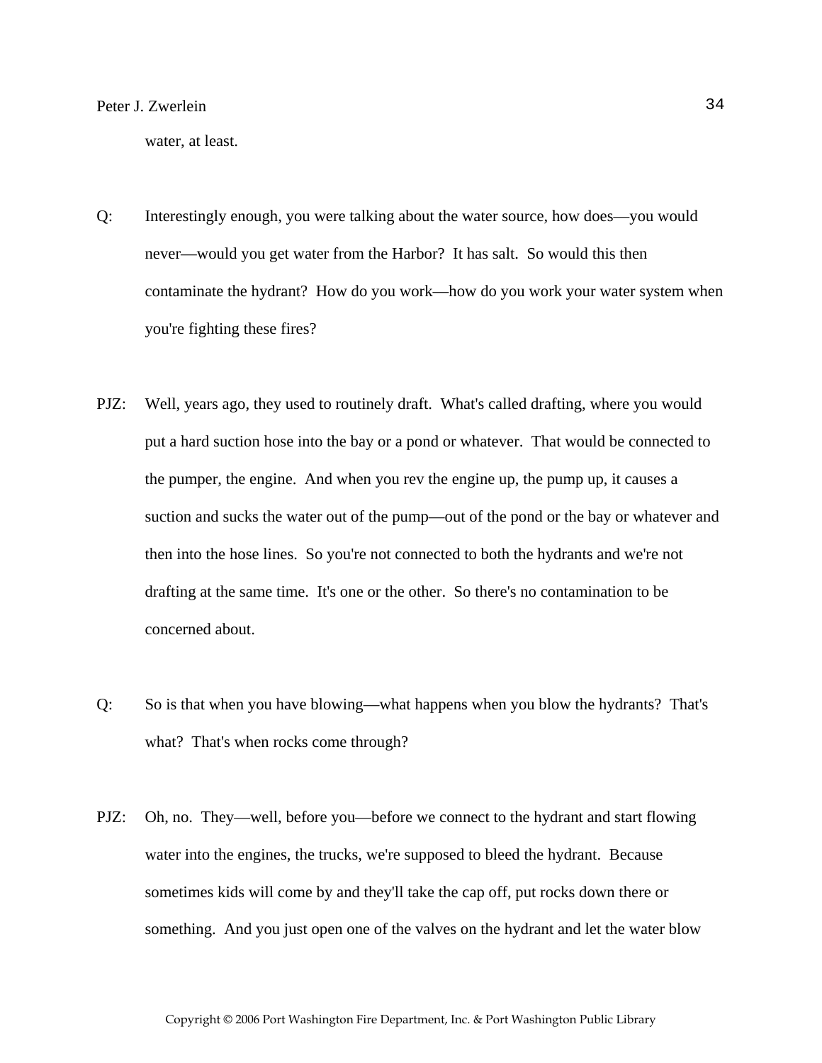water, at least.

Q: Interestingly enough, you were talking about the water source, how does—you would never—would you get water from the Harbor? It has salt. So would this then contaminate the hydrant? How do you work—how do you work your water system when you're fighting these fires?

PJZ: Well, years ago, they used to routinely draft. What's called drafting, where you would put a hard suction hose into the bay or a pond or whatever. That would be connected to the pumper, the engine. And when you rev the engine up, the pump up, it causes a suction and sucks the water out of the pump—out of the pond or the bay or whatever and then into the hose lines. So you're not connected to both the hydrants and we're not drafting at the same time. It's one or the other. So there's no contamination to be concerned about.

Q: So is that when you have blowing—what happens when you blow the hydrants? That's what? That's when rocks come through?

PJZ: Oh, no. They—well, before you—before we connect to the hydrant and start flowing water into the engines, the trucks, we're supposed to bleed the hydrant. Because sometimes kids will come by and they'll take the cap off, put rocks down there or something. And you just open one of the valves on the hydrant and let the water blow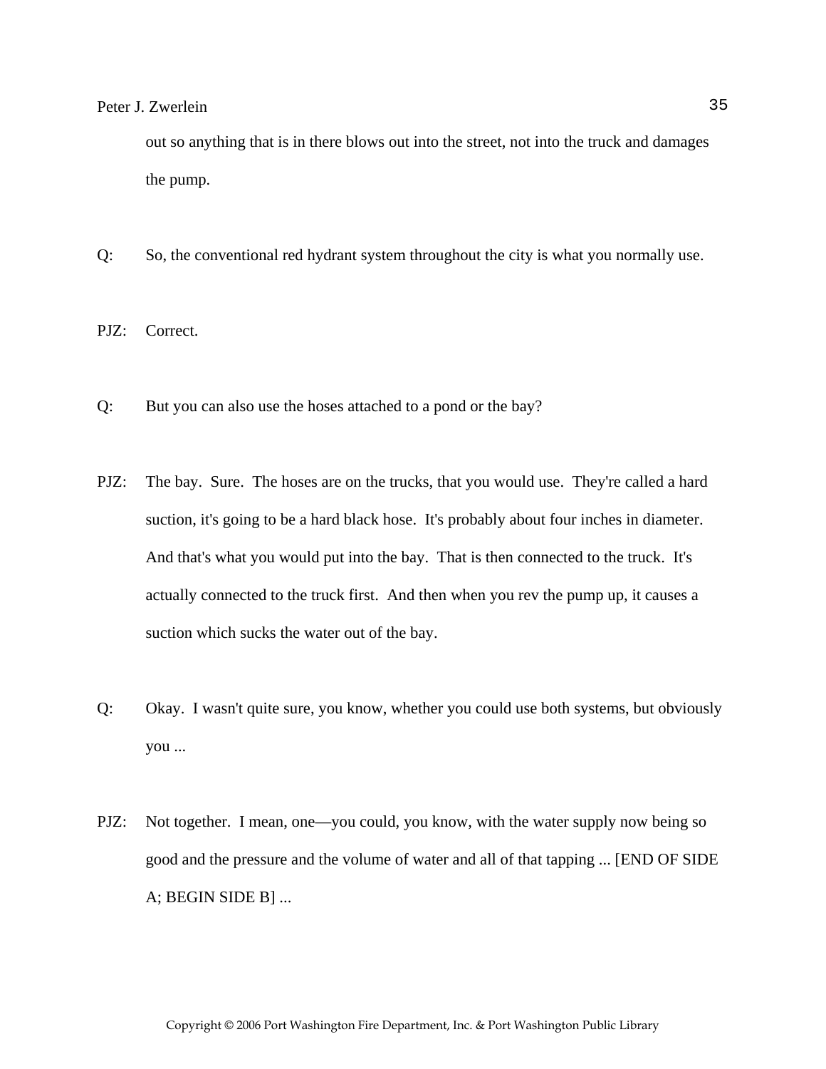out so anything that is in there blows out into the street, not into the truck and damages the pump.

Q: So, the conventional red hydrant system throughout the city is what you normally use.

PJZ: Correct.

Q: But you can also use the hoses attached to a pond or the bay?

PJZ: The bay. Sure. The hoses are on the trucks, that you would use. They're called a hard suction, it's going to be a hard black hose. It's probably about four inches in diameter. And that's what you would put into the bay. That is then connected to the truck. It's actually connected to the truck first. And then when you rev the pump up, it causes a suction which sucks the water out of the bay.

Q: Okay. I wasn't quite sure, you know, whether you could use both systems, but obviously you ...

PJZ: Not together. I mean, one—you could, you know, with the water supply now being so good and the pressure and the volume of water and all of that tapping ... [END OF SIDE A; BEGIN SIDE B] ...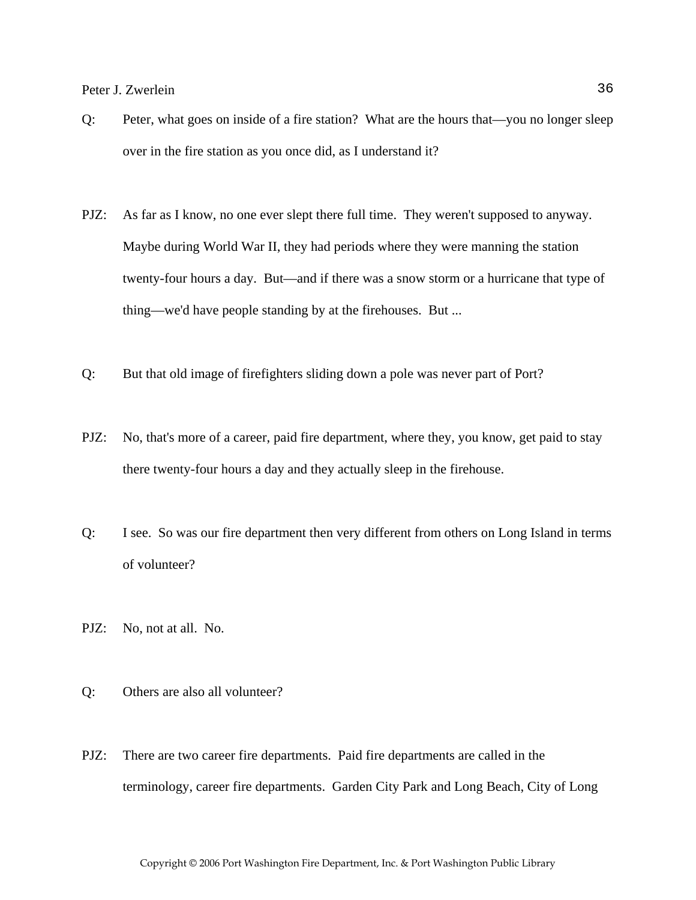Q: Peter, what goes on inside of a fire station? What are the hours that—you no longer sleep over in the fire station as you once did, as I understand it?

PJZ: As far as I know, no one ever slept there full time. They weren't supposed to anyway. Maybe during World War II, they had periods where they were manning the station twenty-four hours a day. But—and if there was a snow storm or a hurricane that type of thing—we'd have people standing by at the firehouses. But ...

Q: But that old image of firefighters sliding down a pole was never part of Port?

PJZ: No, that's more of a career, paid fire department, where they, you know, get paid to stay there twenty-four hours a day and they actually sleep in the firehouse.

Q: I see. So was our fire department then very different from others on Long Island in terms of volunteer?

PJZ: No, not at all. No.

Q: Others are also all volunteer?

PJZ: There are two career fire departments. Paid fire departments are called in the terminology, career fire departments. Garden City Park and Long Beach, City of Long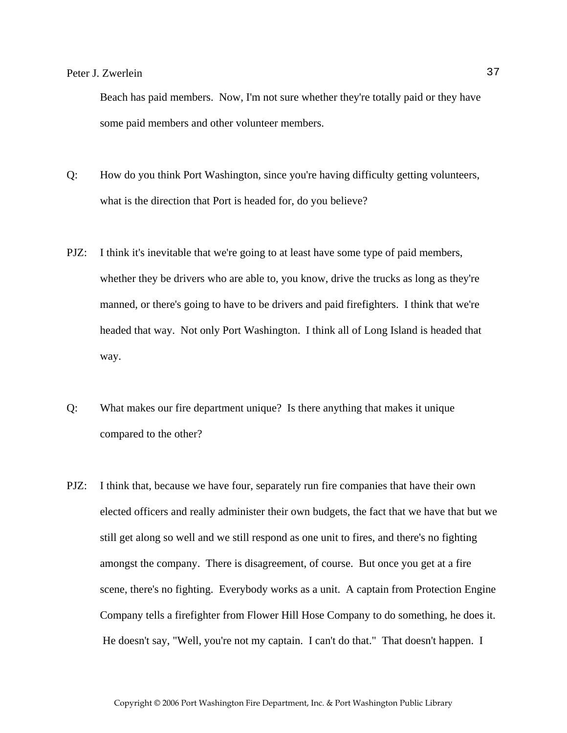Beach has paid members. Now, I'm not sure whether they're totally paid or they have some paid members and other volunteer members.

Q: How do you think Port Washington, since you're having difficulty getting volunteers, what is the direction that Port is headed for, do you believe?

PJZ: I think it's inevitable that we're going to at least have some type of paid members, whether they be drivers who are able to, you know, drive the trucks as long as they're manned, or there's going to have to be drivers and paid firefighters. I think that we're headed that way. Not only Port Washington. I think all of Long Island is headed that way.

Q: What makes our fire department unique? Is there anything that makes it unique compared to the other?

PJZ: I think that, because we have four, separately run fire companies that have their own elected officers and really administer their own budgets, the fact that we have that but we still get along so well and we still respond as one unit to fires, and there's no fighting amongst the company. There is disagreement, of course. But once you get at a fire scene, there's no fighting. Everybody works as a unit. A captain from Protection Engine Company tells a firefighter from Flower Hill Hose Company to do something, he does it. He doesn't say, "Well, you're not my captain. I can't do that." That doesn't happen. I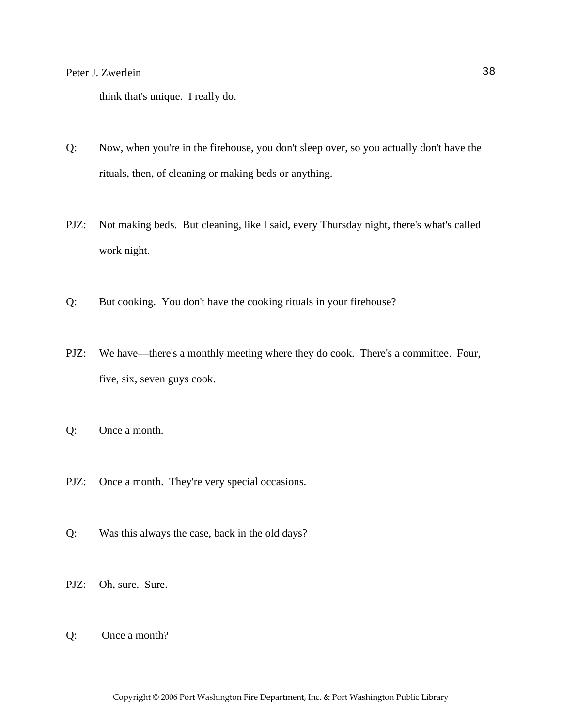think that's unique. I really do.

Q: Now, when you're in the firehouse, you don't sleep over, so you actually don't have the rituals, then, of cleaning or making beds or anything.

PJZ: Not making beds. But cleaning, like I said, every Thursday night, there's what's called work night.

Q: But cooking. You don't have the cooking rituals in your firehouse?

PJZ: We have—there's a monthly meeting where they do cook. There's a committee. Four, five, six, seven guys cook.

Q: Once a month.

PJZ: Once a month. They're very special occasions.

Q: Was this always the case, back in the old days?

PJZ: Oh, sure. Sure.

Q: Once a month?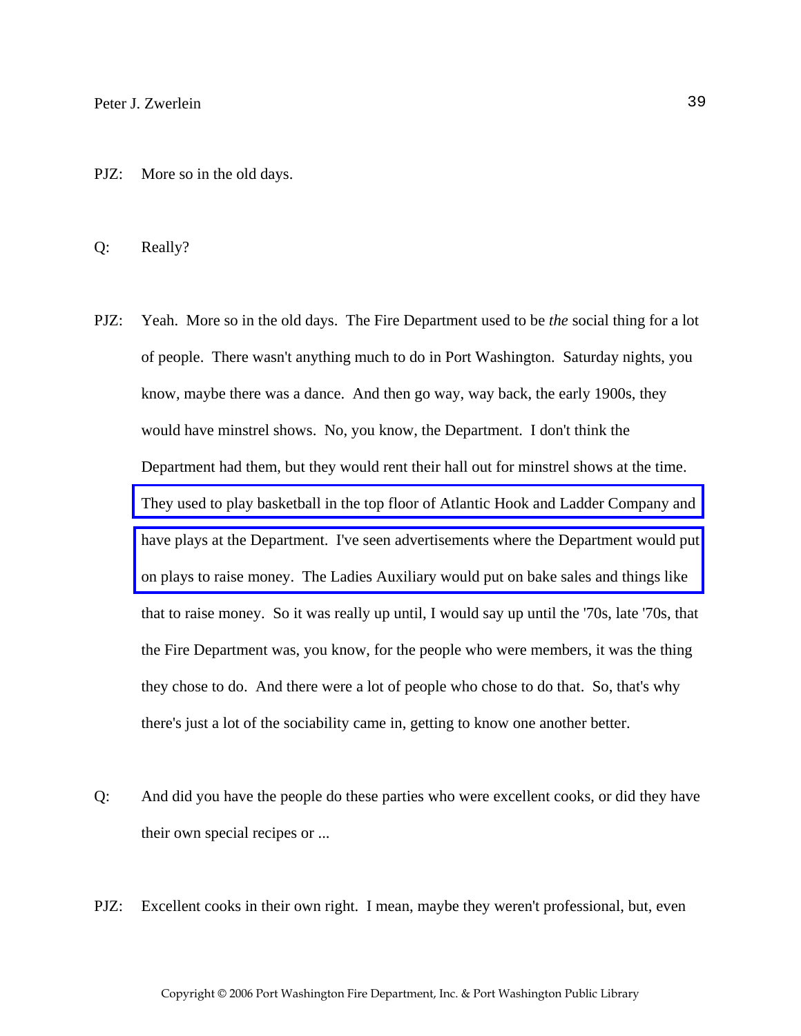PJZ: More so in the old days.

Q: Really?

PJZ: Yeah. More so in the old days. The Fire Department used to be *the* social thing for a lot of people. There wasn't anything much to do in Port Washington. Saturday nights, you know, maybe there was a dance. And then go way, way back, the early 1900s, they would have minstrel shows. No, you know, the Department. I don't think the Department had them, but they would rent their hall out for minstrel shows at the time. They used to play basketball in the top floor of Atlantic Hook and Ladder Company and have plays at the Department. I've seen advertisements where the Department would put on plays to raise money. The Ladies Auxiliary would put on bake sales and things like that to raise money. So it was really up until, I would say up until the '70s, late '70s, that the Fire Department was, you know, for the people who were members, it was the thing they chose to do. And there were a lot of people who chose to do that. So, that's why there's just a lot of the sociability came in, getting to know one another better.

Q: And did you have the people do these parties who were excellent cooks, or did they have their own special recipes or ...

PJZ: Excellent cooks in their own right. I mean, maybe they weren't professional, but, even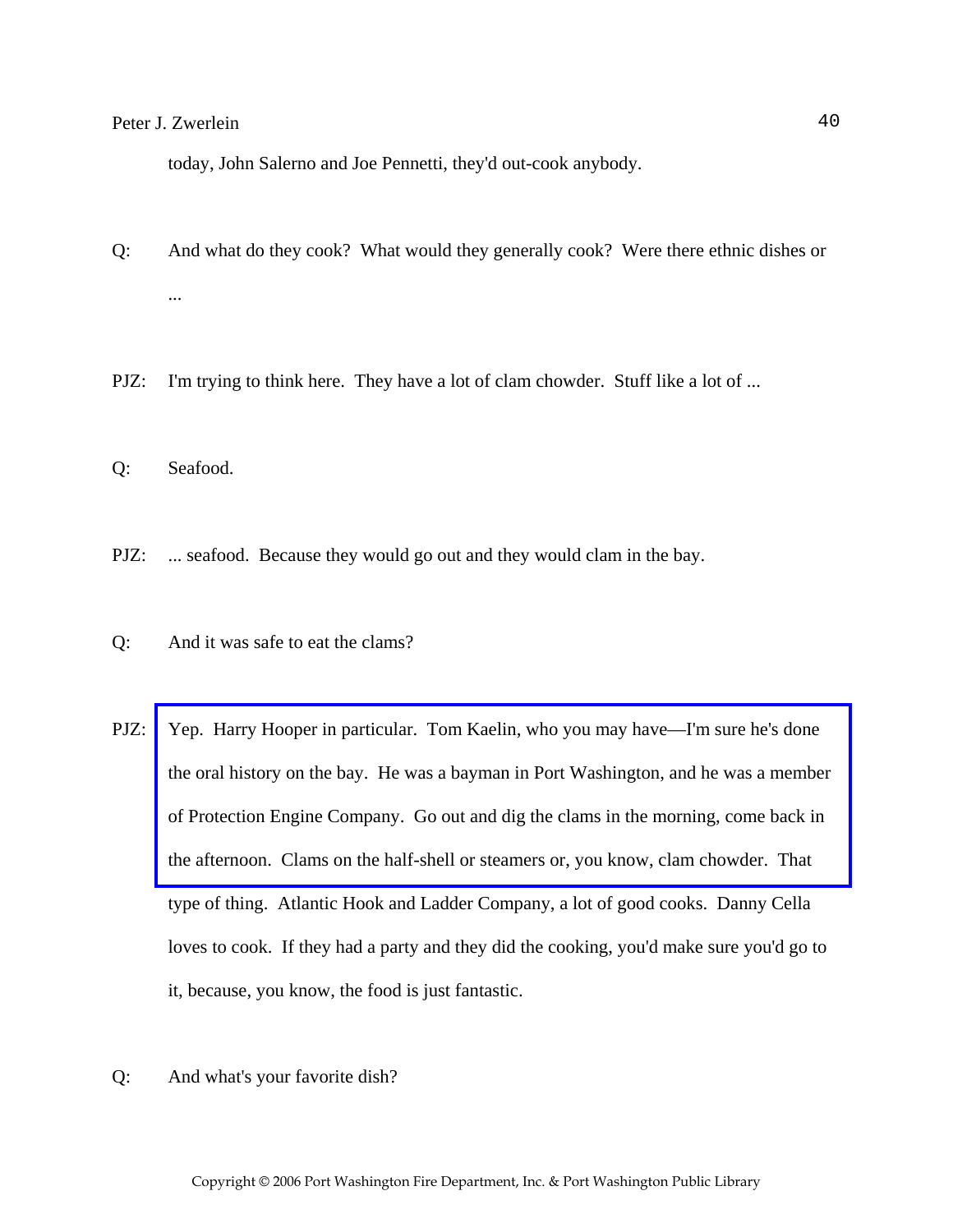today, John Salerno and Joe Pennetti, they'd out-cook anybody.

Q: And what do they cook? What would they generally cook? Were there ethnic dishes or ...

PJZ: I'm trying to think here. They have a lot of clam chowder. Stuff like a lot of ...

Q: Seafood.

PJZ: ... seafood. Because they would go out and they would clam in the bay.

Q: And it was safe to eat the clams?

PJZ: Yep. Harry Hooper in particular. Tom Kaelin, who you may have—I'm sure he's done the oral history on the bay. He was a bayman in Port Washington, and he was a member of Protection Engine Company. Go out and dig the clams in the morning, come back in the afternoon. Clams on the half-shell or steamers or, you know, clam chowder. That type of thing. Atlantic Hook and Ladder Company, a lot of good cooks. Danny Cella loves to cook. If they had a party and they did the cooking, you'd make sure you'd go to it, because, you know, the food is just fantastic.

Q: And what's your favorite dish?

Copyright © 2006 Port Washington Fire Department, Inc. & Port Washington Public Library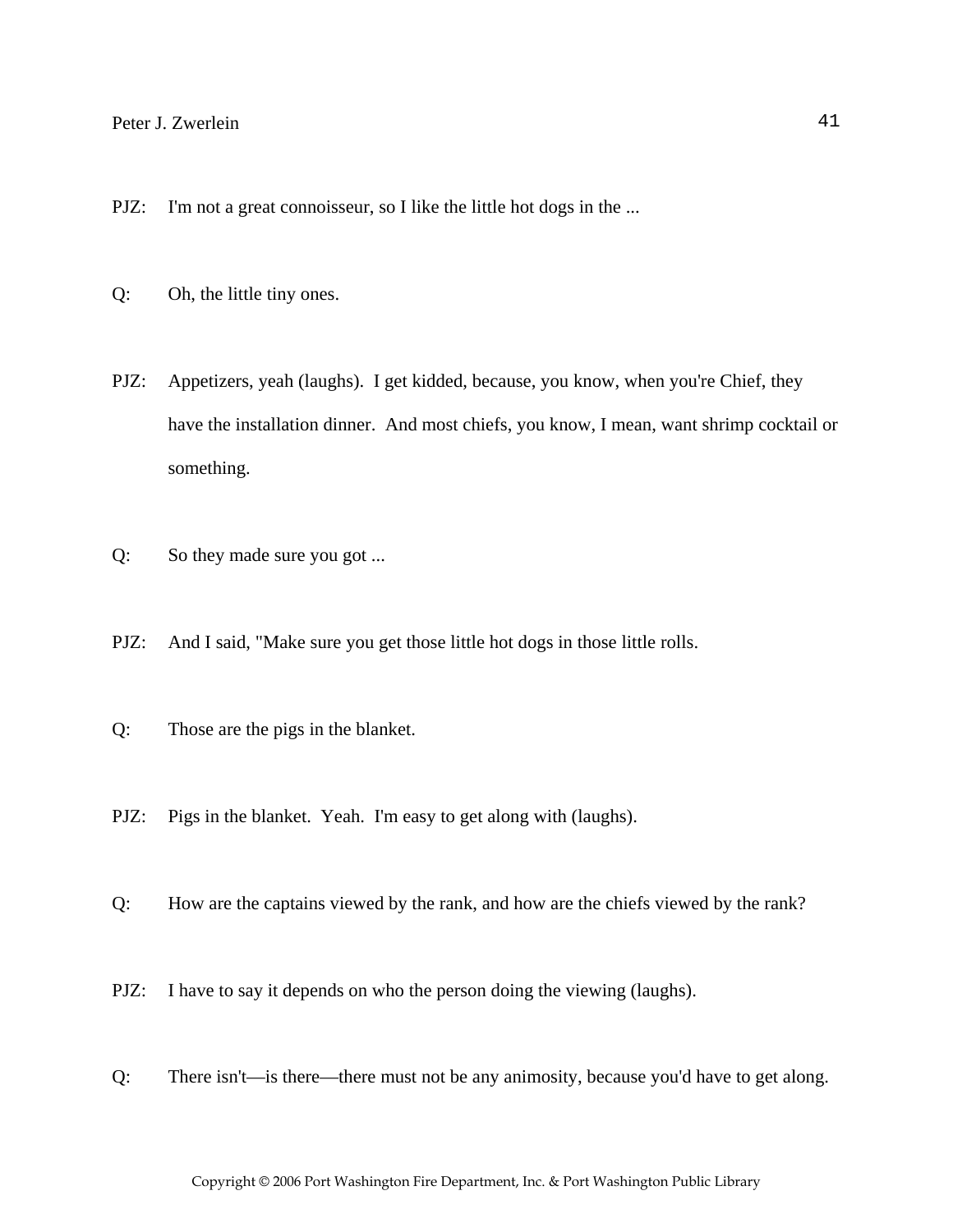PJZ: I'm not a great connoisseur, so I like the little hot dogs in the ...

Q: Oh, the little tiny ones.

PJZ: Appetizers, yeah (laughs). I get kidded, because, you know, when you're Chief, they have the installation dinner. And most chiefs, you know, I mean, want shrimp cocktail or something.

Q: So they made sure you got ...

PJZ: And I said, "Make sure you get those little hot dogs in those little rolls.

Q: Those are the pigs in the blanket.

PJZ: Pigs in the blanket. Yeah. I'm easy to get along with (laughs).

Q: How are the captains viewed by the rank, and how are the chiefs viewed by the rank?

PJZ: I have to say it depends on who the person doing the viewing (laughs).

Q: There isn't—is there—there must not be any animosity, because you'd have to get along.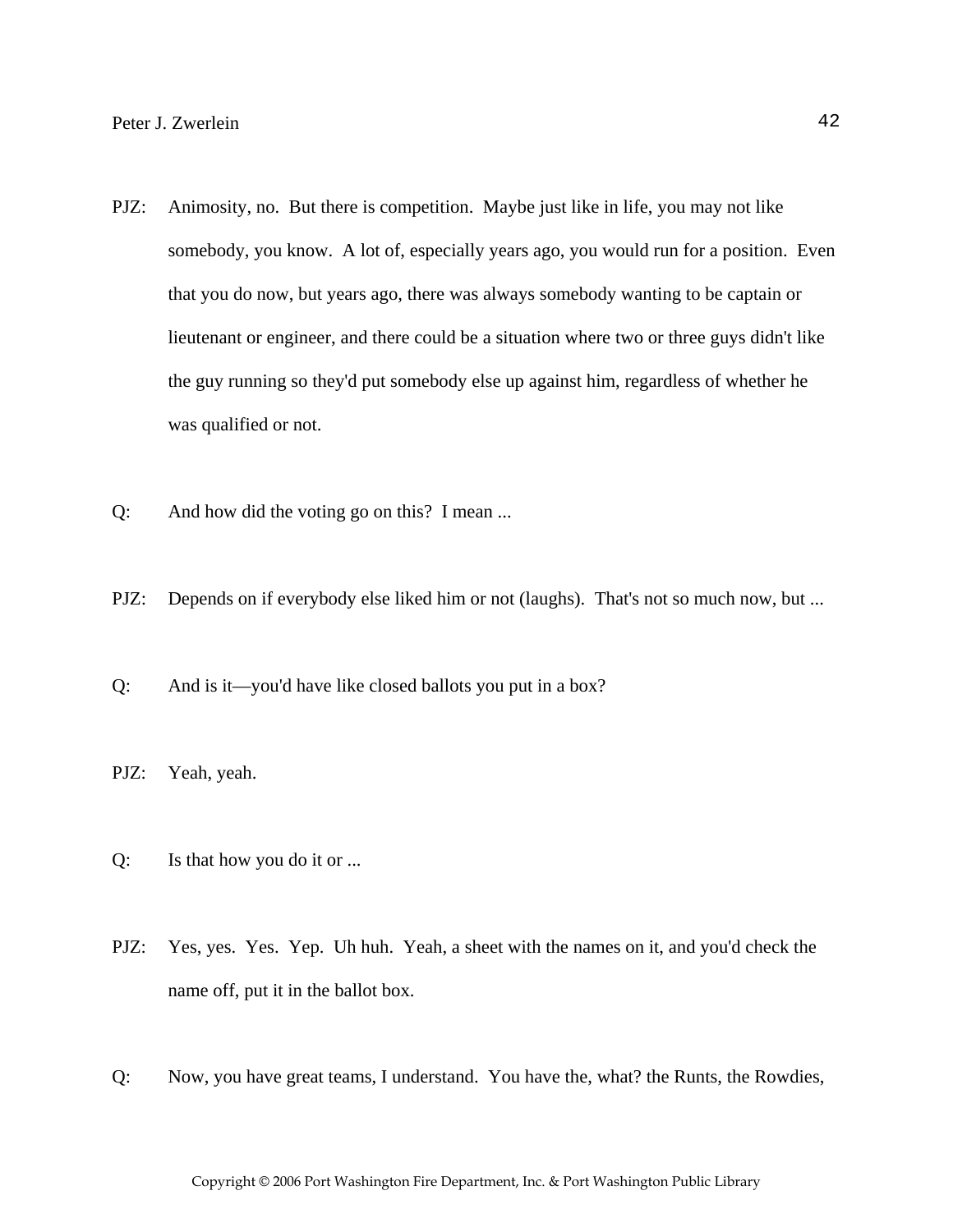PJZ: Animosity, no. But there is competition. Maybe just like in life, you may not like somebody, you know. A lot of, especially years ago, you would run for a position. Even that you do now, but years ago, there was always somebody wanting to be captain or lieutenant or engineer, and there could be a situation where two or three guys didn't like the guy running so they'd put somebody else up against him, regardless of whether he was qualified or not.

Q: And how did the voting go on this? I mean ...

PJZ: Depends on if everybody else liked him or not (laughs). That's not so much now, but ...

Q: And is it—you'd have like closed ballots you put in a box?

PJZ: Yeah, yeah.

Q: Is that how you do it or ...

PJZ: Yes, yes. Yes. Yep. Uh huh. Yeah, a sheet with the names on it, and you'd check the name off, put it in the ballot box.

Q: Now, you have great teams, I understand. You have the, what? the Runts, the Rowdies,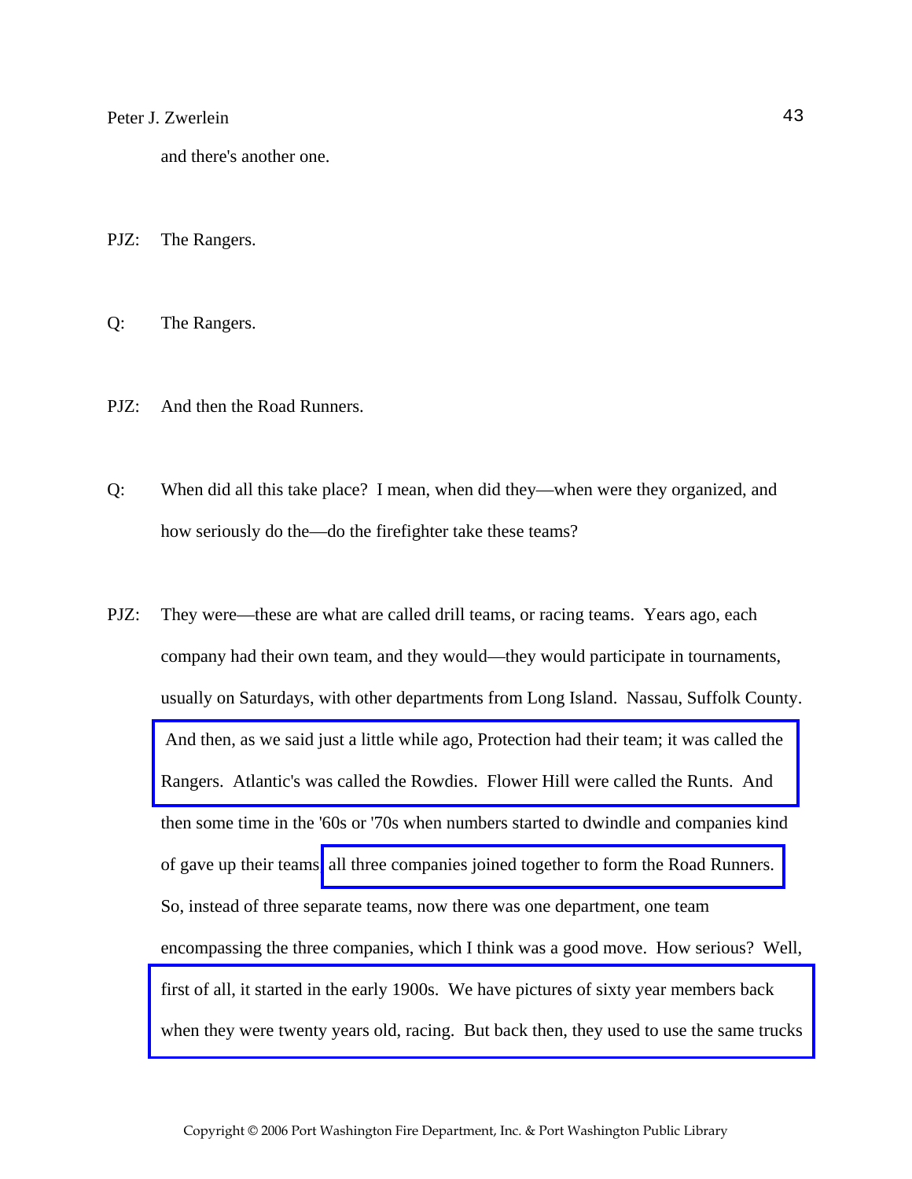and there's another one.

PJZ: The Rangers.

Q: The Rangers.

PJZ: And then the Road Runners.

Q: When did all this take place? I mean, when did they—when were they organized, and how seriously do the—do the firefighter take these teams?

PJZ: They were—these are what are called drill teams, or racing teams. Years ago, each company had their own team, and they would—they would participate in tournaments, usually on Saturdays, with other departments from Long Island. Nassau, Suffolk County. And then, as we said just a little while ago, Protection had their team; it was called the Rangers. Atlantic's was called the Rowdies. Flower Hill were called the Runts. And then some time in the '60s or '70s when numbers started to dwindle and companies kind of gave up their teams all three companies joined together to form the Road Runners. So, instead of three separate teams, now there was one department, one team encompassing the three companies, which I think was a good move. How serious? Well, first of all, it started in the early 1900s. We have pictures of sixty year members back when they were twenty years old, racing. But back then, they used to use the same trucks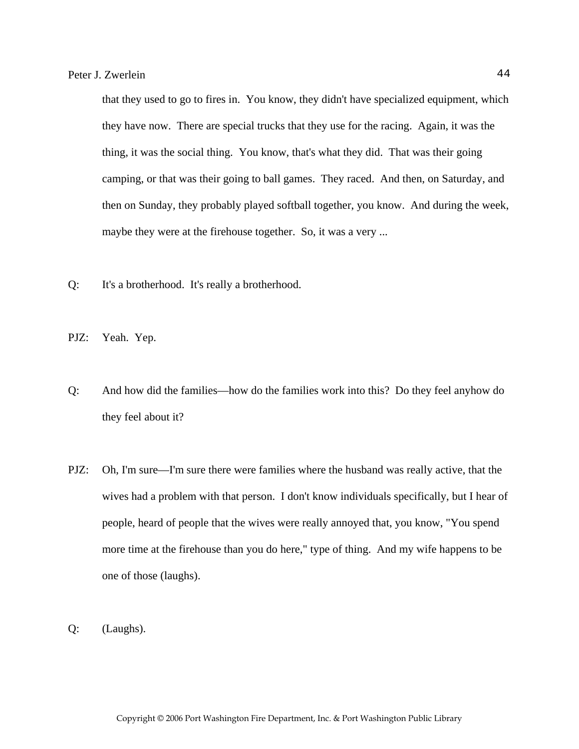that they used to go to fires in. You know, they didn't have specialized equipment, which they have now. There are special trucks that they use for the racing. Again, it was the thing, it was the social thing. You know, that's what they did. That was their going camping, or that was their going to ball games. They raced. And then, on Saturday, and then on Sunday, they probably played softball together, you know. And during the week, maybe they were at the firehouse together. So, it was a very ...

Q: It's a brotherhood. It's really a brotherhood.

PJZ: Yeah. Yep.

Q: And how did the families—how do the families work into this? Do they feel anyhow do they feel about it?

PJZ: Oh, I'm sure—I'm sure there were families where the husband was really active, that the wives had a problem with that person. I don't know individuals specifically, but I hear of people, heard of people that the wives were really annoyed that, you know, "You spend more time at the firehouse than you do here," type of thing. And my wife happens to be one of those (laughs).

Q: (Laughs).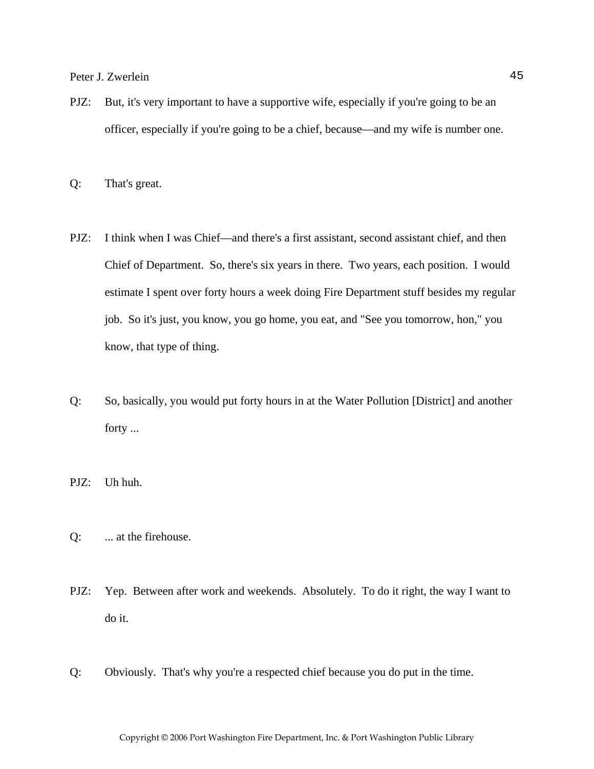PJZ: But, it's very important to have a supportive wife, especially if you're going to be an officer, especially if you're going to be a chief, because—and my wife is number one.

Q: That's great.

PJZ: I think when I was Chief—and there's a first assistant, second assistant chief, and then Chief of Department. So, there's six years in there. Two years, each position. I would estimate I spent over forty hours a week doing Fire Department stuff besides my regular job. So it's just, you know, you go home, you eat, and "See you tomorrow, hon," you know, that type of thing.

Q: So, basically, you would put forty hours in at the Water Pollution [District] and another forty ...

PJZ: Uh huh.

Q: ... at the firehouse.

PJZ: Yep. Between after work and weekends. Absolutely. To do it right, the way I want to do it.

Q: Obviously. That's why you're a respected chief because you do put in the time.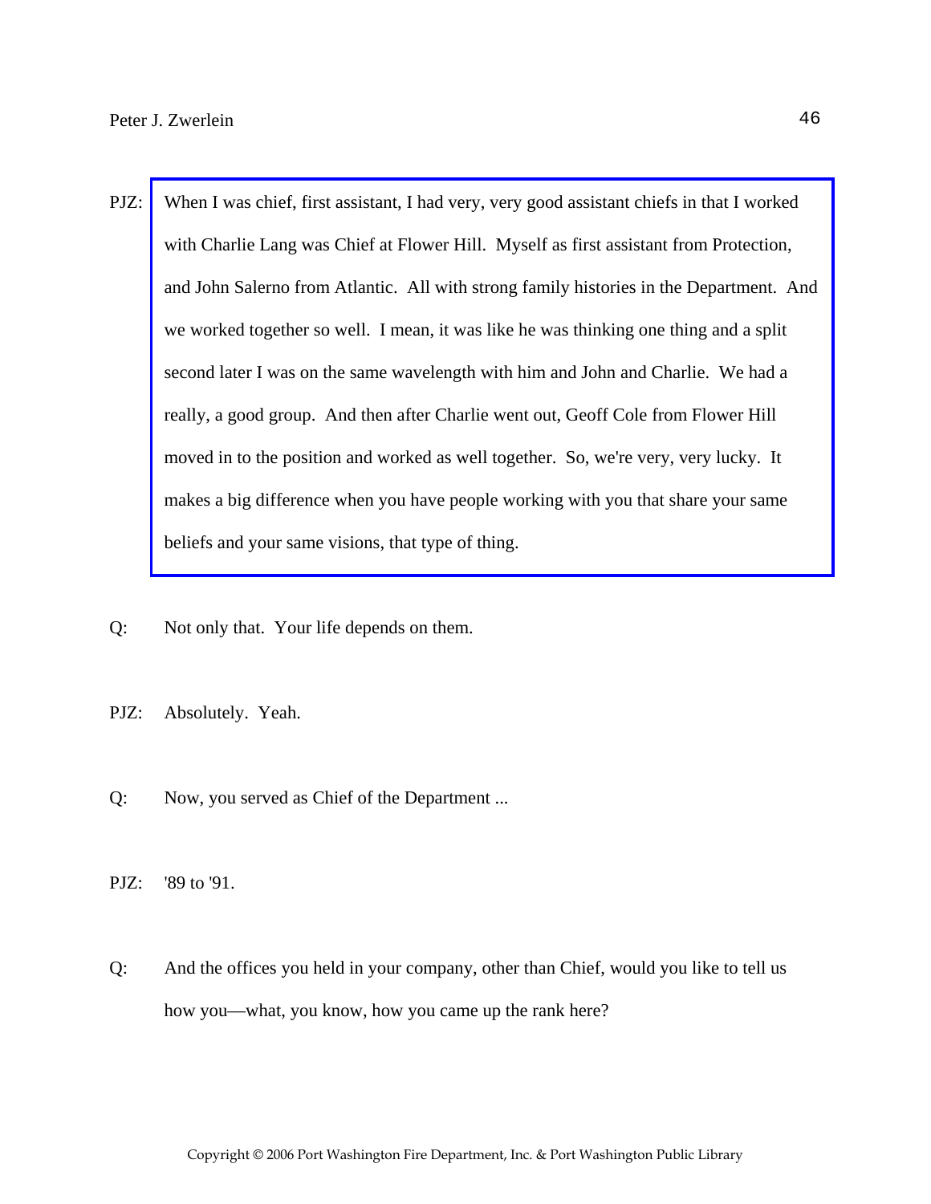PJZ: When I was chief, first assistant, I had very, very good assistant chiefs in that I worked with Charlie Lang was Chief at Flower Hill. Myself as first assistant from Protection, and John Salerno from Atlantic. All with strong family histories in the Department. And we worked together so well. I mean, it was like he was thinking one thing and a split second later I was on the same wavelength with him and John and Charlie. We had a really, a good group. And then after Charlie went out, Geoff Cole from Flower Hill moved in to the position and worked as well together. So, we're very, very lucky. It makes a big difference when you have people working with you that share your same beliefs and your same visions, that type of thing.

Q: Not only that. Your life depends on them.

PJZ: Absolutely. Yeah.

Q: Now, you served as Chief of the Department ...

PJZ: '89 to '91.

Q: And the offices you held in your company, other than Chief, would you like to tell us how you—what, you know, how you came up the rank here?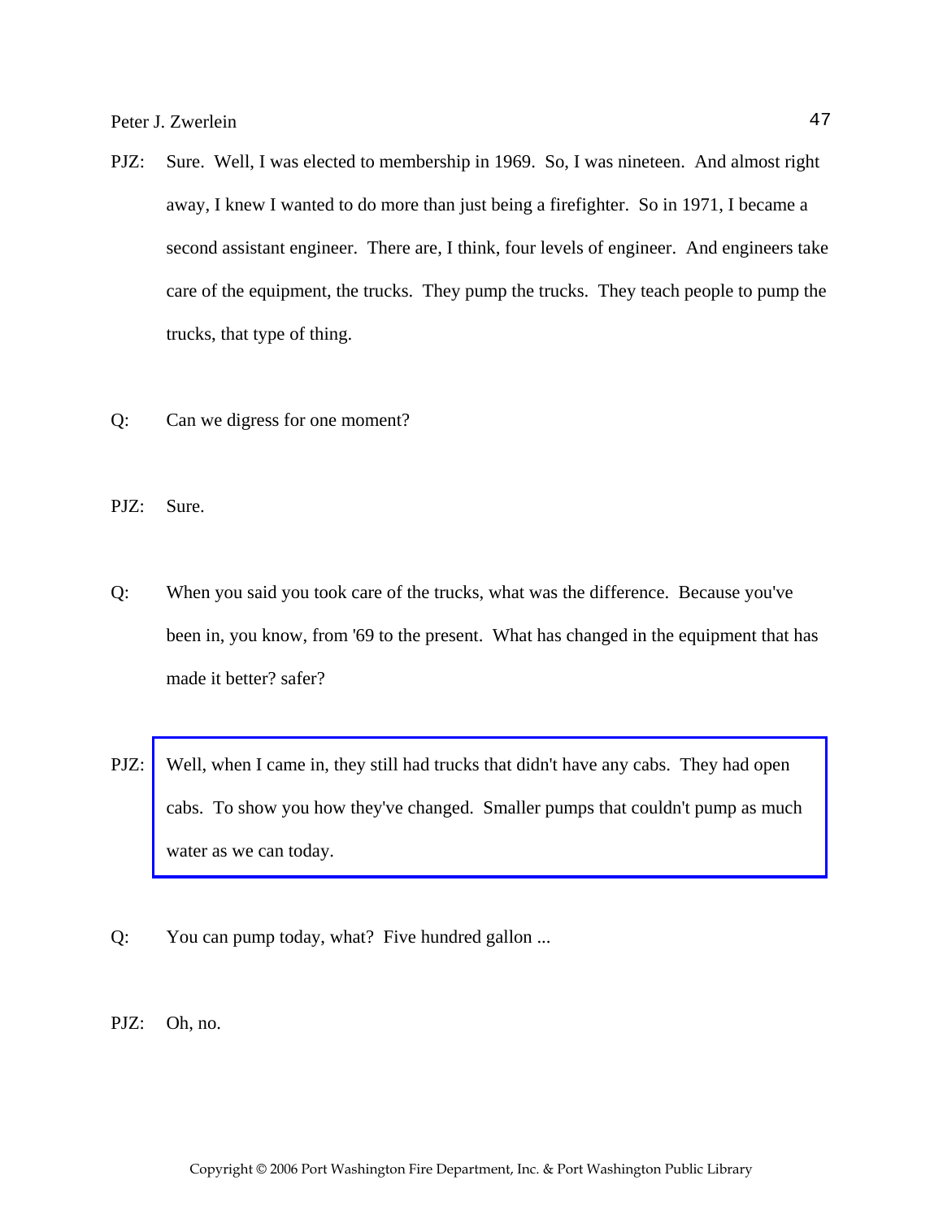PJZ: Sure. Well, I was elected to membership in 1969. So, I was nineteen. And almost right away, I knew I wanted to do more than just being a firefighter. So in 1971, I became a second assistant engineer. There are, I think, four levels of engineer. And engineers take care of the equipment, the trucks. They pump the trucks. They teach people to pump the trucks, that type of thing.

Q: Can we digress for one moment?

PJZ: Sure.

Q: When you said you took care of the trucks, what was the difference. Because you've been in, you know, from '69 to the present. What has changed in the equipment that has made it better? safer?

PJZ: Well, when I came in, they still had trucks that didn't have any cabs. They had open cabs. To show you how they've changed. Smaller pumps that couldn't pump as much water as we can today.

Q: You can pump today, what? Five hundred gallon ...

PJZ: Oh, no.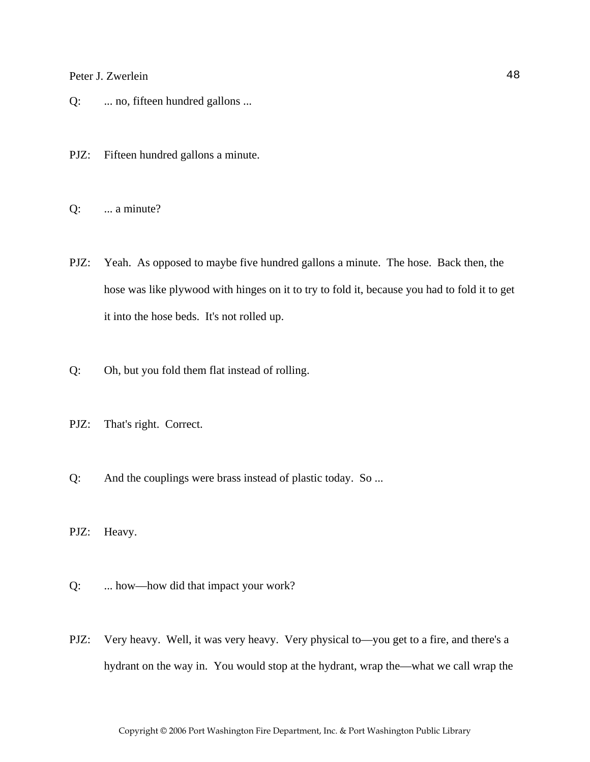Q: ... no, fifteen hundred gallons ...

PJZ: Fifteen hundred gallons a minute.

Q: ... a minute?

PJZ: Yeah. As opposed to maybe five hundred gallons a minute. The hose. Back then, the hose was like plywood with hinges on it to try to fold it, because you had to fold it to get it into the hose beds. It's not rolled up.

Q: Oh, but you fold them flat instead of rolling.

PJZ: That's right. Correct.

Q: And the couplings were brass instead of plastic today. So ...

PJZ: Heavy.

Q: ... how—how did that impact your work?

PJZ: Very heavy. Well, it was very heavy. Very physical to—you get to a fire, and there's a hydrant on the way in. You would stop at the hydrant, wrap the—what we call wrap the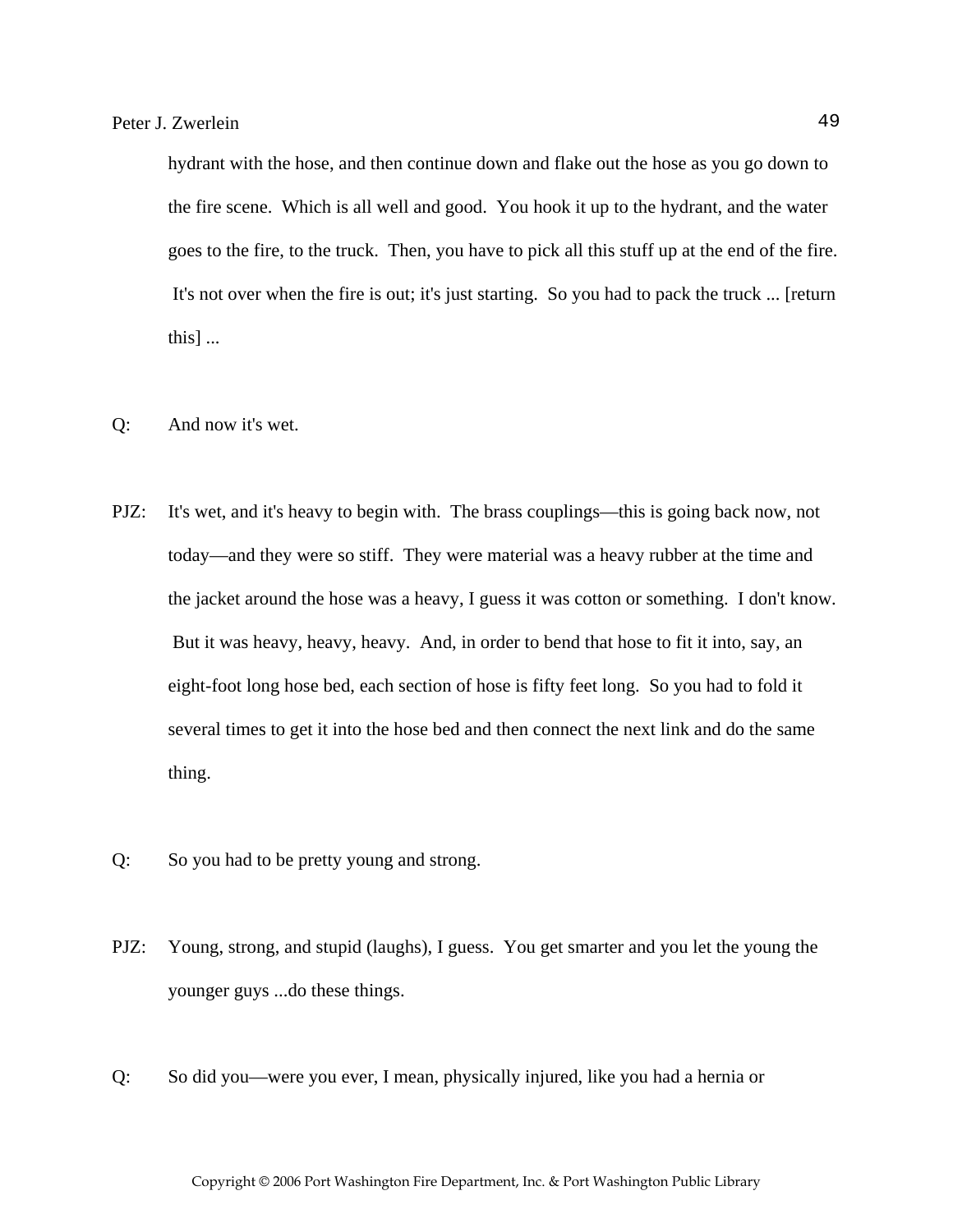hydrant with the hose, and then continue down and flake out the hose as you go down to the fire scene. Which is all well and good. You hook it up to the hydrant, and the water goes to the fire, to the truck. Then, you have to pick all this stuff up at the end of the fire. It's not over when the fire is out; it's just starting. So you had to pack the truck ... [return this] ...

Q: And now it's wet.

PJZ: It's wet, and it's heavy to begin with. The brass couplings—this is going back now, not today—and they were so stiff. They were material was a heavy rubber at the time and the jacket around the hose was a heavy, I guess it was cotton or something. I don't know. But it was heavy, heavy, heavy. And, in order to bend that hose to fit it into, say, an eight-foot long hose bed, each section of hose is fifty feet long. So you had to fold it several times to get it into the hose bed and then connect the next link and do the same thing.

Q: So you had to be pretty young and strong.

PJZ: Young, strong, and stupid (laughs), I guess. You get smarter and you let the young the younger guys ...do these things.

Q: So did you—were you ever, I mean, physically injured, like you had a hernia or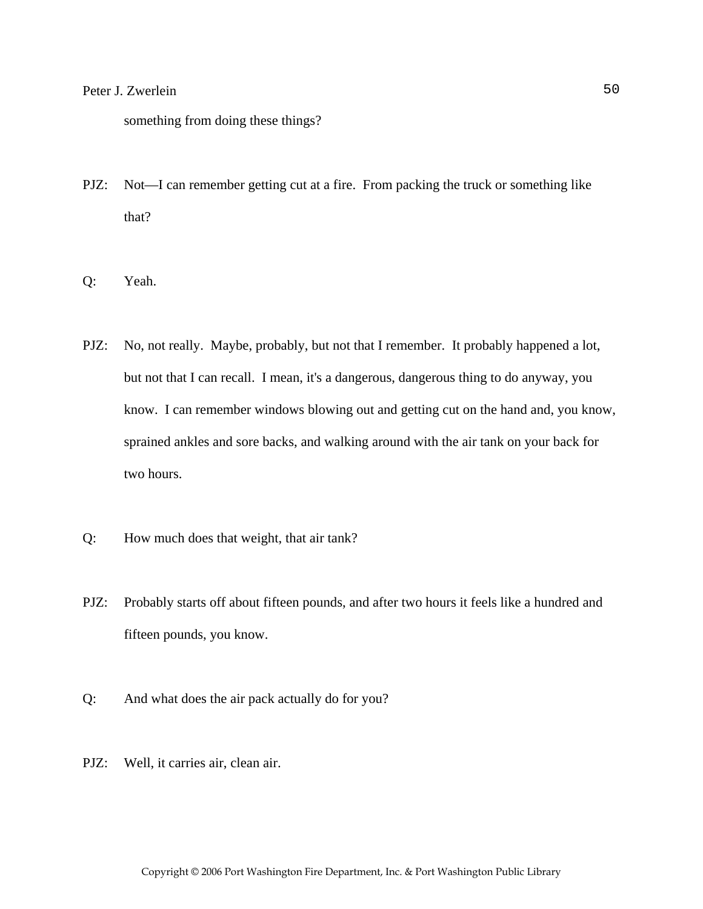something from doing these things?

PJZ: Not—I can remember getting cut at a fire. From packing the truck or something like that?

Q: Yeah.

PJZ: No, not really. Maybe, probably, but not that I remember. It probably happened a lot, but not that I can recall. I mean, it's a dangerous, dangerous thing to do anyway, you know. I can remember windows blowing out and getting cut on the hand and, you know, sprained ankles and sore backs, and walking around with the air tank on your back for two hours.

Q: How much does that weight, that air tank?

PJZ: Probably starts off about fifteen pounds, and after two hours it feels like a hundred and fifteen pounds, you know.

Q: And what does the air pack actually do for you?

PJZ: Well, it carries air, clean air.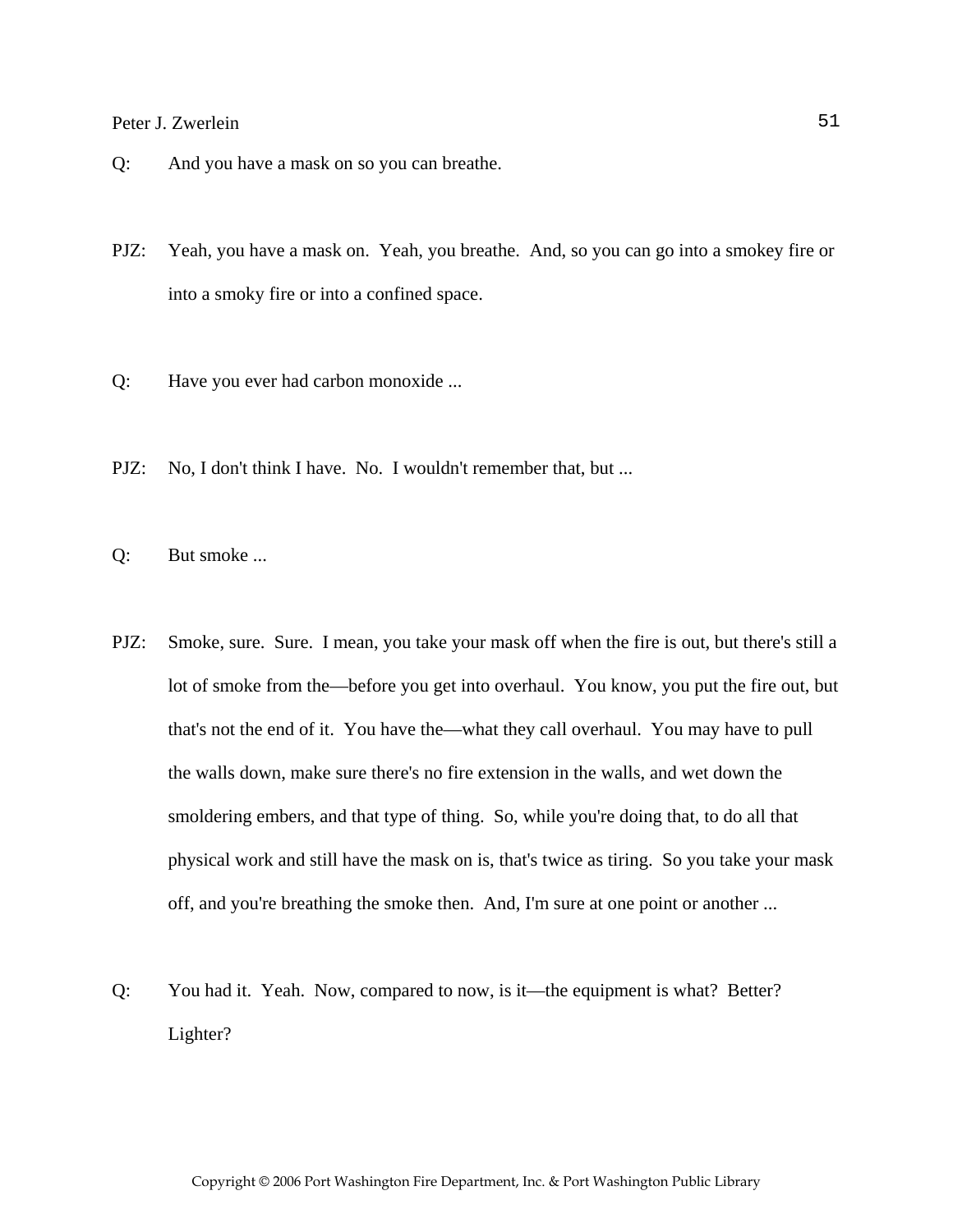Q: And you have a mask on so you can breathe.

PJZ: Yeah, you have a mask on. Yeah, you breathe. And, so you can go into a smokey fire or into a smoky fire or into a confined space.

Q: Have you ever had carbon monoxide ...

PJZ: No, I don't think I have. No. I wouldn't remember that, but ...

Q: But smoke ...

PJZ: Smoke, sure. Sure. I mean, you take your mask off when the fire is out, but there's still a lot of smoke from the—before you get into overhaul. You know, you put the fire out, but that's not the end of it. You have the—what they call overhaul. You may have to pull the walls down, make sure there's no fire extension in the walls, and wet down the smoldering embers, and that type of thing. So, while you're doing that, to do all that physical work and still have the mask on is, that's twice as tiring. So you take your mask off, and you're breathing the smoke then. And, I'm sure at one point or another ...

Q: You had it. Yeah. Now, compared to now, is it—the equipment is what? Better? Lighter?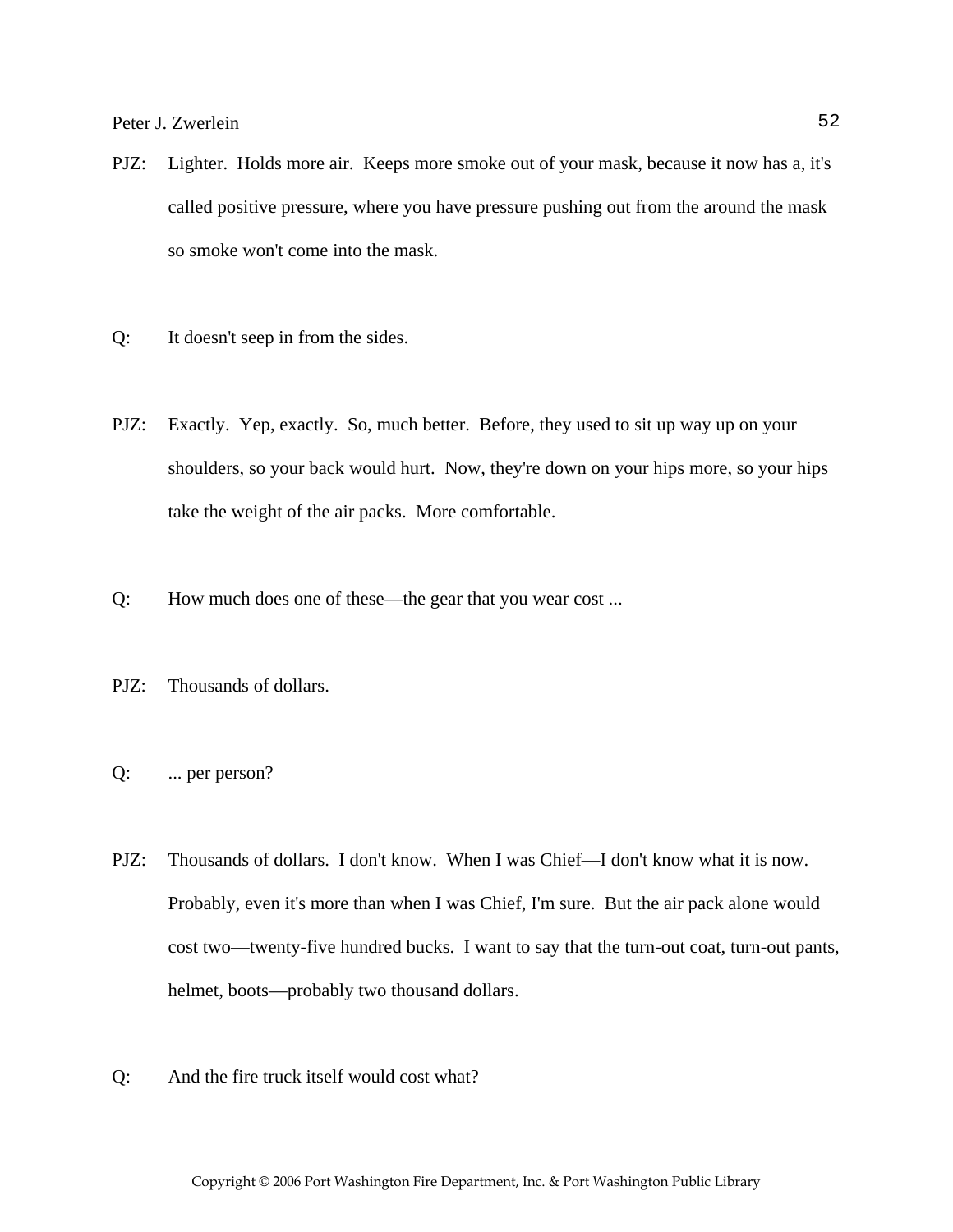PJZ: Lighter. Holds more air. Keeps more smoke out of your mask, because it now has a, it's called positive pressure, where you have pressure pushing out from the around the mask so smoke won't come into the mask.

Q: It doesn't seep in from the sides.

PJZ: Exactly. Yep, exactly. So, much better. Before, they used to sit up way up on your shoulders, so your back would hurt. Now, they're down on your hips more, so your hips take the weight of the air packs. More comfortable.

Q: How much does one of these—the gear that you wear cost ...

PJZ: Thousands of dollars.

Q: ... per person?

PJZ: Thousands of dollars. I don't know. When I was Chief—I don't know what it is now. Probably, even it's more than when I was Chief, I'm sure. But the air pack alone would cost two—twenty-five hundred bucks. I want to say that the turn-out coat, turn-out pants, helmet, boots—probably two thousand dollars.

Q: And the fire truck itself would cost what?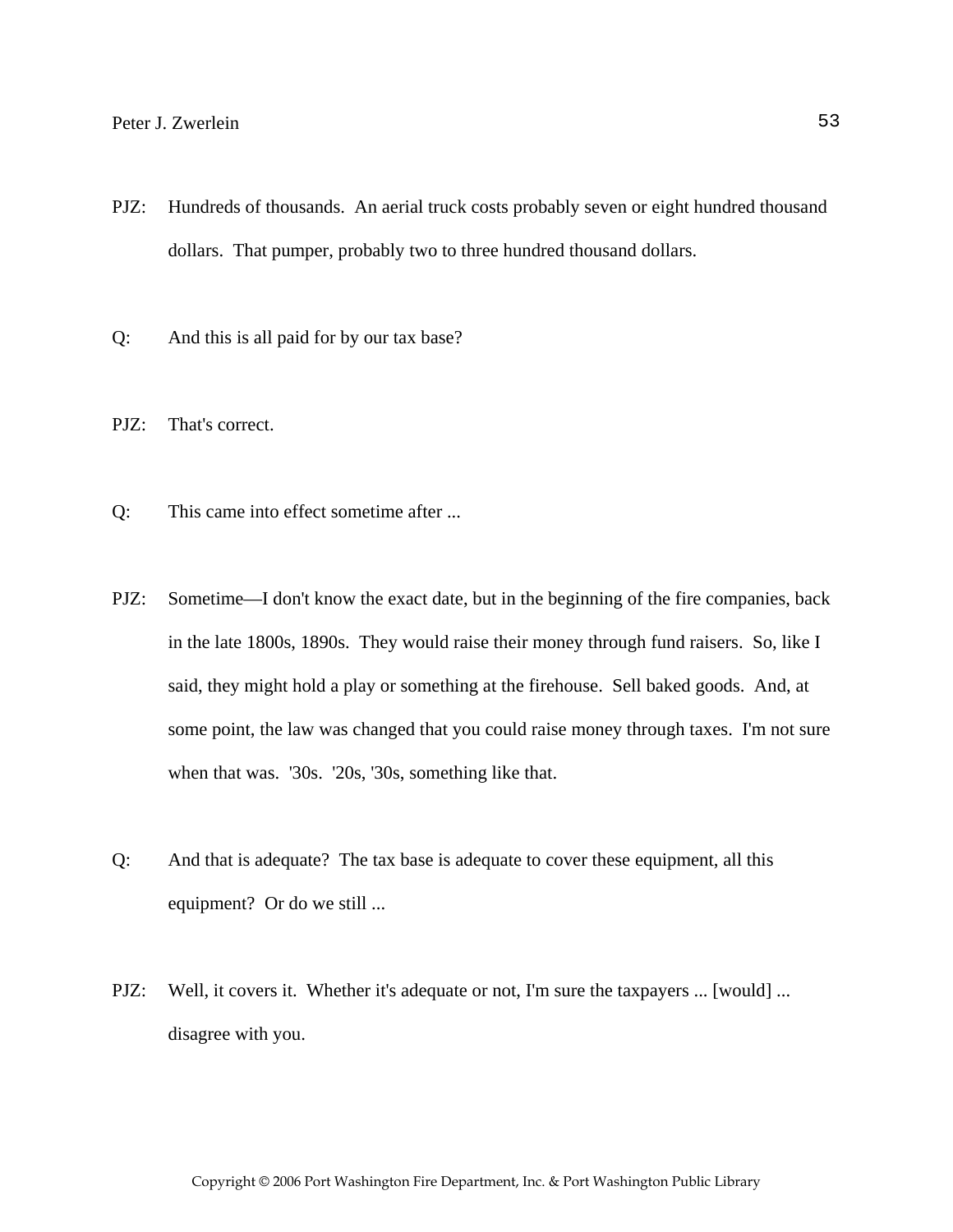PJZ: Hundreds of thousands. An aerial truck costs probably seven or eight hundred thousand dollars. That pumper, probably two to three hundred thousand dollars.

Q: And this is all paid for by our tax base?

PJZ: That's correct.

Q: This came into effect sometime after ...

PJZ: Sometime—I don't know the exact date, but in the beginning of the fire companies, back in the late 1800s, 1890s. They would raise their money through fund raisers. So, like I said, they might hold a play or something at the firehouse. Sell baked goods. And, at some point, the law was changed that you could raise money through taxes. I'm not sure when that was. '30s. '20s, '30s, something like that.

Q: And that is adequate? The tax base is adequate to cover these equipment, all this equipment? Or do we still ...

PJZ: Well, it covers it. Whether it's adequate or not, I'm sure the taxpayers ... [would] ... disagree with you.

Copyright © 2006 Port Washington Fire Department, Inc. & Port Washington Public Library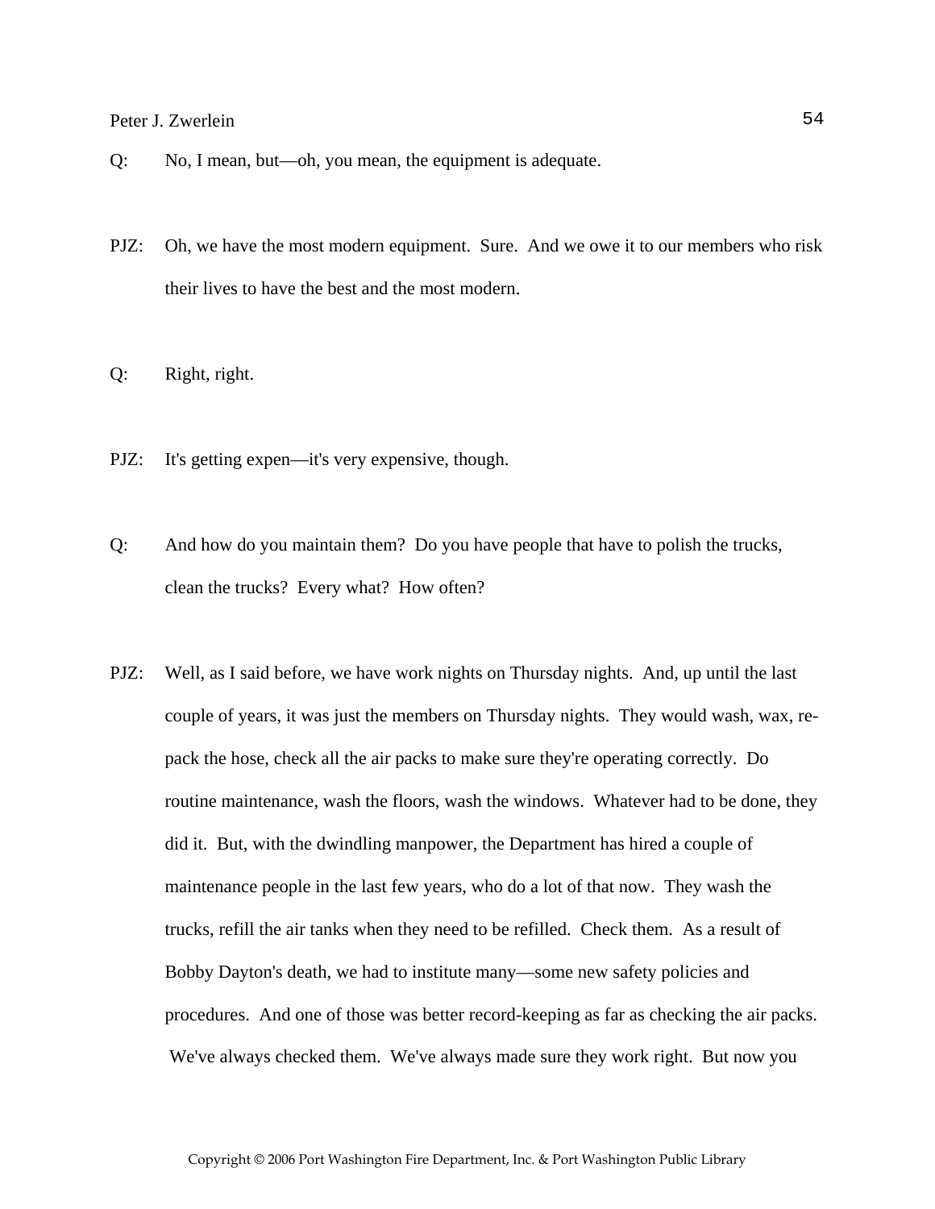Q: No, I mean, but—oh, you mean, the equipment is adequate.

PJZ: Oh, we have the most modern equipment. Sure. And we owe it to our members who risk their lives to have the best and the most modern.

Q: Right, right.

PJZ: It's getting expen—it's very expensive, though.

Q: And how do you maintain them? Do you have people that have to polish the trucks, clean the trucks? Every what? How often?

PJZ: Well, as I said before, we have work nights on Thursday nights. And, up until the last couple of years, it was just the members on Thursday nights. They would wash, wax, re-pack the hose, check all the air packs to make sure they're operating correctly. Do routine maintenance, wash the floors, wash the windows. Whatever had to be done, they did it. But, with the dwindling manpower, the Department has hired a couple of maintenance people in the last few years, who do a lot of that now. They wash the trucks, refill the air tanks when they need to be refilled. Check them. As a result of Bobby Dayton's death, we had to institute many—some new safety policies and procedures. And one of those was better record-keeping as far as checking the air packs. We've always checked them. We've always made sure they work right. But now you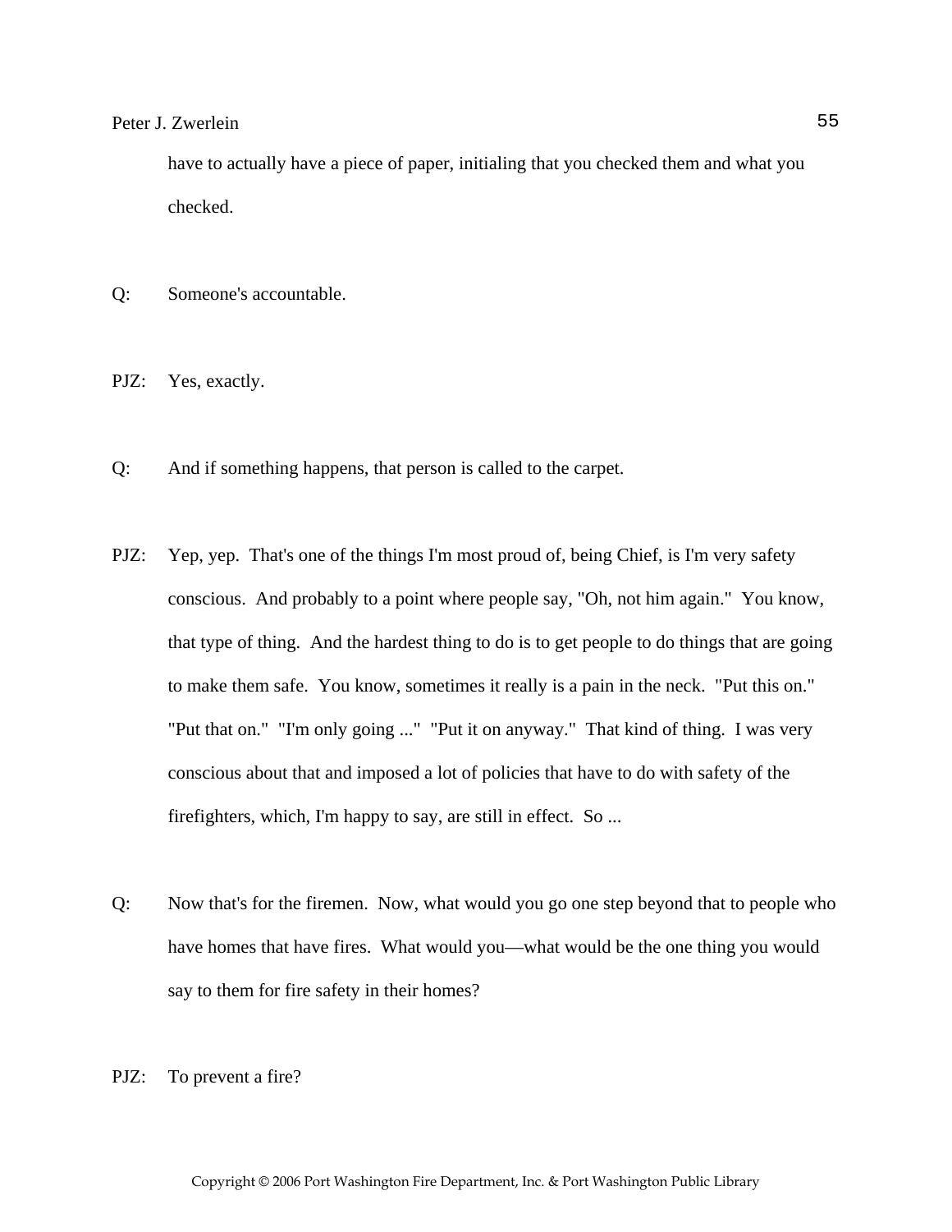have to actually have a piece of paper, initialing that you checked them and what you checked.

Q: Someone's accountable.

PJZ: Yes, exactly.

Q: And if something happens, that person is called to the carpet.

PJZ: Yep, yep. That's one of the things I'm most proud of, being Chief, is I'm very safety conscious. And probably to a point where people say, "Oh, not him again." You know, that type of thing. And the hardest thing to do is to get people to do things that are going to make them safe. You know, sometimes it really is a pain in the neck. "Put this on." "Put that on." "I'm only going ..." "Put it on anyway." That kind of thing. I was very conscious about that and imposed a lot of policies that have to do with safety of the firefighters, which, I'm happy to say, are still in effect. So ...

Q: Now that's for the firemen. Now, what would you go one step beyond that to people who have homes that have fires. What would you—what would be the one thing you would say to them for fire safety in their homes?

PJZ: To prevent a fire?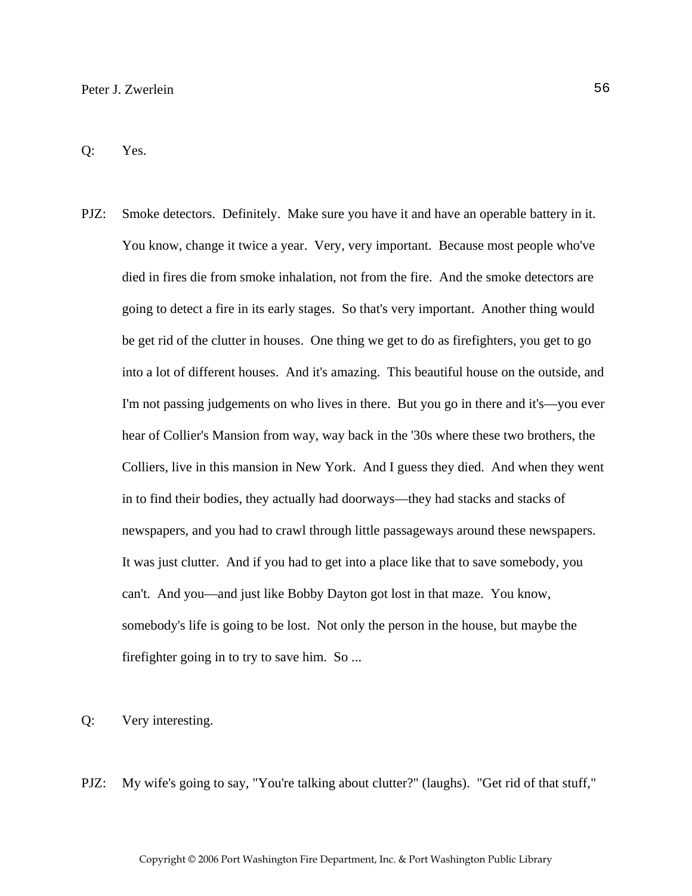Q: Yes.

PJZ: Smoke detectors. Definitely. Make sure you have it and have an operable battery in it. You know, change it twice a year. Very, very important. Because most people who've died in fires die from smoke inhalation, not from the fire. And the smoke detectors are going to detect a fire in its early stages. So that's very important. Another thing would be get rid of the clutter in houses. One thing we get to do as firefighters, you get to go into a lot of different houses. And it's amazing. This beautiful house on the outside, and I'm not passing judgements on who lives in there. But you go in there and it's—you ever hear of Collier's Mansion from way, way back in the '30s where these two brothers, the Colliers, live in this mansion in New York. And I guess they died. And when they went in to find their bodies, they actually had doorways—they had stacks and stacks of newspapers, and you had to crawl through little passageways around these newspapers. It was just clutter. And if you had to get into a place like that to save somebody, you can't. And you—and just like Bobby Dayton got lost in that maze. You know, somebody's life is going to be lost. Not only the person in the house, but maybe the firefighter going in to try to save him. So ...

Q: Very interesting.

PJZ: My wife's going to say, "You're talking about clutter?" (laughs). "Get rid of that stuff,"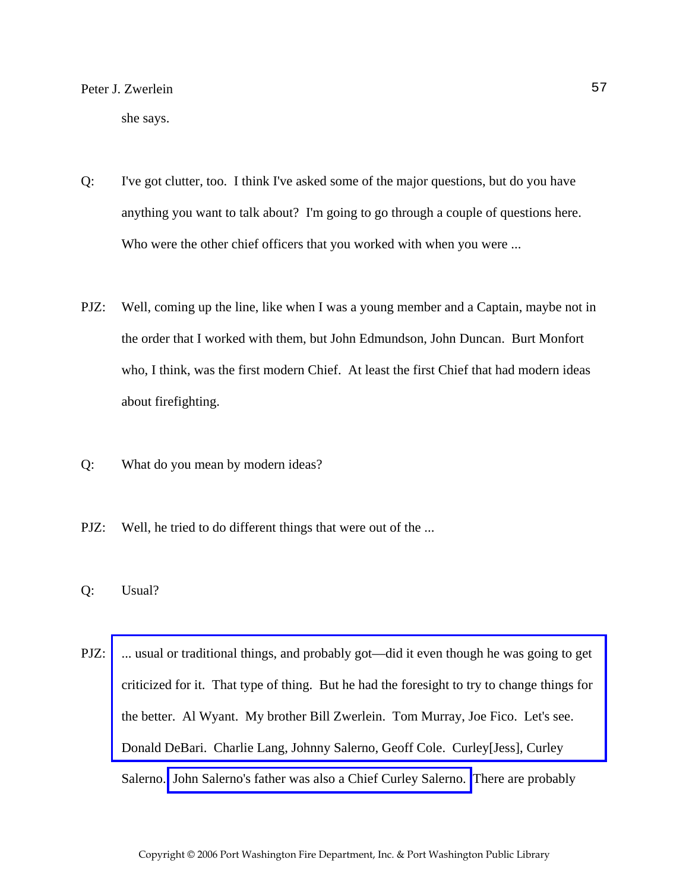she says.

Q: I've got clutter, too. I think I've asked some of the major questions, but do you have anything you want to talk about? I'm going to go through a couple of questions here. Who were the other chief officers that you worked with when you were ...

PJZ: Well, coming up the line, like when I was a young member and a Captain, maybe not in the order that I worked with them, but John Edmundson, John Duncan. Burt Monfort who, I think, was the first modern Chief. At least the first Chief that had modern ideas about firefighting.

Q: What do you mean by modern ideas?

PJZ: Well, he tried to do different things that were out of the ...

Q: Usual?

PJZ: ... usual or traditional things, and probably got—did it even though he was going to get criticized for it. That type of thing. But he had the foresight to try to change things for the better. Al Wyant. My brother Bill Zwerlein. Tom Murray, Joe Fico. Let's see. Donald DeBari. Charlie Lang, Johnny Salerno, Geoff Cole. Curley[Jess], Curley Salerno. John Salerno's father was also a Chief Curley Salerno. There are probably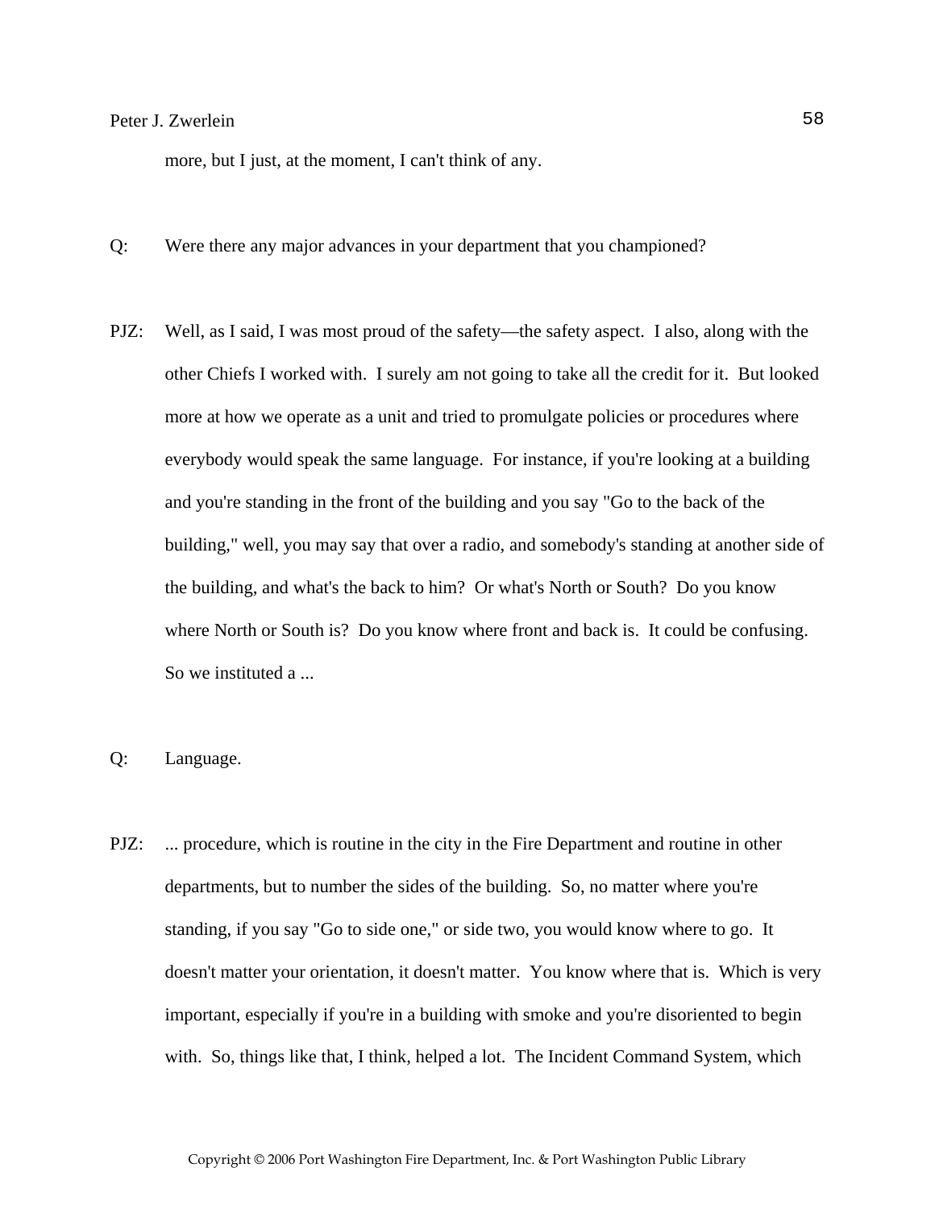more, but I just, at the moment, I can't think of any.

Q: Were there any major advances in your department that you championed?

PJZ: Well, as I said, I was most proud of the safety—the safety aspect. I also, along with the other Chiefs I worked with. I surely am not going to take all the credit for it. But looked more at how we operate as a unit and tried to promulgate policies or procedures where everybody would speak the same language. For instance, if you're looking at a building and you're standing in the front of the building and you say "Go to the back of the building," well, you may say that over a radio, and somebody's standing at another side of the building, and what's the back to him? Or what's North or South? Do you know where North or South is? Do you know where front and back is. It could be confusing. So we instituted a ...

Q: Language.

PJZ: ... procedure, which is routine in the city in the Fire Department and routine in other departments, but to number the sides of the building. So, no matter where you're standing, if you say "Go to side one," or side two, you would know where to go. It doesn't matter your orientation, it doesn't matter. You know where that is. Which is very important, especially if you're in a building with smoke and you're disoriented to begin with. So, things like that, I think, helped a lot. The Incident Command System, which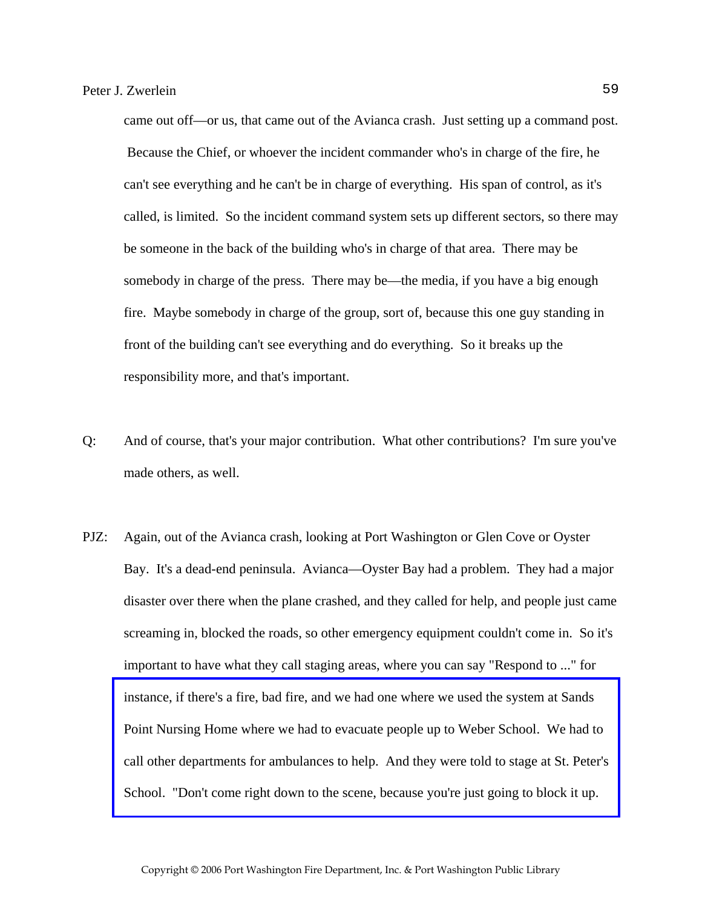came out off—or us, that came out of the Avianca crash. Just setting up a command post. Because the Chief, or whoever the incident commander who's in charge of the fire, he can't see everything and he can't be in charge of everything. His span of control, as it's called, is limited. So the incident command system sets up different sectors, so there may be someone in the back of the building who's in charge of that area. There may be somebody in charge of the press. There may be—the media, if you have a big enough fire. Maybe somebody in charge of the group, sort of, because this one guy standing in front of the building can't see everything and do everything. So it breaks up the responsibility more, and that's important.

Q: And of course, that's your major contribution. What other contributions? I'm sure you've made others, as well.

PJZ: Again, out of the Avianca crash, looking at Port Washington or Glen Cove or Oyster Bay. It's a dead-end peninsula. Avianca—Oyster Bay had a problem. They had a major disaster over there when the plane crashed, and they called for help, and people just came screaming in, blocked the roads, so other emergency equipment couldn't come in. So it's important to have what they call staging areas, where you can say "Respond to ..." for instance, if there's a fire, bad fire, and we had one where we used the system at Sands Point Nursing Home where we had to evacuate people up to Weber School. We had to call other departments for ambulances to help. And they were told to stage at St. Peter's School. "Don't come right down to the scene, because you're just going to block it up.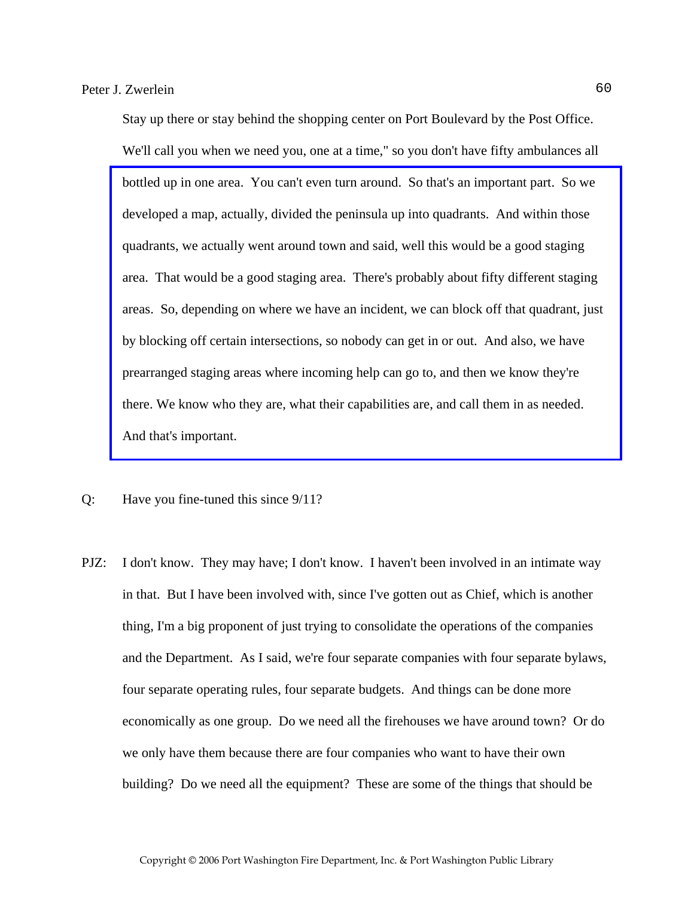Stay up there or stay behind the shopping center on Port Boulevard by the Post Office. We'll call you when we need you, one at a time," so you don't have fifty ambulances all bottled up in one area. You can't even turn around. So that's an important part. So we developed a map, actually, divided the peninsula up into quadrants. And within those quadrants, we actually went around town and said, well this would be a good staging area. That would be a good staging area. There's probably about fifty different staging areas. So, depending on where we have an incident, we can block off that quadrant, just by blocking off certain intersections, so nobody can get in or out. And also, we have prearranged staging areas where incoming help can go to, and then we know they're there. We know who they are, what their capabilities are, and call them in as needed. And that's important.

Q: Have you fine-tuned this since 9/11?

PJZ: I don't know. They may have; I don't know. I haven't been involved in an intimate way in that. But I have been involved with, since I've gotten out as Chief, which is another thing, I'm a big proponent of just trying to consolidate the operations of the companies and the Department. As I said, we're four separate companies with four separate bylaws, four separate operating rules, four separate budgets. And things can be done more economically as one group. Do we need all the firehouses we have around town? Or do we only have them because there are four companies who want to have their own building? Do we need all the equipment? These are some of the things that should be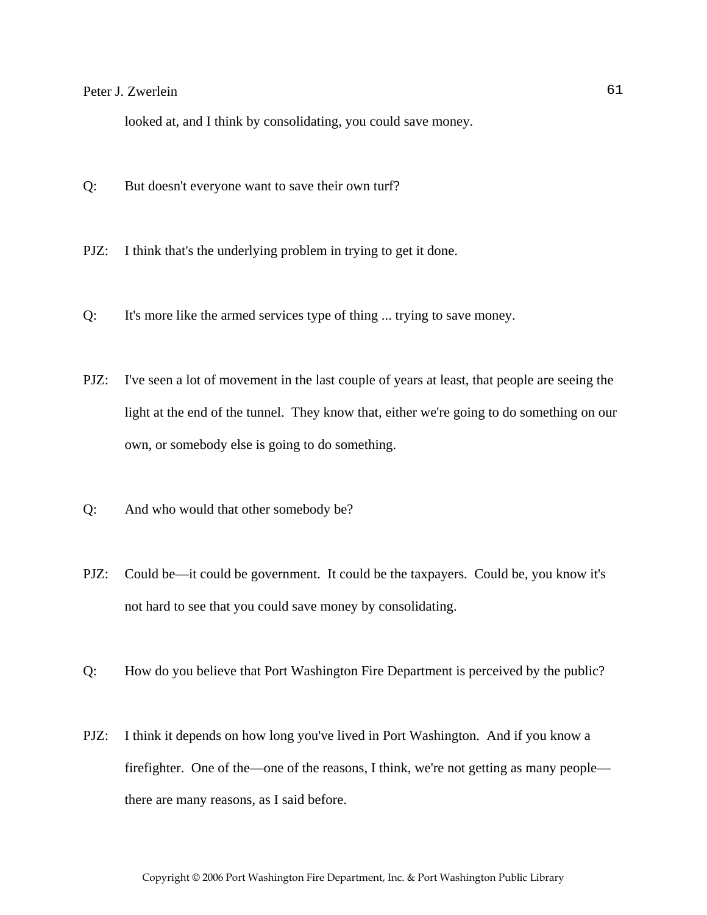looked at, and I think by consolidating, you could save money.

Q: But doesn't everyone want to save their own turf?

PJZ: I think that's the underlying problem in trying to get it done.

Q: It's more like the armed services type of thing ... trying to save money.

PJZ: I've seen a lot of movement in the last couple of years at least, that people are seeing the light at the end of the tunnel. They know that, either we're going to do something on our own, or somebody else is going to do something.

Q: And who would that other somebody be?

PJZ: Could be—it could be government. It could be the taxpayers. Could be, you know it's not hard to see that you could save money by consolidating.

Q: How do you believe that Port Washington Fire Department is perceived by the public?

PJZ: I think it depends on how long you've lived in Port Washington. And if you know a firefighter. One of the—one of the reasons, I think, we're not getting as many people—there are many reasons, as I said before.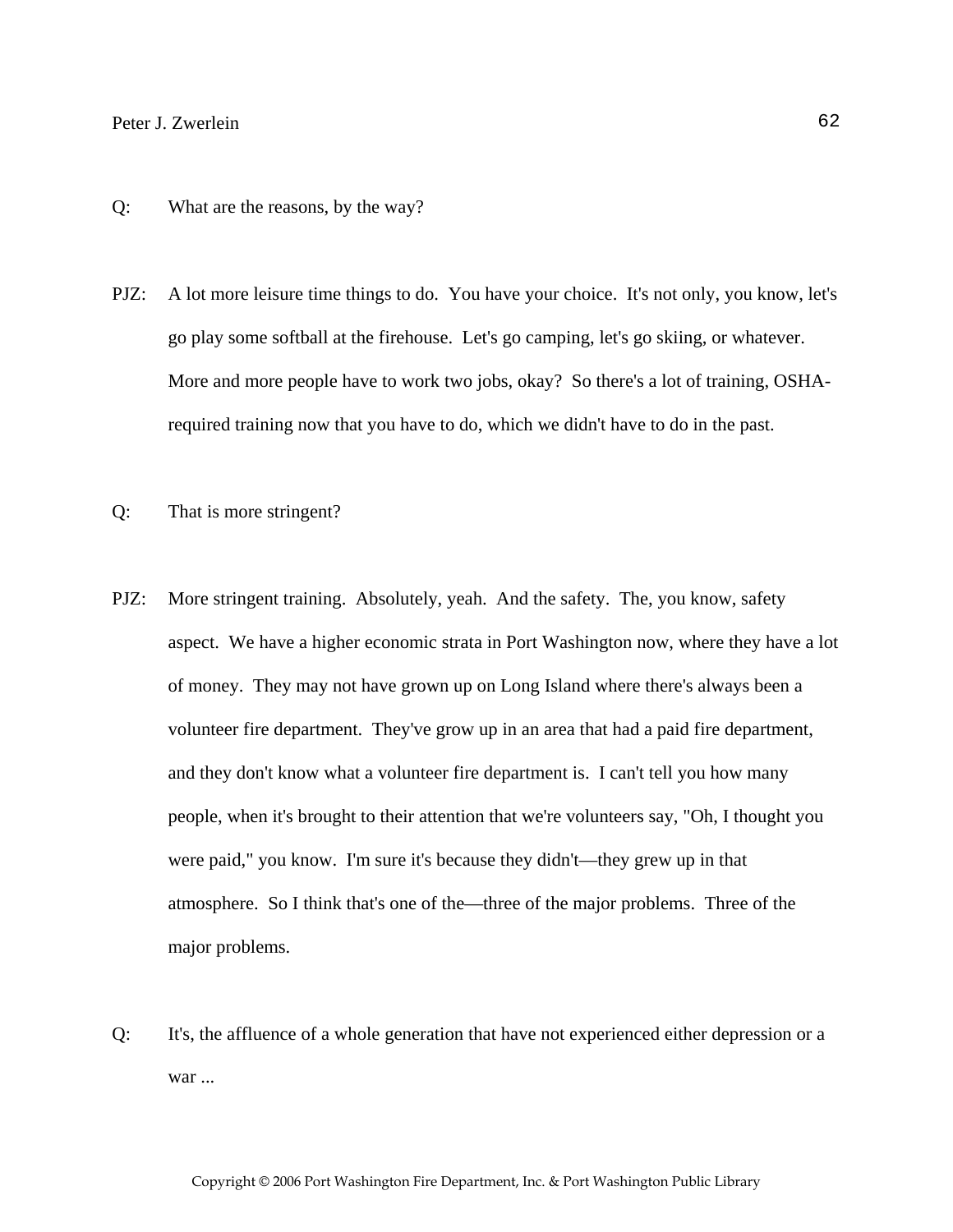Q: What are the reasons, by the way?

PJZ: A lot more leisure time things to do. You have your choice. It's not only, you know, let's go play some softball at the firehouse. Let's go camping, let's go skiing, or whatever. More and more people have to work two jobs, okay? So there's a lot of training, OSHA-required training now that you have to do, which we didn't have to do in the past.

Q: That is more stringent?

PJZ: More stringent training. Absolutely, yeah. And the safety. The, you know, safety aspect. We have a higher economic strata in Port Washington now, where they have a lot of money. They may not have grown up on Long Island where there's always been a volunteer fire department. They've grow up in an area that had a paid fire department, and they don't know what a volunteer fire department is. I can't tell you how many people, when it's brought to their attention that we're volunteers say, "Oh, I thought you were paid," you know. I'm sure it's because they didn't—they grew up in that atmosphere. So I think that's one of the—three of the major problems. Three of the major problems.

Q: It's, the affluence of a whole generation that have not experienced either depression or a war ...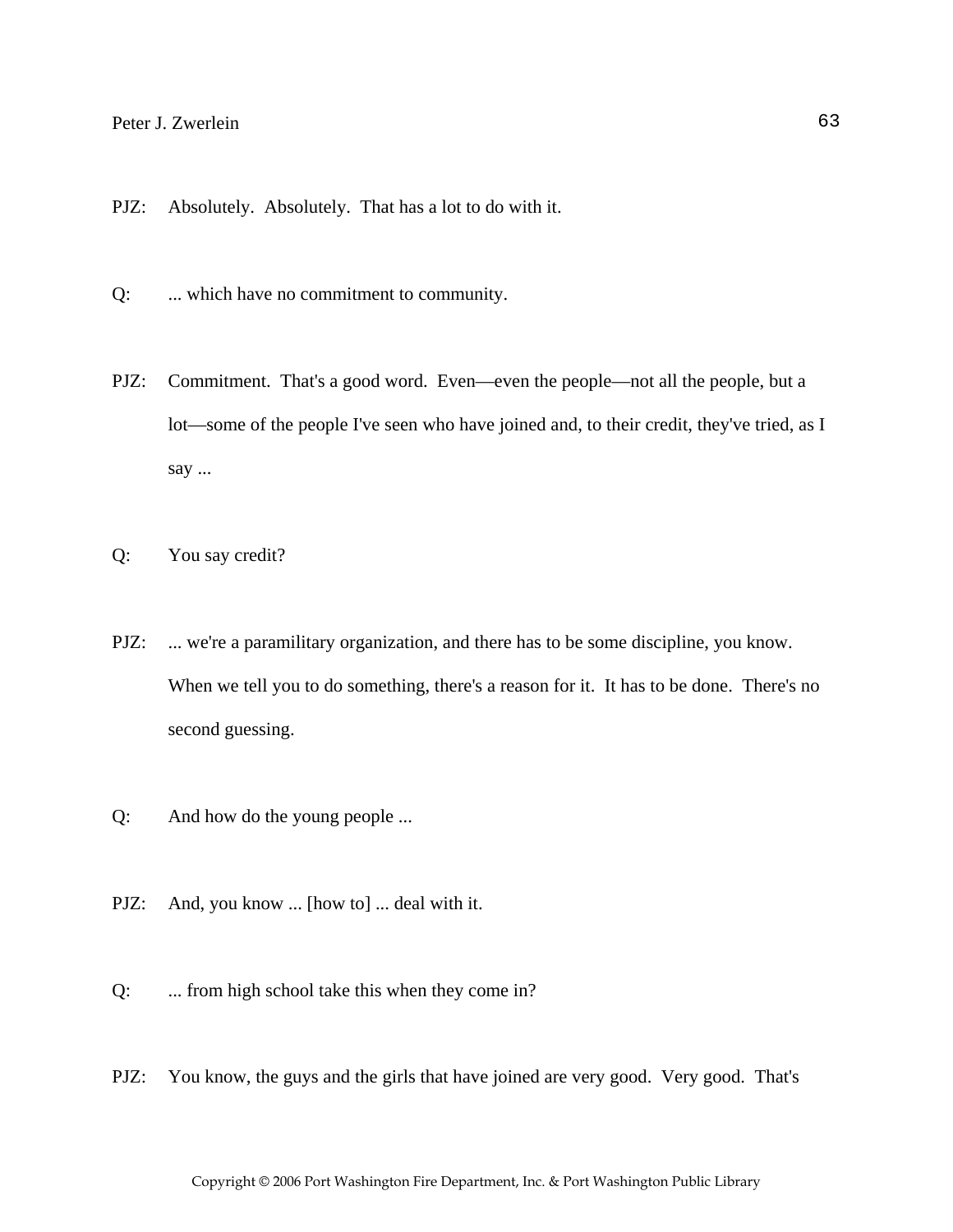PJZ: Absolutely. Absolutely. That has a lot to do with it.

Q: ... which have no commitment to community.

PJZ: Commitment. That's a good word. Even—even the people—not all the people, but a lot—some of the people I've seen who have joined and, to their credit, they've tried, as I say ...

Q: You say credit?

PJZ: ... we're a paramilitary organization, and there has to be some discipline, you know. When we tell you to do something, there's a reason for it. It has to be done. There's no second guessing.

Q: And how do the young people ...

PJZ: And, you know ... [how to] ... deal with it.

Q: ... from high school take this when they come in?

PJZ: You know, the guys and the girls that have joined are very good. Very good. That's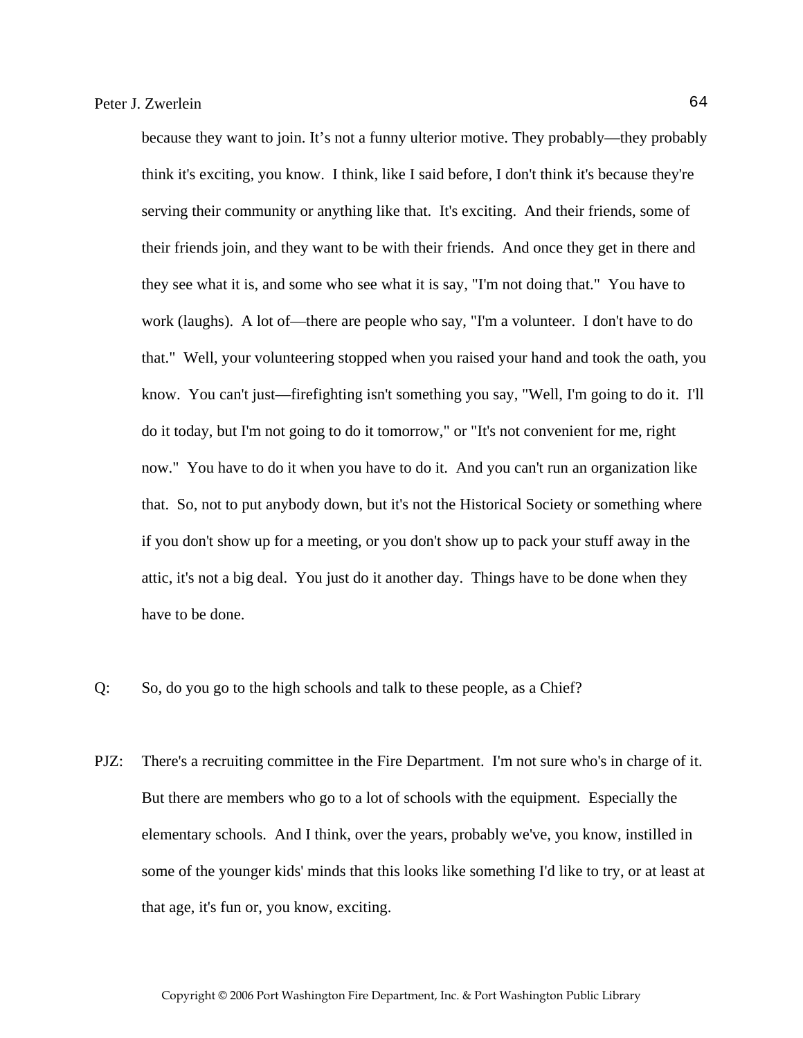because they want to join. It's not a funny ulterior motive. They probably—they probably think it's exciting, you know. I think, like I said before, I don't think it's because they're serving their community or anything like that. It's exciting. And their friends, some of their friends join, and they want to be with their friends. And once they get in there and they see what it is, and some who see what it is say, "I'm not doing that." You have to work (laughs). A lot of—there are people who say, "I'm a volunteer. I don't have to do that." Well, your volunteering stopped when you raised your hand and took the oath, you know. You can't just—firefighting isn't something you say, "Well, I'm going to do it. I'll do it today, but I'm not going to do it tomorrow," or "It's not convenient for me, right now." You have to do it when you have to do it. And you can't run an organization like that. So, not to put anybody down, but it's not the Historical Society or something where if you don't show up for a meeting, or you don't show up to pack your stuff away in the attic, it's not a big deal. You just do it another day. Things have to be done when they have to be done.

Q: So, do you go to the high schools and talk to these people, as a Chief?

PJZ: There's a recruiting committee in the Fire Department. I'm not sure who's in charge of it. But there are members who go to a lot of schools with the equipment. Especially the elementary schools. And I think, over the years, probably we've, you know, instilled in some of the younger kids' minds that this looks like something I'd like to try, or at least at that age, it's fun or, you know, exciting.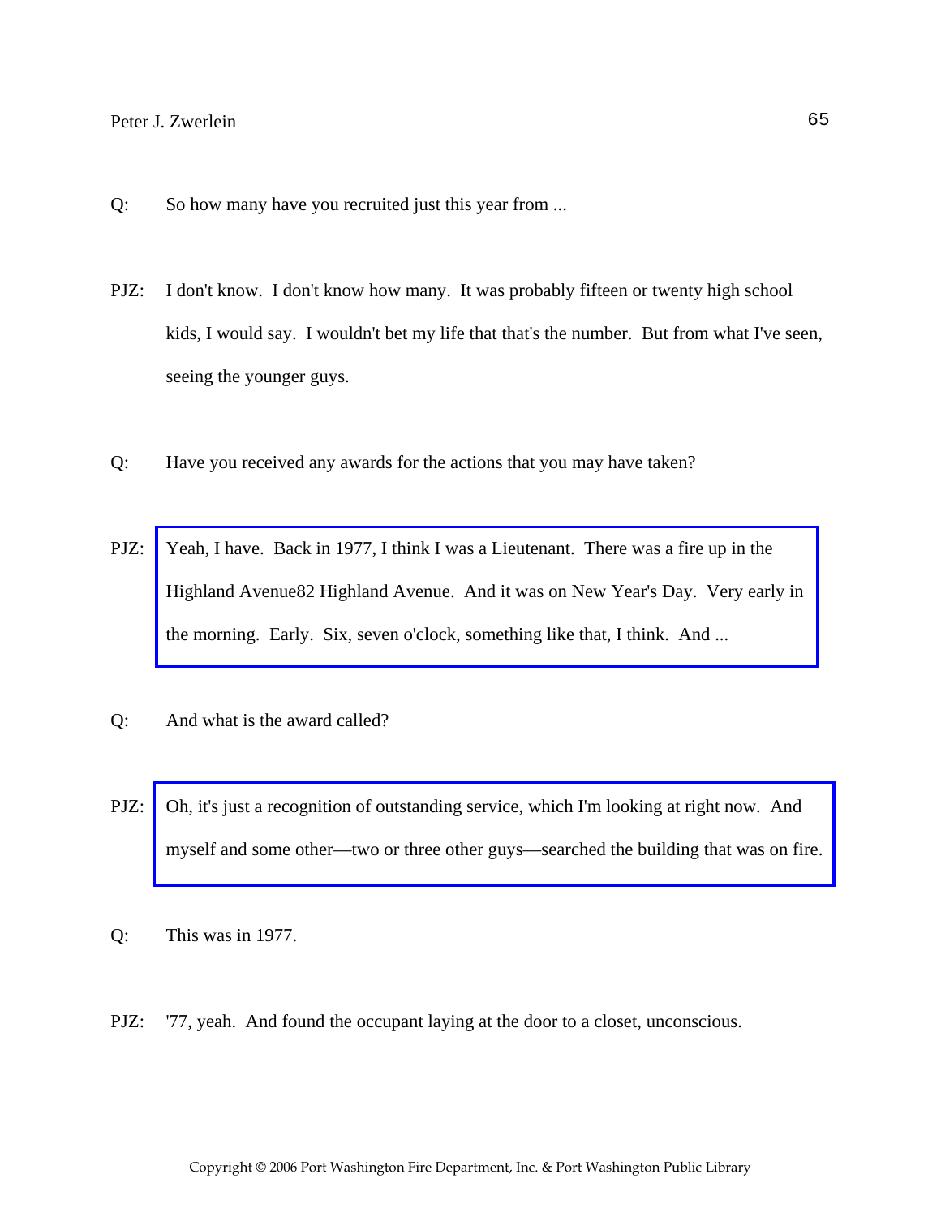Q: So how many have you recruited just this year from ...

PJZ: I don't know. I don't know how many. It was probably fifteen or twenty high school kids, I would say. I wouldn't bet my life that that's the number. But from what I've seen, seeing the younger guys.

Q: Have you received any awards for the actions that you may have taken?

PJZ: Yeah, I have. Back in 1977, I think I was a Lieutenant. There was a fire up in the Highland Avenue82 Highland Avenue. And it was on New Year's Day. Very early in the morning. Early. Six, seven o'clock, something like that, I think. And ...

Q: And what is the award called?

PJZ: Oh, it's just a recognition of outstanding service, which I'm looking at right now. And myself and some other—two or three other guys—searched the building that was on fire.

Q: This was in 1977.

PJZ: '77, yeah. And found the occupant laying at the door to a closet, unconscious.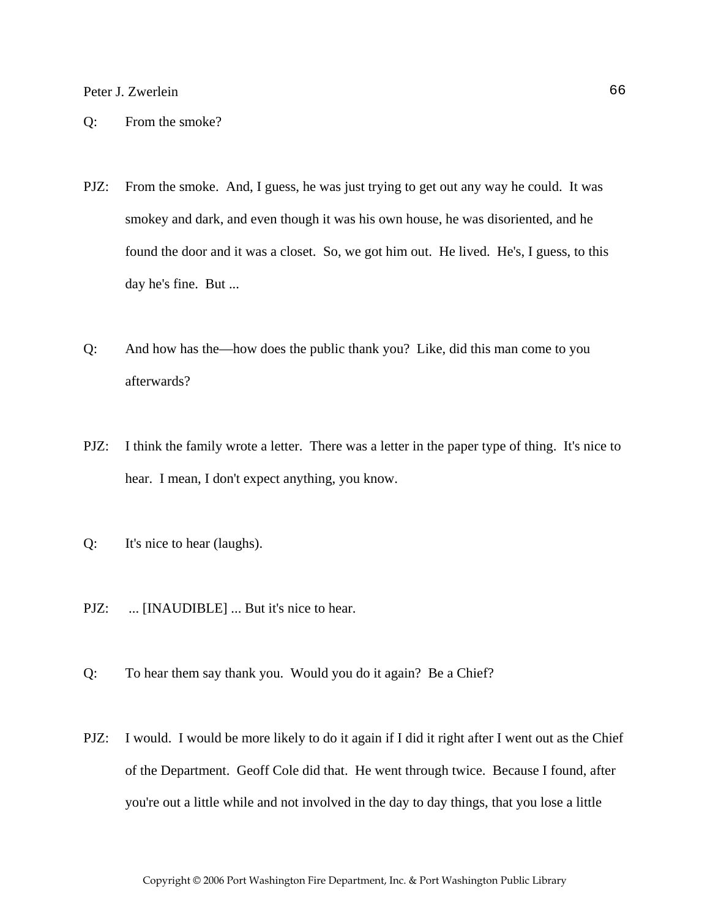Q: From the smoke?

PJZ: From the smoke. And, I guess, he was just trying to get out any way he could. It was smokey and dark, and even though it was his own house, he was disoriented, and he found the door and it was a closet. So, we got him out. He lived. He's, I guess, to this day he's fine. But ...

Q: And how has the—how does the public thank you? Like, did this man come to you afterwards?

PJZ: I think the family wrote a letter. There was a letter in the paper type of thing. It's nice to hear. I mean, I don't expect anything, you know.

Q: It's nice to hear (laughs).

PJZ: ... [INAUDIBLE] ... But it's nice to hear.

Q: To hear them say thank you. Would you do it again? Be a Chief?

PJZ: I would. I would be more likely to do it again if I did it right after I went out as the Chief of the Department. Geoff Cole did that. He went through twice. Because I found, after you're out a little while and not involved in the day to day things, that you lose a little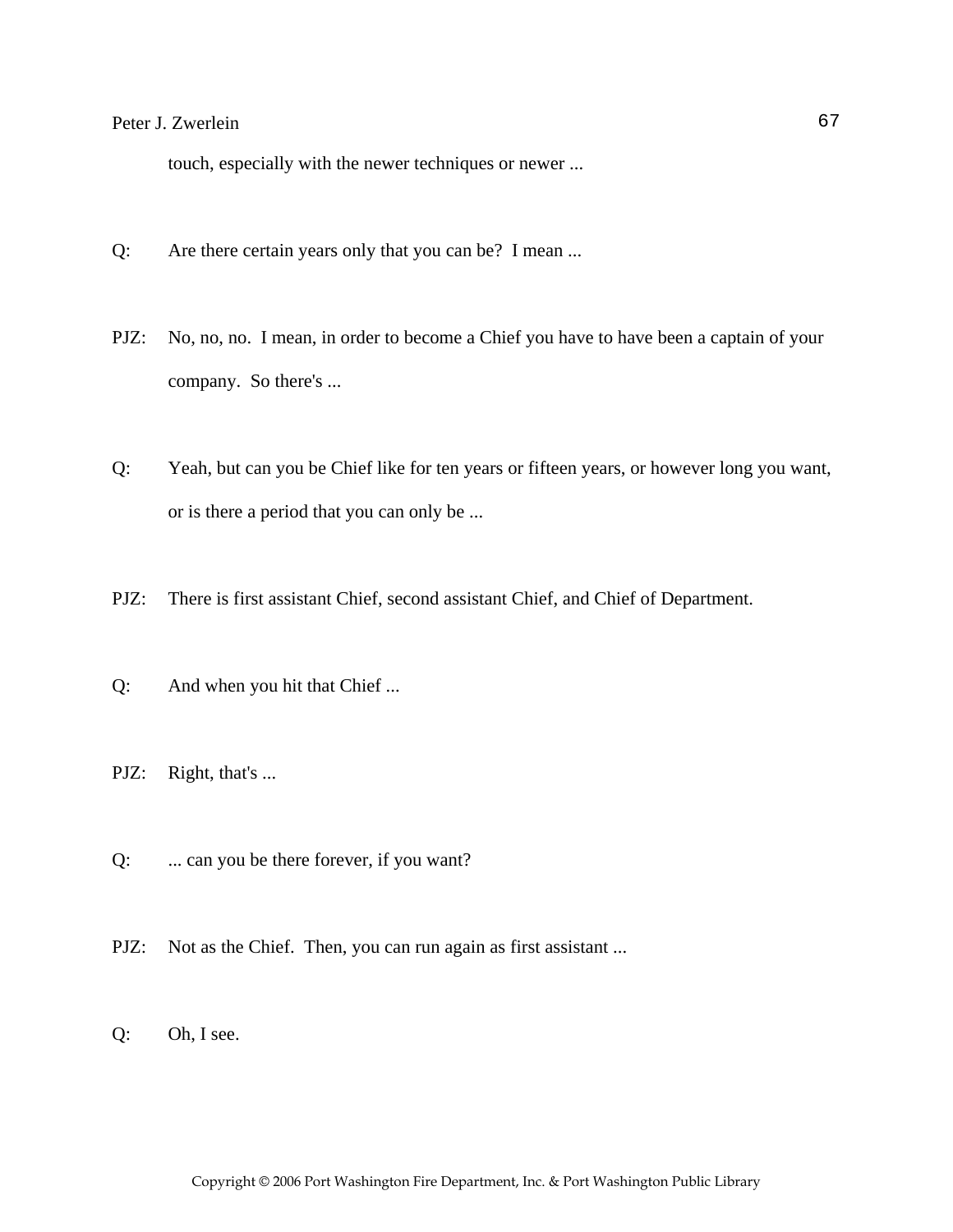touch, especially with the newer techniques or newer ...

Q: Are there certain years only that you can be? I mean ...

PJZ: No, no, no. I mean, in order to become a Chief you have to have been a captain of your company. So there's ...

Q: Yeah, but can you be Chief like for ten years or fifteen years, or however long you want, or is there a period that you can only be ...

PJZ: There is first assistant Chief, second assistant Chief, and Chief of Department.

Q: And when you hit that Chief ...

PJZ: Right, that's ...

Q: ... can you be there forever, if you want?

PJZ: Not as the Chief. Then, you can run again as first assistant ...

Q: Oh, I see.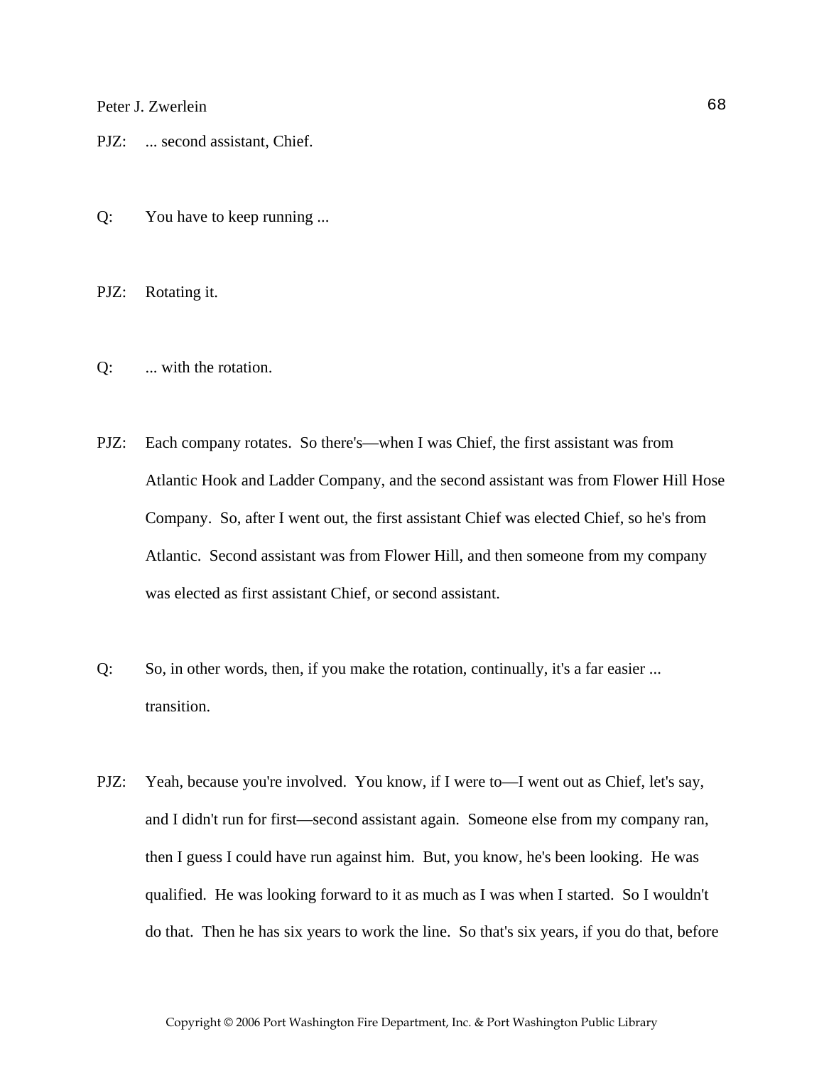PJZ: ... second assistant, Chief.

Q: You have to keep running ...

PJZ: Rotating it.

Q: ... with the rotation.

PJZ: Each company rotates. So there's—when I was Chief, the first assistant was from Atlantic Hook and Ladder Company, and the second assistant was from Flower Hill Hose Company. So, after I went out, the first assistant Chief was elected Chief, so he's from Atlantic. Second assistant was from Flower Hill, and then someone from my company was elected as first assistant Chief, or second assistant.

Q: So, in other words, then, if you make the rotation, continually, it's a far easier ... transition.

PJZ: Yeah, because you're involved. You know, if I were to—I went out as Chief, let's say, and I didn't run for first—second assistant again. Someone else from my company ran, then I guess I could have run against him. But, you know, he's been looking. He was qualified. He was looking forward to it as much as I was when I started. So I wouldn't do that. Then he has six years to work the line. So that's six years, if you do that, before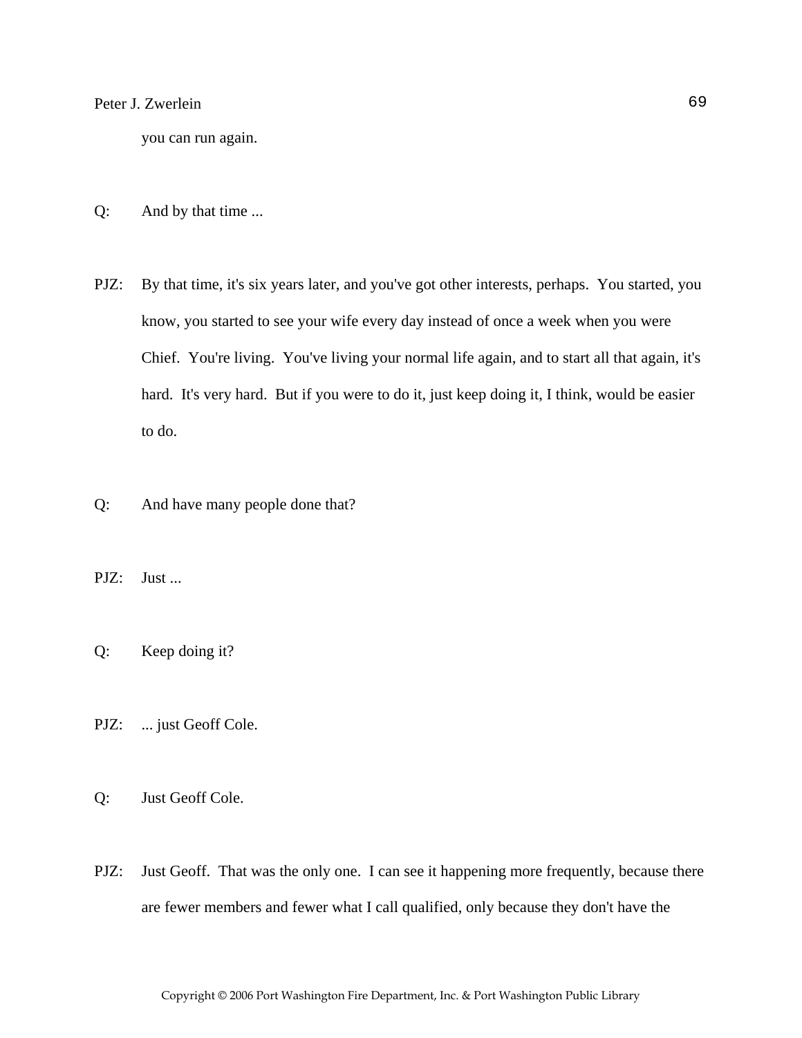you can run again.

Q: And by that time ...

PJZ: By that time, it's six years later, and you've got other interests, perhaps. You started, you know, you started to see your wife every day instead of once a week when you were Chief. You're living. You've living your normal life again, and to start all that again, it's hard. It's very hard. But if you were to do it, just keep doing it, I think, would be easier to do.

Q: And have many people done that?

PJZ: Just ...

Q: Keep doing it?

PJZ: ... just Geoff Cole.

Q: Just Geoff Cole.

PJZ: Just Geoff. That was the only one. I can see it happening more frequently, because there are fewer members and fewer what I call qualified, only because they don't have the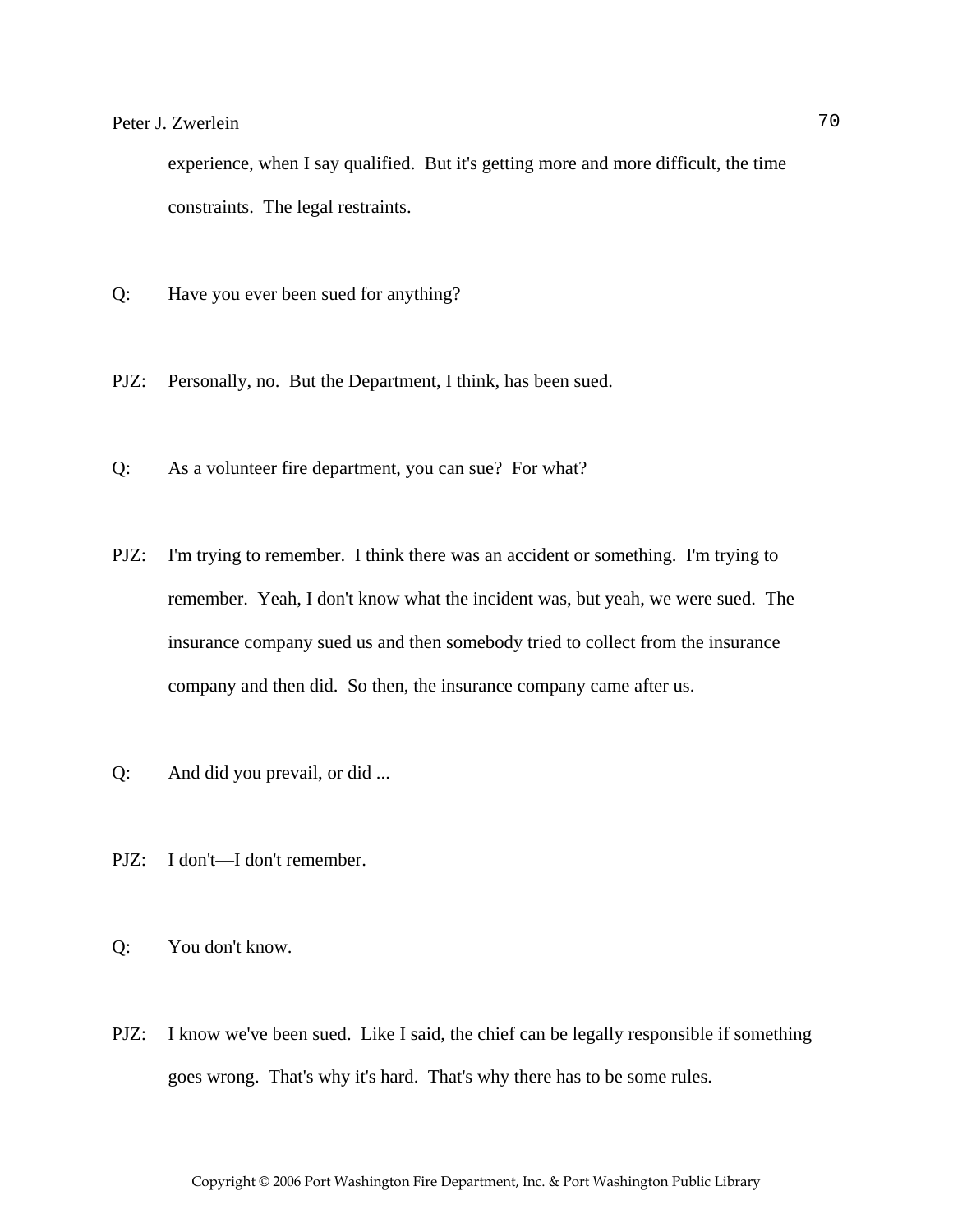experience, when I say qualified. But it's getting more and more difficult, the time constraints. The legal restraints.

Q: Have you ever been sued for anything?

PJZ: Personally, no. But the Department, I think, has been sued.

Q: As a volunteer fire department, you can sue? For what?

PJZ: I'm trying to remember. I think there was an accident or something. I'm trying to remember. Yeah, I don't know what the incident was, but yeah, we were sued. The insurance company sued us and then somebody tried to collect from the insurance company and then did. So then, the insurance company came after us.

Q: And did you prevail, or did ...

PJZ: I don't—I don't remember.

Q: You don't know.

PJZ: I know we've been sued. Like I said, the chief can be legally responsible if something goes wrong. That's why it's hard. That's why there has to be some rules.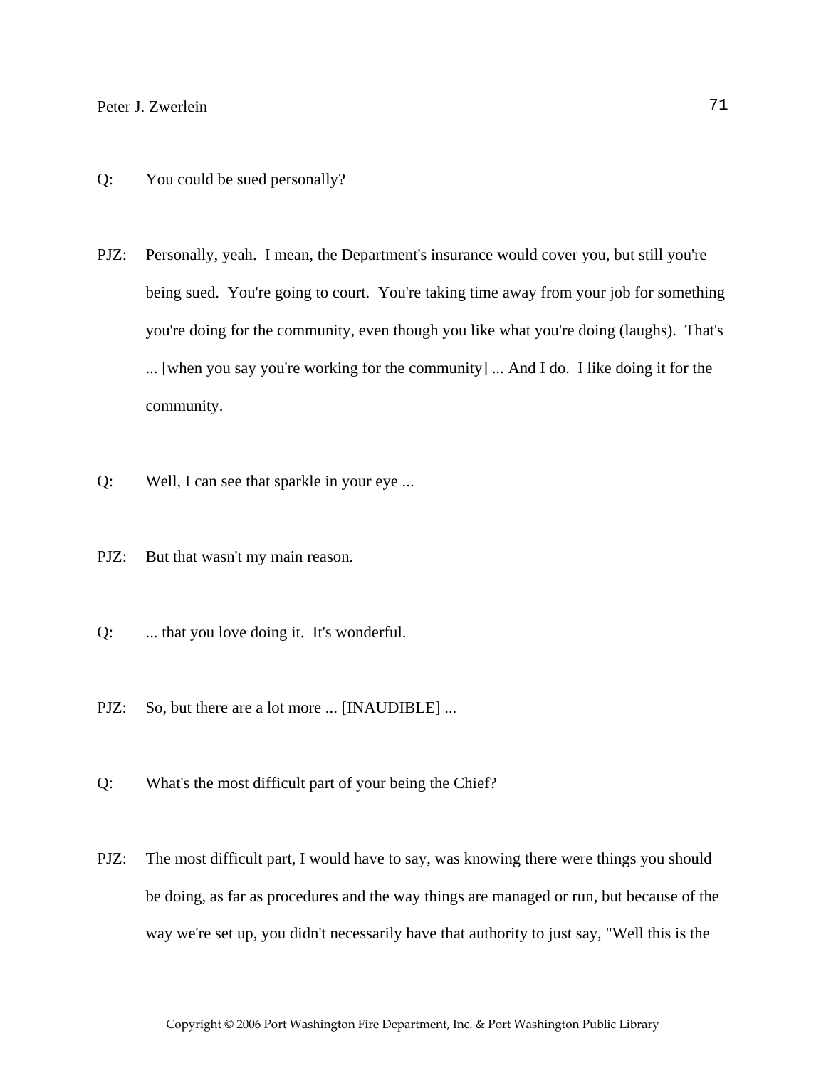Q: You could be sued personally?

PJZ: Personally, yeah. I mean, the Department's insurance would cover you, but still you're being sued. You're going to court. You're taking time away from your job for something you're doing for the community, even though you like what you're doing (laughs). That's ... [when you say you're working for the community] ... And I do. I like doing it for the community.

Q: Well, I can see that sparkle in your eye ...

PJZ: But that wasn't my main reason.

Q: ... that you love doing it. It's wonderful.

PJZ: So, but there are a lot more ... [INAUDIBLE] ...

Q: What's the most difficult part of your being the Chief?

PJZ: The most difficult part, I would have to say, was knowing there were things you should be doing, as far as procedures and the way things are managed or run, but because of the way we're set up, you didn't necessarily have that authority to just say, "Well this is the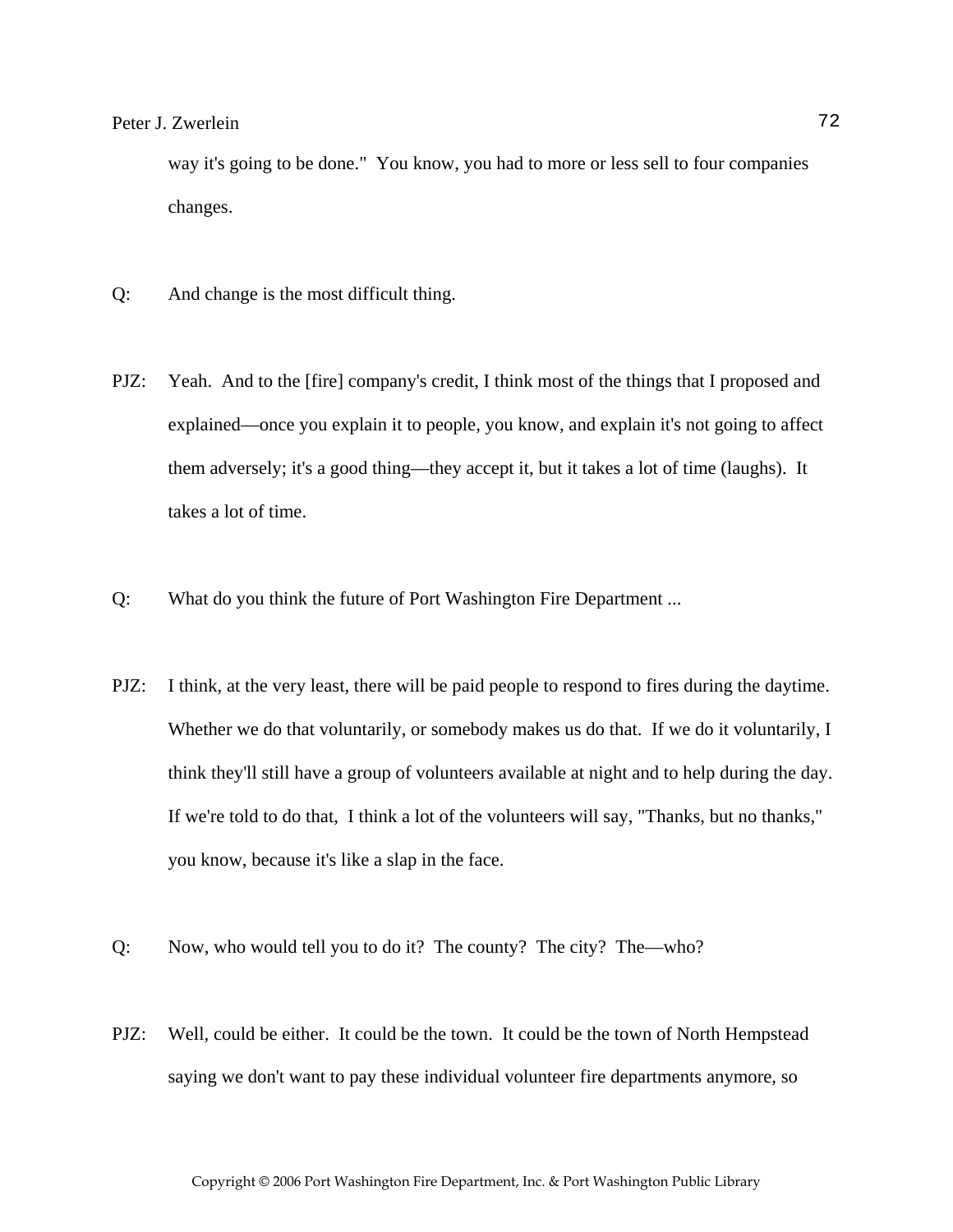way it's going to be done." You know, you had to more or less sell to four companies changes.

Q: And change is the most difficult thing.

PJZ: Yeah. And to the [fire] company's credit, I think most of the things that I proposed and explained—once you explain it to people, you know, and explain it's not going to affect them adversely; it's a good thing—they accept it, but it takes a lot of time (laughs). It takes a lot of time.

Q: What do you think the future of Port Washington Fire Department ...

PJZ: I think, at the very least, there will be paid people to respond to fires during the daytime. Whether we do that voluntarily, or somebody makes us do that. If we do it voluntarily, I think they'll still have a group of volunteers available at night and to help during the day. If we're told to do that, I think a lot of the volunteers will say, "Thanks, but no thanks," you know, because it's like a slap in the face.

Q: Now, who would tell you to do it? The county? The city? The—who?

PJZ: Well, could be either. It could be the town. It could be the town of North Hempstead saying we don't want to pay these individual volunteer fire departments anymore, so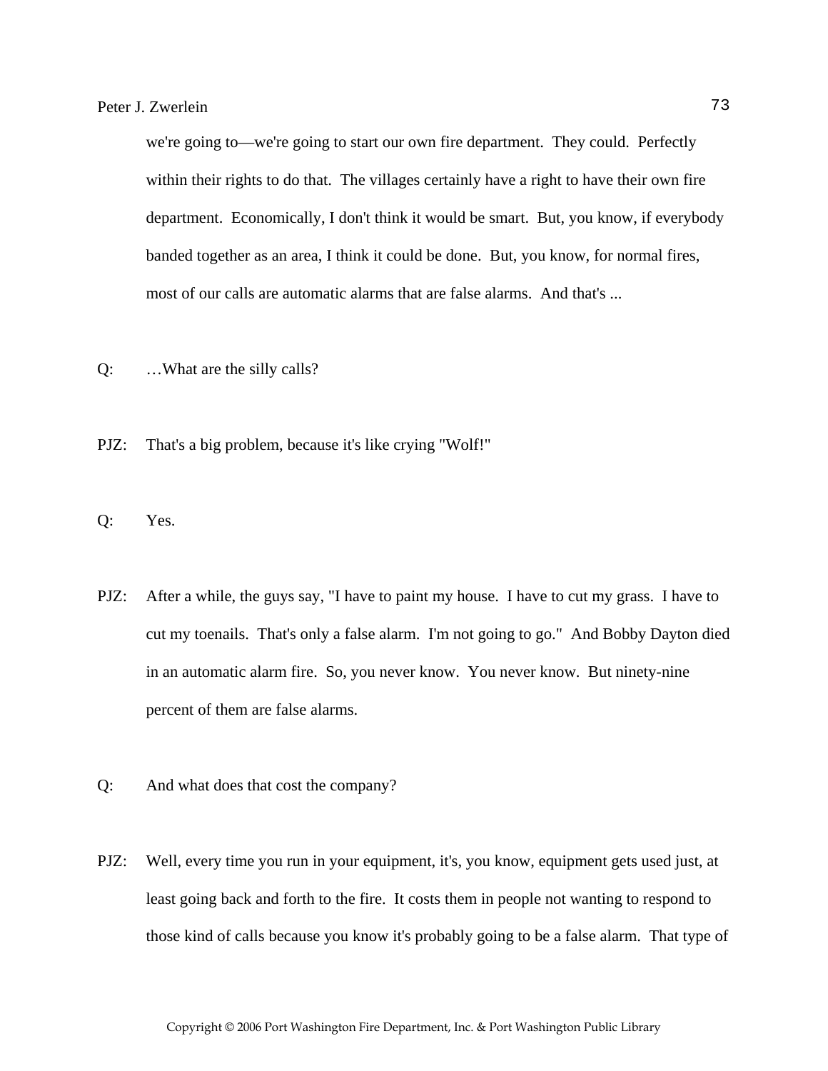we're going to—we're going to start our own fire department. They could. Perfectly within their rights to do that. The villages certainly have a right to have their own fire department. Economically, I don't think it would be smart. But, you know, if everybody banded together as an area, I think it could be done. But, you know, for normal fires, most of our calls are automatic alarms that are false alarms. And that's ...

Q: …What are the silly calls?

PJZ: That's a big problem, because it's like crying "Wolf!"

Q: Yes.

PJZ: After a while, the guys say, "I have to paint my house. I have to cut my grass. I have to cut my toenails. That's only a false alarm. I'm not going to go." And Bobby Dayton died in an automatic alarm fire. So, you never know. You never know. But ninety-nine percent of them are false alarms.

Q: And what does that cost the company?

PJZ: Well, every time you run in your equipment, it's, you know, equipment gets used just, at least going back and forth to the fire. It costs them in people not wanting to respond to those kind of calls because you know it's probably going to be a false alarm. That type of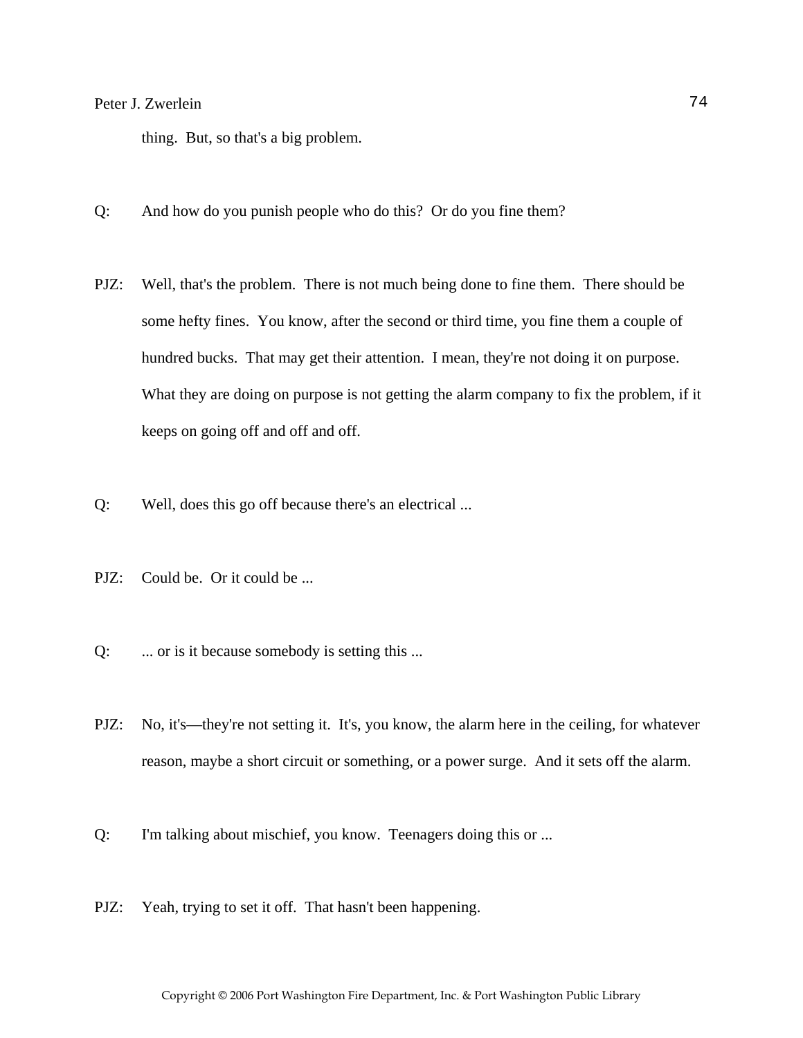thing. But, so that's a big problem.

Q: And how do you punish people who do this? Or do you fine them?

PJZ: Well, that's the problem. There is not much being done to fine them. There should be some hefty fines. You know, after the second or third time, you fine them a couple of hundred bucks. That may get their attention. I mean, they're not doing it on purpose. What they are doing on purpose is not getting the alarm company to fix the problem, if it keeps on going off and off and off.

Q: Well, does this go off because there's an electrical ...

PJZ: Could be. Or it could be ...

Q: ... or is it because somebody is setting this ...

PJZ: No, it's—they're not setting it. It's, you know, the alarm here in the ceiling, for whatever reason, maybe a short circuit or something, or a power surge. And it sets off the alarm.

Q: I'm talking about mischief, you know. Teenagers doing this or ...

PJZ: Yeah, trying to set it off. That hasn't been happening.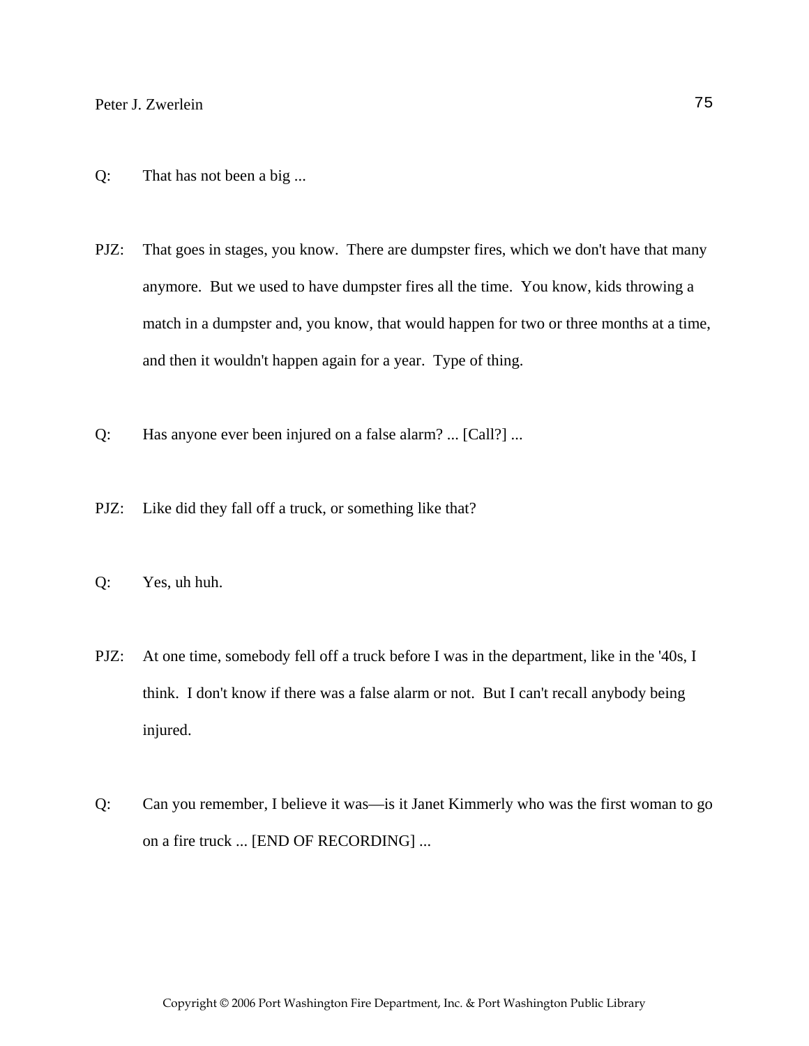Q: That has not been a big ...

PJZ: That goes in stages, you know. There are dumpster fires, which we don't have that many anymore. But we used to have dumpster fires all the time. You know, kids throwing a match in a dumpster and, you know, that would happen for two or three months at a time, and then it wouldn't happen again for a year. Type of thing.

Q: Has anyone ever been injured on a false alarm? ... [Call?] ...

PJZ: Like did they fall off a truck, or something like that?

Q: Yes, uh huh.

PJZ: At one time, somebody fell off a truck before I was in the department, like in the '40s, I think. I don't know if there was a false alarm or not. But I can't recall anybody being injured.

Q: Can you remember, I believe it was—is it Janet Kimmerly who was the first woman to go on a fire truck ... [END OF RECORDING] ...